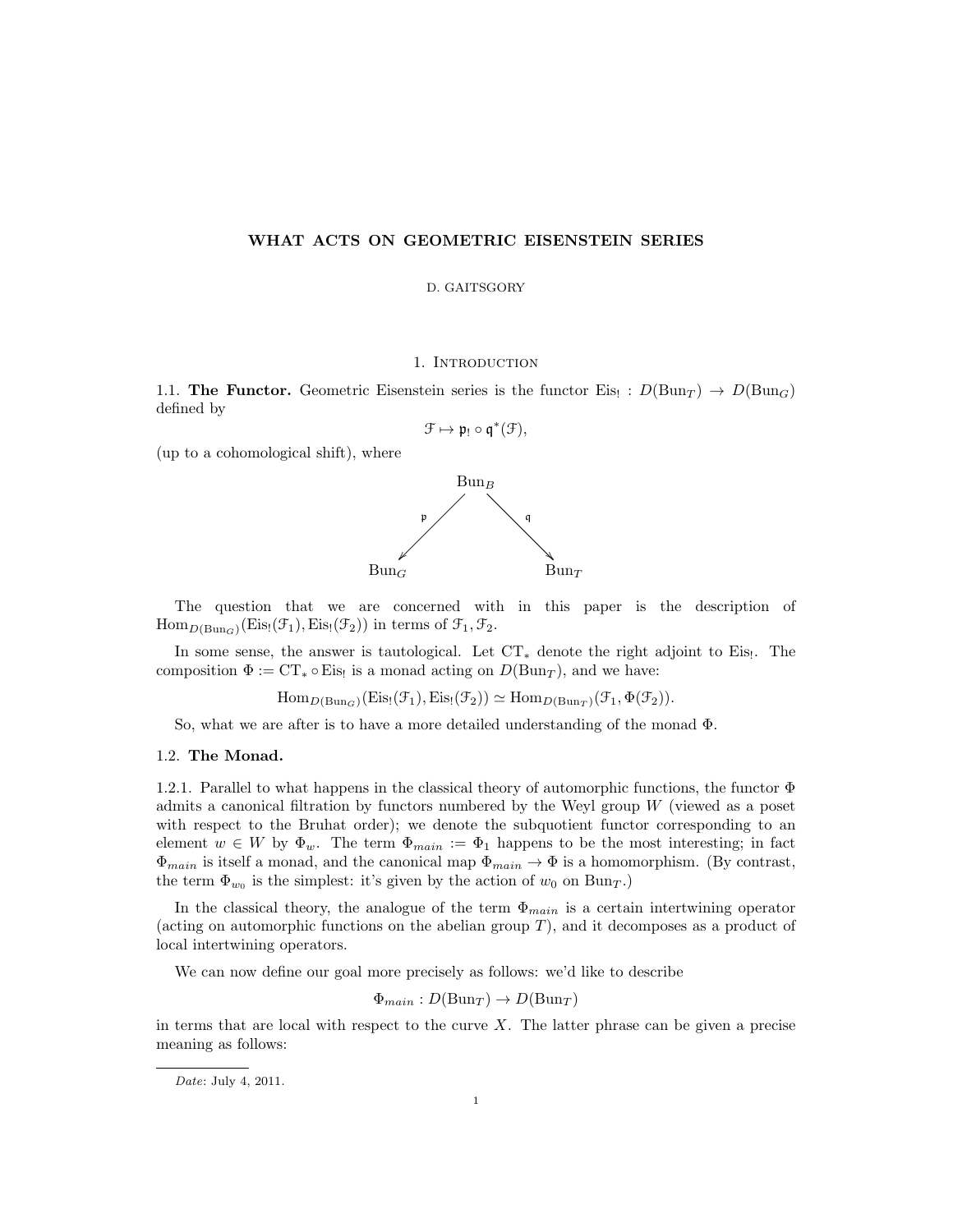# WHAT ACTS ON GEOMETRIC EISENSTEIN SERIES

D. GAITSGORY

## 1. Introduction

**1.1. The Functor.** Geometric Eisenstein series is the functor $\mathrm{Eis}_! : D(\mathrm{Bun}_T) \to D(\mathrm{Bun}_G)$ defined by

$$\mathcal{F} \mapsto \mathfrak{p}_! \circ \mathfrak{q}^*(\mathcal{F}),$$

(up to a cohomological shift), where

$$\begin{array}{ccccc} & & \mathrm{Bun}_B & & \\ & \swarrow^{\mathfrak{p}} & & \searrow^{\mathfrak{q}} & \\ \mathrm{Bun}_G & & & & \mathrm{Bun}_T \end{array}$$

The question that we are concerned with in this paper is the description of $\mathrm{Hom}_{D(\mathrm{Bun}_G)}(\mathrm{Eis}_!(\mathcal{F}_1), \mathrm{Eis}_!(\mathcal{F}_2))$ in terms of $\mathcal{F}_1, \mathcal{F}_2$.

In some sense, the answer is tautological. Let $\mathrm{CT}_*$ denote the right adjoint to $\mathrm{Eis}_!$. The composition $\Phi := \mathrm{CT}_* \circ \mathrm{Eis}_!$ is a monad acting on $D(\mathrm{Bun}_T)$, and we have:

$$\mathrm{Hom}_{D(\mathrm{Bun}_G)}(\mathrm{Eis}_!(\mathcal{F}_1), \mathrm{Eis}_!(\mathcal{F}_2)) \simeq \mathrm{Hom}_{D(\mathrm{Bun}_T)}(\mathcal{F}_1, \Phi(\mathcal{F}_2)).$$

So, what we are after is to have a more detailed understanding of the monad $\Phi$.

**1.2. The Monad.**

1.2.1. Parallel to what happens in the classical theory of automorphic functions, the functor $\Phi$ admits a canonical filtration by functors numbered by the Weyl group $W$ (viewed as a poset with respect to the Bruhat order); we denote the subquotient functor corresponding to an element $w \in W$ by $\Phi_w$. The term $\Phi_{main} := \Phi_1$ happens to be the most interesting; in fact $\Phi_{main}$ is itself a monad, and the canonical map $\Phi_{main} \to \Phi$ is a homomorphism. (By contrast, the term $\Phi_{w_0}$ is the simplest: it's given by the action of $w_0$ on $\mathrm{Bun}_T$.)

In the classical theory, the analogue of the term $\Phi_{main}$ is a certain intertwining operator (acting on automorphic functions on the abelian group $T$), and it decomposes as a product of local intertwining operators.

We can now define our goal more precisely as follows: we'd like to describe

$$\Phi_{main} : D(\mathrm{Bun}_T) \to D(\mathrm{Bun}_T)$$

in terms that are local with respect to the curve $X$. The latter phrase can be given a precise meaning as follows:

*Date*: July 4, 2011.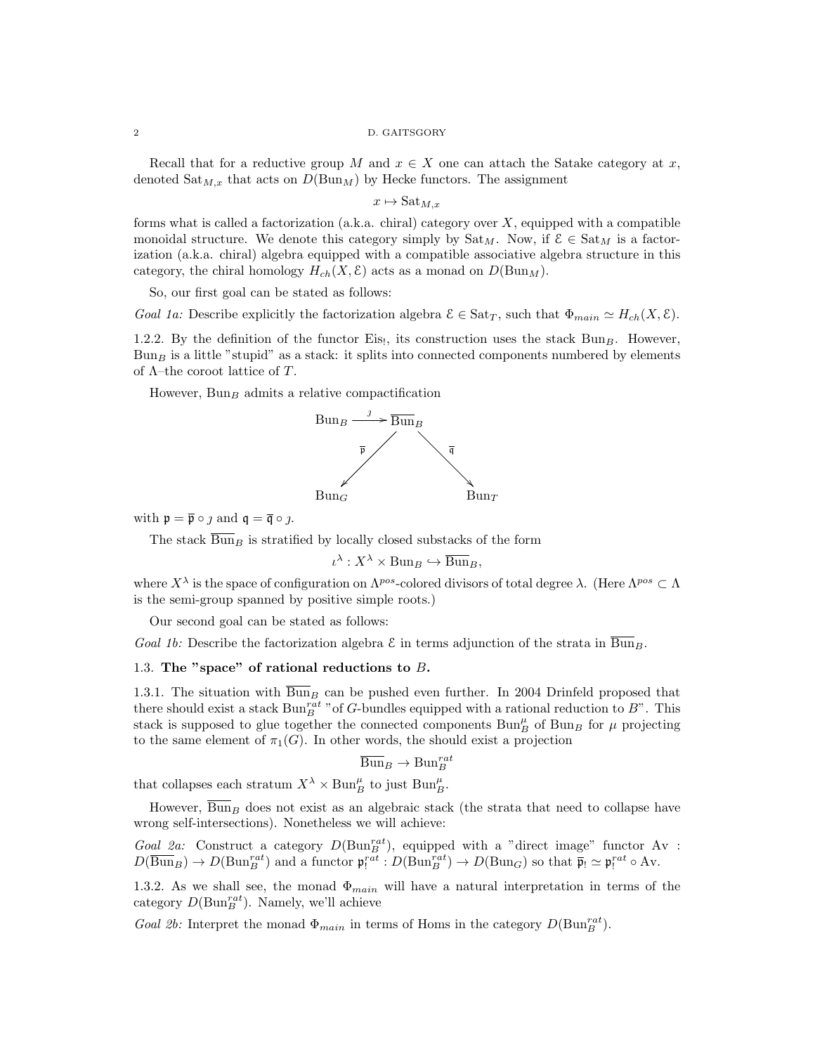Recall that for a reductive group $M$ and $x \in X$ one can attach the Satake category at $x$, denoted $\mathrm{Sat}_{M,x}$ that acts on $D(\mathrm{Bun}_M)$ by Hecke functors. The assignment

$$x \mapsto \mathrm{Sat}_{M,x}$$

forms what is called a factorization (a.k.a. chiral) category over $X$, equipped with a compatible monoidal structure. We denote this category simply by $\mathrm{Sat}_M$. Now, if $\mathcal{E} \in \mathrm{Sat}_M$ is a factorization (a.k.a. chiral) algebra equipped with a compatible associative algebra structure in this category, the chiral homology $H_{ch}(X, \mathcal{E})$ acts as a monad on $D(\mathrm{Bun}_M)$.

So, our first goal can be stated as follows:

*Goal 1a:* Describe explicitly the factorization algebra $\mathcal{E} \in \mathrm{Sat}_T$, such that $\Phi_{main} \simeq H_{ch}(X, \mathcal{E})$.

1.2.2. By the definition of the functor $\mathrm{Eis}_!$, its construction uses the stack $\mathrm{Bun}_B$. However, $\mathrm{Bun}_B$ is a little "stupid" as a stack: it splits into connected components numbered by elements of $\Lambda$–the coroot lattice of $T$.

However, $\mathrm{Bun}_B$ admits a relative compactification

$$\begin{array}{ccccc} \mathrm{Bun}_B & \xrightarrow{\jmath} & \overline{\mathrm{Bun}}_B & & \\ & \overline{\mathfrak{p}} \swarrow & & \searrow \overline{\mathfrak{q}} & \\ \mathrm{Bun}_G & & & & \mathrm{Bun}_T \end{array}$$

with $\mathfrak{p} = \overline{\mathfrak{p}} \circ \jmath$ and $\mathfrak{q} = \overline{\mathfrak{q}} \circ \jmath$.

The stack $\overline{\mathrm{Bun}}_B$ is stratified by locally closed substacks of the form

$$\iota^\lambda : X^\lambda \times \mathrm{Bun}_B \hookrightarrow \overline{\mathrm{Bun}}_B,$$

where $X^\lambda$ is the space of configuration on $\Lambda^{pos}$-colored divisors of total degree $\lambda$. (Here $\Lambda^{pos} \subset \Lambda$ is the semi-group spanned by positive simple roots.)

Our second goal can be stated as follows:

*Goal 1b:* Describe the factorization algebra $\mathcal{E}$ in terms adjunction of the strata in $\overline{\mathrm{Bun}}_B$.

### 1.3. The "space" of rational reductions to $B$.

1.3.1. The situation with $\overline{\mathrm{Bun}}_B$ can be pushed even further. In 2004 Drinfeld proposed that there should exist a stack $\mathrm{Bun}_B^{rat}$ "of $G$-bundles equipped with a rational reduction to $B$". This stack is supposed to glue together the connected components $\mathrm{Bun}_B^\mu$ of $\mathrm{Bun}_B$ for $\mu$ projecting to the same element of $\pi_1(G)$. In other words, the should exist a projection

$$\overline{\mathrm{Bun}}_B \to \mathrm{Bun}_B^{rat}$$

that collapses each stratum $X^\lambda \times \mathrm{Bun}_B^\mu$ to just $\mathrm{Bun}_B^\mu$.

However, $\overline{\mathrm{Bun}}_B$ does not exist as an algebraic stack (the strata that need to collapse have wrong self-intersections). Nonetheless we will achieve:

*Goal 2a:* Construct a category $D(\mathrm{Bun}_B^{rat})$, equipped with a "direct image" functor $\mathrm{Av} : D(\overline{\mathrm{Bun}}_B) \to D(\mathrm{Bun}_B^{rat})$ and a functor $\mathfrak{p}_!^{rat} : D(\mathrm{Bun}_B^{rat}) \to D(\mathrm{Bun}_G)$ so that $\overline{\mathfrak{p}}_! \simeq \mathfrak{p}_!^{rat} \circ \mathrm{Av}$.

1.3.2. As we shall see, the monad $\Phi_{main}$ will have a natural interpretation in terms of the category $D(\mathrm{Bun}_B^{rat})$. Namely, we'll achieve

*Goal 2b:* Interpret the monad $\Phi_{main}$ in terms of Homs in the category $D(\mathrm{Bun}_B^{rat})$.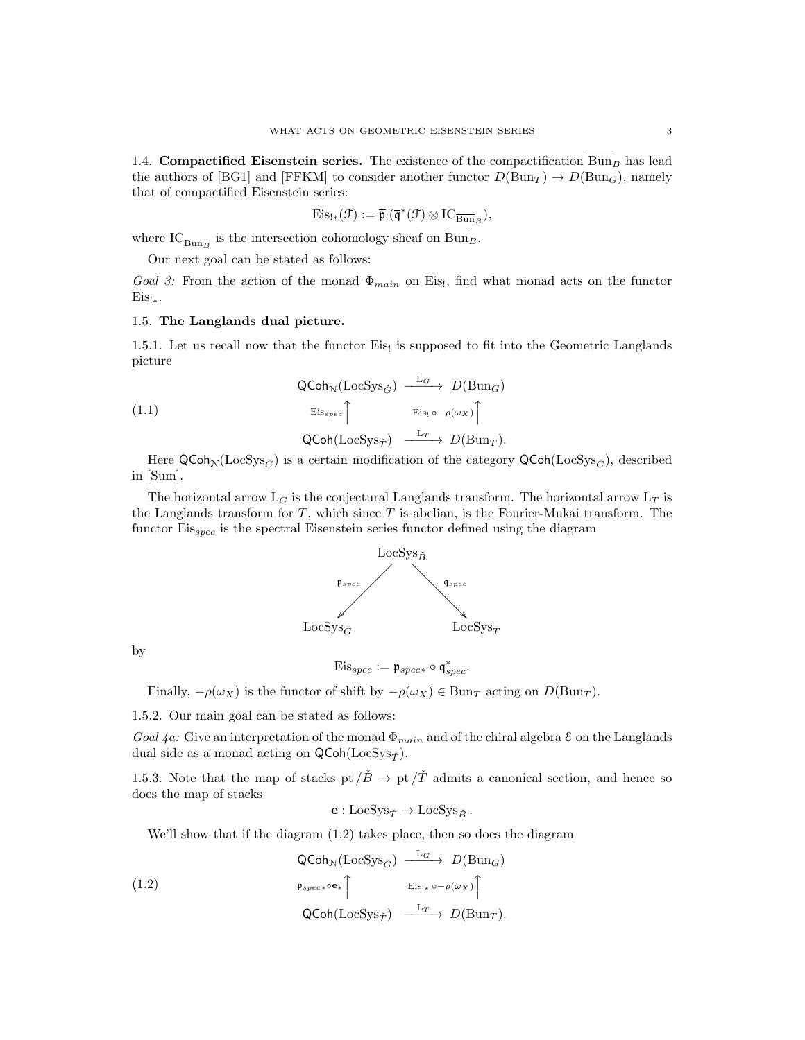### 1.4. Compactified Eisenstein series.

The existence of the compactification $\overline{\mathrm{Bun}}_B$ has lead the authors of [BG1] and [FFKM] to consider another functor $D(\mathrm{Bun}_T) \to D(\mathrm{Bun}_G)$, namely that of compactified Eisenstein series:

$$\mathrm{Eis}_{!*}(\mathcal{F}) := \overline{\mathfrak{p}}_!(\overline{\mathfrak{q}}^*(\mathcal{F}) \otimes \mathrm{IC}_{\overline{\mathrm{Bun}}_B}),$$

where $\mathrm{IC}_{\overline{\mathrm{Bun}}_B}$ is the intersection cohomology sheaf on $\overline{\mathrm{Bun}}_B$.

Our next goal can be stated as follows:

*Goal 3:* From the action of the monad $\Phi_{main}$ on $\mathrm{Eis}_!$, find what monad acts on the functor $\mathrm{Eis}_{!*}$.

### 1.5. The Langlands dual picture.

1.5.1. Let us recall now that the functor $\mathrm{Eis}_!$ is supposed to fit into the Geometric Langlands picture

$$\begin{array}{ccc} \mathsf{QCoh}_{\mathcal{N}}(\mathrm{LocSys}_{\check{G}}) & \xrightarrow{\mathrm{L}_G} & D(\mathrm{Bun}_G) \\ {\scriptstyle \mathrm{Eis}_{spec}}\uparrow & & \uparrow{\scriptstyle \mathrm{Eis}_! \circ -\rho(\omega_X)} \\ \mathsf{QCoh}(\mathrm{LocSys}_{\check{T}}) & \xrightarrow{\mathrm{L}_T} & D(\mathrm{Bun}_T). \end{array} \tag{1.1}$$

Here $\mathsf{QCoh}_{\mathcal{N}}(\mathrm{LocSys}_{\check{G}})$ is a certain modification of the category $\mathsf{QCoh}(\mathrm{LocSys}_{\check{G}})$, described in [Sum].

The horizontal arrow $\mathrm{L}_G$ is the conjectural Langlands transform. The horizontal arrow $\mathrm{L}_T$ is the Langlands transform for $T$, which since $T$ is abelian, is the Fourier-Mukai transform. The functor $\mathrm{Eis}_{spec}$ is the spectral Eisenstein series functor defined using the diagram

$$\begin{array}{ccccc} & & \mathrm{LocSys}_{\check{B}} & & \\ & \swarrow^{\mathfrak{p}_{spec}} & & \searrow^{\mathfrak{q}_{spec}} & \\ \mathrm{LocSys}_{\check{G}} & & & & \mathrm{LocSys}_{\check{T}} \end{array}$$

by

$$\mathrm{Eis}_{spec} := \mathfrak{p}_{spec*} \circ \mathfrak{q}_{spec}^*.$$

Finally, $-\rho(\omega_X)$ is the functor of shift by $-\rho(\omega_X) \in \mathrm{Bun}_T$ acting on $D(\mathrm{Bun}_T)$.

1.5.2. Our main goal can be stated as follows:

*Goal 4a:* Give an interpretation of the monad $\Phi_{main}$ and of the chiral algebra $\mathcal{E}$ on the Langlands dual side as a monad acting on $\mathsf{QCoh}(\mathrm{LocSys}_{\check{T}})$.

1.5.3. Note that the map of stacks $\mathrm{pt}/\check{B} \to \mathrm{pt}/\check{T}$ admits a canonical section, and hence so does the map of stacks

$$\mathbf{e} : \mathrm{LocSys}_{\check{T}} \to \mathrm{LocSys}_{\check{B}}.$$

We'll show that if the diagram (1.2) takes place, then so does the diagram

$$\begin{array}{ccc} \mathsf{QCoh}_{\mathcal{N}}(\mathrm{LocSys}_{\check{G}}) & \xrightarrow{\mathrm{L}_G} & D(\mathrm{Bun}_G) \\ {\scriptstyle \mathfrak{p}_{spec*} \circ \mathbf{e}_*}\uparrow & & \uparrow{\scriptstyle \mathrm{Eis}_{!*} \circ -\rho(\omega_X)} \\ \mathsf{QCoh}(\mathrm{LocSys}_{\check{T}}) & \xrightarrow{\mathrm{L}_T} & D(\mathrm{Bun}_T). \end{array} \tag{1.2}$$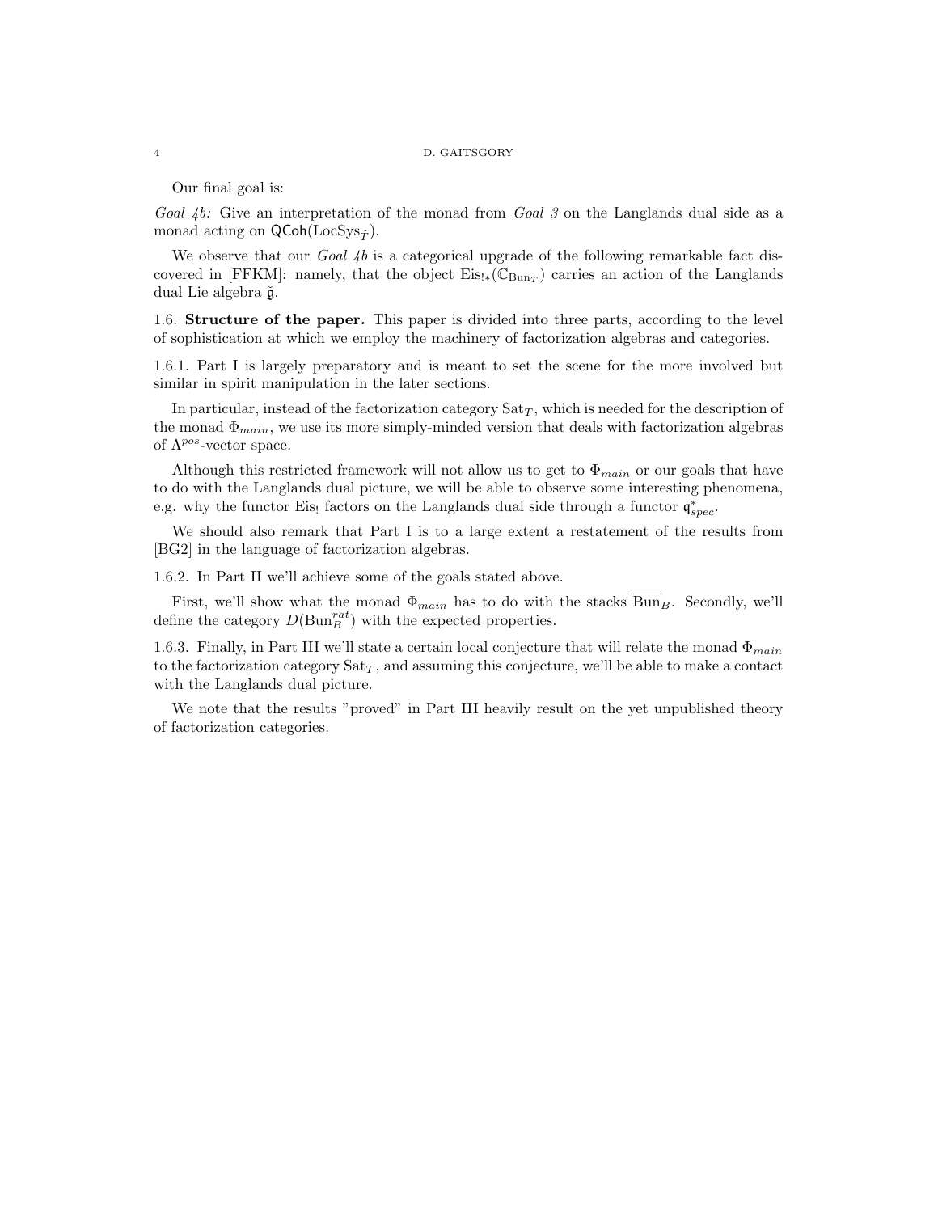Our final goal is:

*Goal 4b:* Give an interpretation of the monad from *Goal 3* on the Langlands dual side as a monad acting on $\mathsf{QCoh}(\mathrm{LocSys}_{\check{T}})$.

We observe that our *Goal 4b* is a categorical upgrade of the following remarkable fact discovered in [FFKM]: namely, that the object $\mathrm{Eis}_{!*}(\mathbb{C}_{\mathrm{Bun}_T})$ carries an action of the Langlands dual Lie algebra $\check{\mathfrak{g}}$.

1.6. **Structure of the paper.** This paper is divided into three parts, according to the level of sophistication at which we employ the machinery of factorization algebras and categories.

1.6.1. Part I is largely preparatory and is meant to set the scene for the more involved but similar in spirit manipulation in the later sections.

In particular, instead of the factorization category $\mathrm{Sat}_T$, which is needed for the description of the monad $\Phi_{main}$, we use its more simply-minded version that deals with factorization algebras of $\Lambda^{pos}$-vector space.

Although this restricted framework will not allow us to get to $\Phi_{main}$ or our goals that have to do with the Langlands dual picture, we will be able to observe some interesting phenomena, e.g. why the functor $\mathrm{Eis}_!$ factors on the Langlands dual side through a functor $\mathfrak{q}^*_{spec}$.

We should also remark that Part I is to a large extent a restatement of the results from [BG2] in the language of factorization algebras.

1.6.2. In Part II we'll achieve some of the goals stated above.

First, we'll show what the monad $\Phi_{main}$ has to do with the stacks $\overline{\mathrm{Bun}}_B$. Secondly, we'll define the category $D(\mathrm{Bun}_B^{rat})$ with the expected properties.

1.6.3. Finally, in Part III we'll state a certain local conjecture that will relate the monad $\Phi_{main}$ to the factorization category $\mathrm{Sat}_T$, and assuming this conjecture, we'll be able to make a contact with the Langlands dual picture.

We note that the results "proved" in Part III heavily result on the yet unpublished theory of factorization categories.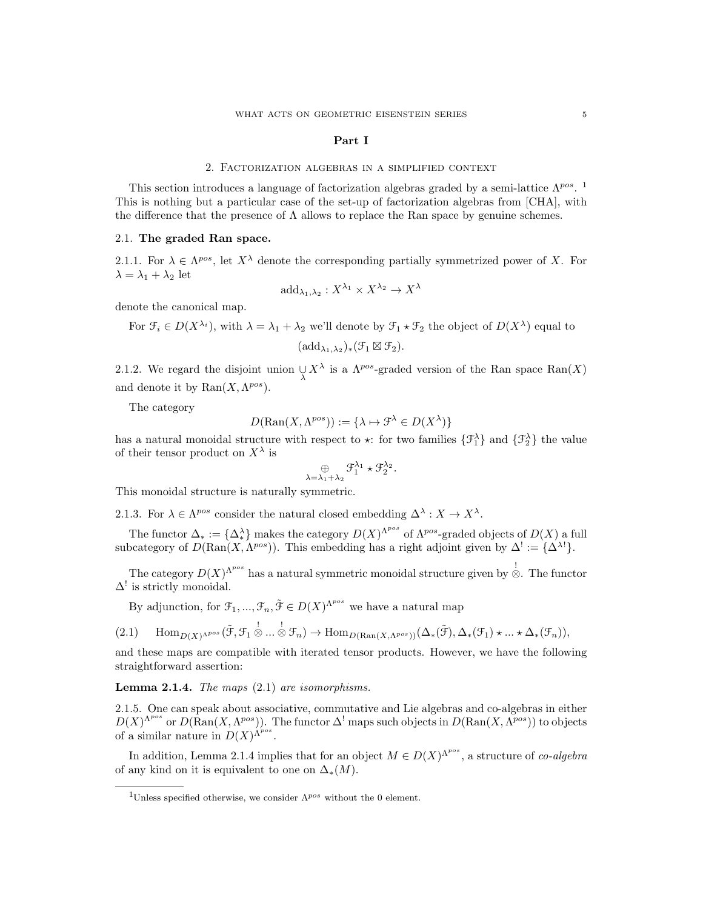# Part I

## 2. Factorization algebras in a simplified context

This section introduces a language of factorization algebras graded by a semi-lattice $\Lambda^{pos}$. [1] This is nothing but a particular case of the set-up of factorization algebras from [CHA], with the difference that the presence of $\Lambda$ allows to replace the Ran space by genuine schemes.

### 2.1. The graded Ran space.

2.1.1. For $\lambda \in \Lambda^{pos}$, let $X^\lambda$ denote the corresponding partially symmetrized power of $X$. For $\lambda = \lambda_1 + \lambda_2$ let

$$\text{add}_{\lambda_1,\lambda_2} : X^{\lambda_1} \times X^{\lambda_2} \to X^\lambda$$

denote the canonical map.

For $\mathcal{F}_i \in D(X^{\lambda_i})$, with $\lambda = \lambda_1 + \lambda_2$ we'll denote by $\mathcal{F}_1 \star \mathcal{F}_2$ the object of $D(X^\lambda)$ equal to

$$(\text{add}_{\lambda_1,\lambda_2})_*(\mathcal{F}_1 \boxtimes \mathcal{F}_2).$$

2.1.2. We regard the disjoint union $\underset{\lambda}{\cup} X^\lambda$ is a $\Lambda^{pos}$-graded version of the Ran space $\text{Ran}(X)$ and denote it by $\text{Ran}(X, \Lambda^{pos})$.

The category

$$D(\text{Ran}(X, \Lambda^{pos})) := \{\lambda \mapsto \mathcal{F}^\lambda \in D(X^\lambda)\}$$

has a natural monoidal structure with respect to $\star$: for two families $\{\mathcal{F}_1^\lambda\}$ and $\{\mathcal{F}_2^\lambda\}$ the value of their tensor product on $X^\lambda$ is

$$\underset{\lambda=\lambda_1+\lambda_2}{\oplus} \mathcal{F}_1^{\lambda_1} \star \mathcal{F}_2^{\lambda_2}.$$

This monoidal structure is naturally symmetric.

2.1.3. For $\lambda \in \Lambda^{pos}$ consider the natural closed embedding $\Delta^\lambda : X \to X^\lambda$.

The functor $\Delta_* := \{\Delta^\lambda_*\}$ makes the category $D(X)^{\Lambda^{pos}}$ of $\Lambda^{pos}$-graded objects of $D(X)$ a full subcategory of $D(\text{Ran}(X, \Lambda^{pos}))$. This embedding has a right adjoint given by $\Delta^! := \{\Delta^{\lambda !}\}$.

The category $D(X)^{\Lambda^{pos}}$ has a natural symmetric monoidal structure given by $\overset{!}{\otimes}$. The functor $\Delta^!$ is strictly monoidal.

By adjunction, for $\mathcal{F}_1, ..., \mathcal{F}_n, \tilde{\mathcal{F}} \in D(X)^{\Lambda^{pos}}$ we have a natural map

$$\text{Hom}_{D(X)^{\Lambda^{pos}}}(\tilde{\mathcal{F}}, \mathcal{F}_1 \overset{!}{\otimes} ... \overset{!}{\otimes} \mathcal{F}_n) \to \text{Hom}_{D(\text{Ran}(X,\Lambda^{pos}))}(\Delta_*(\tilde{\mathcal{F}}), \Delta_*(\mathcal{F}_1) \star ... \star \Delta_*(\mathcal{F}_n)), \tag{2.1}$$

and these maps are compatible with iterated tensor products. However, we have the following straightforward assertion:

**Lemma 2.1.4.** *The maps* (2.1) *are isomorphisms.*

2.1.5. One can speak about associative, commutative and Lie algebras and co-algebras in either $D(X)^{\Lambda^{pos}}$ or $D(\text{Ran}(X, \Lambda^{pos}))$. The functor $\Delta^!$ maps such objects in $D(\text{Ran}(X, \Lambda^{pos}))$ to objects of a similar nature in $D(X)^{\Lambda^{pos}}$.

In addition, Lemma 2.1.4 implies that for an object $M \in D(X)^{\Lambda^{pos}}$, a structure of *co-algebra* of any kind on it is equivalent to one on $\Delta_*(M)$.

[1] Unless specified otherwise, we consider $\Lambda^{pos}$ without the 0 element.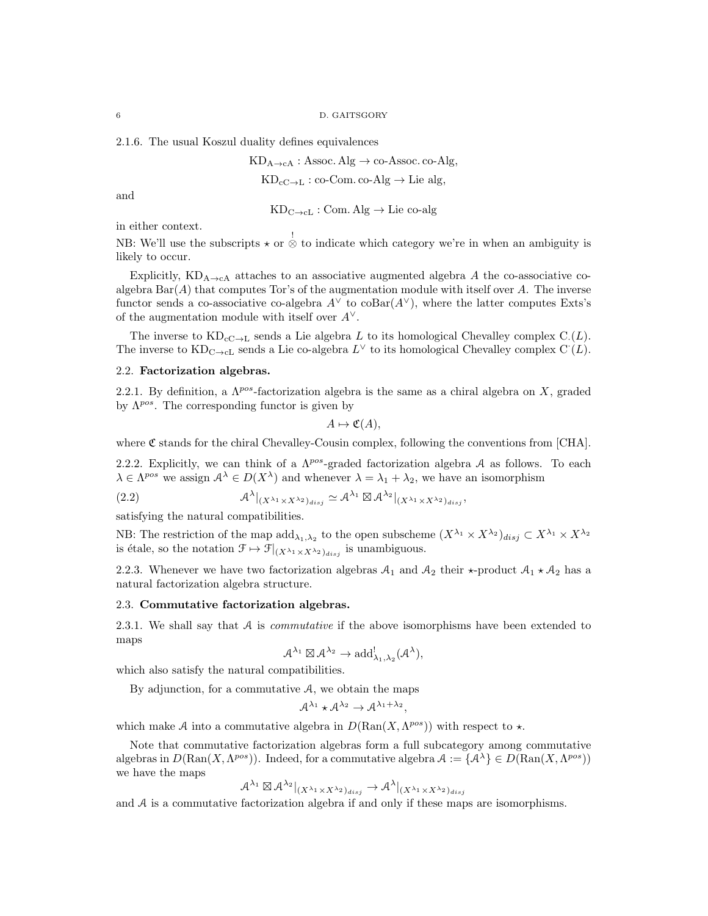2.1.6. The usual Koszul duality defines equivalences

$$\mathrm{KD}_{\mathrm{A}\to\mathrm{cA}} : \mathrm{Assoc.\,Alg} \to \mathrm{co\text{-}Assoc.\,co\text{-}Alg},$$

$$\mathrm{KD}_{\mathrm{cC}\to\mathrm{L}} : \mathrm{co\text{-}Com.\,co\text{-}Alg} \to \mathrm{Lie\ alg},$$

and

$$\mathrm{KD}_{\mathrm{C}\to\mathrm{cL}} : \mathrm{Com.\,Alg} \to \mathrm{Lie\ co\text{-}alg}$$

in either context.

NB: We'll use the subscripts $\star$ or $\overset{!}{\otimes}$ to indicate which category we're in when an ambiguity is likely to occur.

Explicitly, $\mathrm{KD}_{\mathrm{A}\to\mathrm{cA}}$ attaches to an associative augmented algebra $A$ the co-associative co-algebra $\mathrm{Bar}(A)$ that computes Tor's of the augmentation module with itself over $A$. The inverse functor sends a co-associative co-algebra $A^\vee$ to $\mathrm{coBar}(A^\vee)$, where the latter computes Exts's of the augmentation module with itself over $A^\vee$.

The inverse to $\mathrm{KD}_{\mathrm{cC}\to\mathrm{L}}$ sends a Lie algebra $L$ to its homological Chevalley complex $\mathrm{C}_\cdot(L)$. The inverse to $\mathrm{KD}_{\mathrm{C}\to\mathrm{cL}}$ sends a Lie co-algebra $L^\vee$ to its homological Chevalley complex $\mathrm{C}^\cdot(L)$.

## 2.2. Factorization algebras.

2.2.1. By definition, a $\Lambda^{pos}$-factorization algebra is the same as a chiral algebra on $X$, graded by $\Lambda^{pos}$. The corresponding functor is given by

$$A \mapsto \mathfrak{C}(A),$$

where $\mathfrak{C}$ stands for the chiral Chevalley-Cousin complex, following the conventions from [CHA].

2.2.2. Explicitly, we can think of a $\Lambda^{pos}$-graded factorization algebra $\mathcal{A}$ as follows. To each $\lambda \in \Lambda^{pos}$ we assign $\mathcal{A}^\lambda \in D(X^\lambda)$ and whenever $\lambda = \lambda_1 + \lambda_2$, we have an isomorphism

$$\mathcal{A}^\lambda|_{(X^{\lambda_1}\times X^{\lambda_2})_{disj}} \simeq \mathcal{A}^{\lambda_1} \boxtimes \mathcal{A}^{\lambda_2}|_{(X^{\lambda_1}\times X^{\lambda_2})_{disj}}, \tag{2.2}$$

satisfying the natural compatibilities.

NB: The restriction of the map $\mathrm{add}_{\lambda_1,\lambda_2}$ to the open subscheme $(X^{\lambda_1}\times X^{\lambda_2})_{disj} \subset X^{\lambda_1}\times X^{\lambda_2}$ is étale, so the notation $\mathcal{F} \mapsto \mathcal{F}|_{(X^{\lambda_1}\times X^{\lambda_2})_{disj}}$ is unambiguous.

2.2.3. Whenever we have two factorization algebras $\mathcal{A}_1$ and $\mathcal{A}_2$ their $\star$-product $\mathcal{A}_1 \star \mathcal{A}_2$ has a natural factorization algebra structure.

## 2.3. Commutative factorization algebras.

2.3.1. We shall say that $\mathcal{A}$ is *commutative* if the above isomorphisms have been extended to maps

$$\mathcal{A}^{\lambda_1} \boxtimes \mathcal{A}^{\lambda_2} \to \mathrm{add}^!_{\lambda_1,\lambda_2}(\mathcal{A}^\lambda),$$

which also satisfy the natural compatibilities.

By adjunction, for a commutative $\mathcal{A}$, we obtain the maps

$$\mathcal{A}^{\lambda_1} \star \mathcal{A}^{\lambda_2} \to \mathcal{A}^{\lambda_1+\lambda_2},$$

which make $\mathcal{A}$ into a commutative algebra in $D(\mathrm{Ran}(X,\Lambda^{pos}))$ with respect to $\star$.

Note that commutative factorization algebras form a full subcategory among commutative algebras in $D(\mathrm{Ran}(X,\Lambda^{pos}))$. Indeed, for a commutative algebra $\mathcal{A} := \{\mathcal{A}^\lambda\} \in D(\mathrm{Ran}(X,\Lambda^{pos}))$ we have the maps

$$\mathcal{A}^{\lambda_1} \boxtimes \mathcal{A}^{\lambda_2}|_{(X^{\lambda_1}\times X^{\lambda_2})_{disj}} \to \mathcal{A}^\lambda|_{(X^{\lambda_1}\times X^{\lambda_2})_{disj}}$$

and $\mathcal{A}$ is a commutative factorization algebra if and only if these maps are isomorphisms.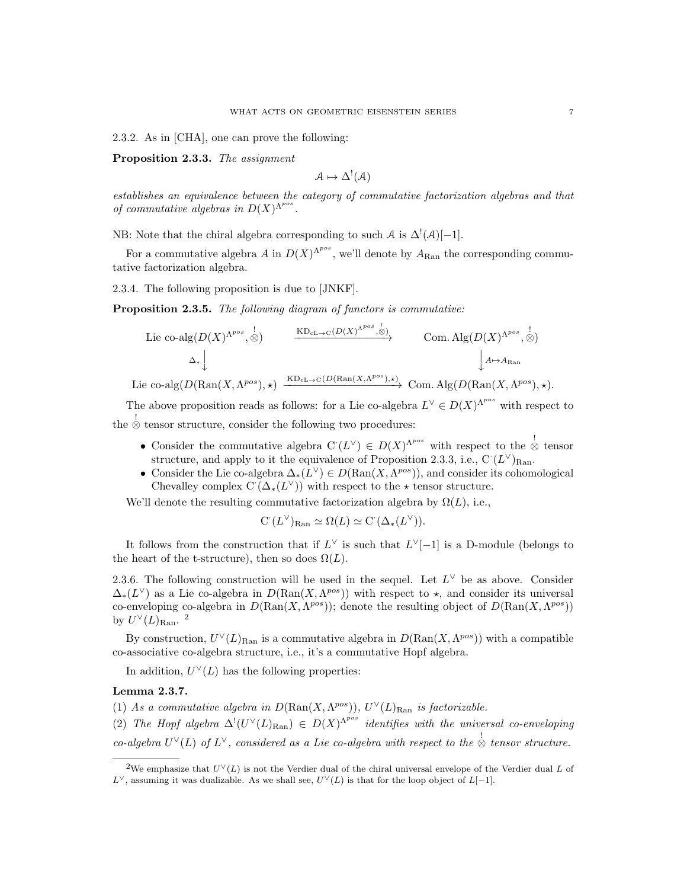2.3.2. As in [CHA], one can prove the following:

**Proposition 2.3.3.** *The assignment*

$$\mathcal{A} \mapsto \Delta^!(\mathcal{A})$$

*establishes an equivalence between the category of commutative factorization algebras and that of commutative algebras in $D(X)^{\Lambda^{pos}}$.*

NB: Note that the chiral algebra corresponding to such $\mathcal{A}$ is $\Delta^!(\mathcal{A})[-1]$.

For a commutative algebra $A$ in $D(X)^{\Lambda^{pos}}$, we'll denote by $A_{\mathrm{Ran}}$ the corresponding commutative factorization algebra.

2.3.4. The following proposition is due to [JNKF].

**Proposition 2.3.5.** *The following diagram of functors is commutative:*

$$\begin{array}{ccc}
\text{Lie co-alg}(D(X)^{\Lambda^{pos}}, \overset{!}{\otimes}) & \xrightarrow{\mathrm{KD}_{\mathrm{cL}\to\mathrm{C}}(D(X)^{\Lambda^{pos}}, \overset{!}{\otimes})} & \text{Com. Alg}(D(X)^{\Lambda^{pos}}, \overset{!}{\otimes}) \\
\Delta_* \Big\downarrow & & \Big\downarrow A \mapsto A_{\mathrm{Ran}} \\
\text{Lie co-alg}(D(\mathrm{Ran}(X, \Lambda^{pos}), \star) & \xrightarrow{\mathrm{KD}_{\mathrm{cL}\to\mathrm{C}}(D(\mathrm{Ran}(X,\Lambda^{pos}),\star)} & \text{Com. Alg}(D(\mathrm{Ran}(X, \Lambda^{pos}), \star).
\end{array}$$

The above proposition reads as follows: for a Lie co-algebra $L^\vee \in D(X)^{\Lambda^{pos}}$ with respect to the $\overset{!}{\otimes}$ tensor structure, consider the following two procedures:

- Consider the commutative algebra $\mathrm{C}^\cdot(L^\vee) \in D(X)^{\Lambda^{pos}}$ with respect to the $\overset{!}{\otimes}$ tensor structure, and apply to it the equivalence of Proposition 2.3.3, i.e., $\mathrm{C}^\cdot(L^\vee)_{\mathrm{Ran}}$.
- Consider the Lie co-algebra $\Delta_*(L^\vee) \in D(\mathrm{Ran}(X, \Lambda^{pos}))$, and consider its cohomological Chevalley complex $\mathrm{C}^\cdot(\Delta_*(L^\vee))$ with respect to the $\star$ tensor structure.

We'll denote the resulting commutative factorization algebra by $\Omega(L)$, i.e.,

$$\mathrm{C}^\cdot(L^\vee)_{\mathrm{Ran}} \simeq \Omega(L) \simeq \mathrm{C}^\cdot(\Delta_*(L^\vee)).$$

It follows from the construction that if $L^\vee$ is such that $L^\vee[-1]$ is a D-module (belongs to the heart of the t-structure), then so does $\Omega(L)$.

2.3.6. The following construction will be used in the sequel. Let $L^\vee$ be as above. Consider $\Delta_*(L^\vee)$ as a Lie co-algebra in $D(\mathrm{Ran}(X, \Lambda^{pos}))$ with respect to $\star$, and consider its universal co-enveloping co-algebra in $D(\mathrm{Ran}(X, \Lambda^{pos}))$; denote the resulting object of $D(\mathrm{Ran}(X, \Lambda^{pos}))$ by $U^\vee(L)_{\mathrm{Ran}}$. [2]

By construction, $U^\vee(L)_{\mathrm{Ran}}$ is a commutative algebra in $D(\mathrm{Ran}(X, \Lambda^{pos}))$ with a compatible co-associative co-algebra structure, i.e., it's a commutative Hopf algebra.

In addition, $U^\vee(L)$ has the following properties:

**Lemma 2.3.7.**
(1) *As a commutative algebra in $D(\mathrm{Ran}(X, \Lambda^{pos}))$, $U^\vee(L)_{\mathrm{Ran}}$ is factorizable.*
(2) *The Hopf algebra $\Delta^!(U^\vee(L)_{\mathrm{Ran}}) \in D(X)^{\Lambda^{pos}}$ identifies with the universal co-enveloping co-algebra $U^\vee(L)$ of $L^\vee$, considered as a Lie co-algebra with respect to the $\overset{!}{\otimes}$ tensor structure.*

---

[2] We emphasize that $U^\vee(L)$ is not the Verdier dual of the chiral universal envelope of the Verdier dual $L$ of $L^\vee$, assuming it was dualizable. As we shall see, $U^\vee(L)$ is that for the loop object of $L[-1]$.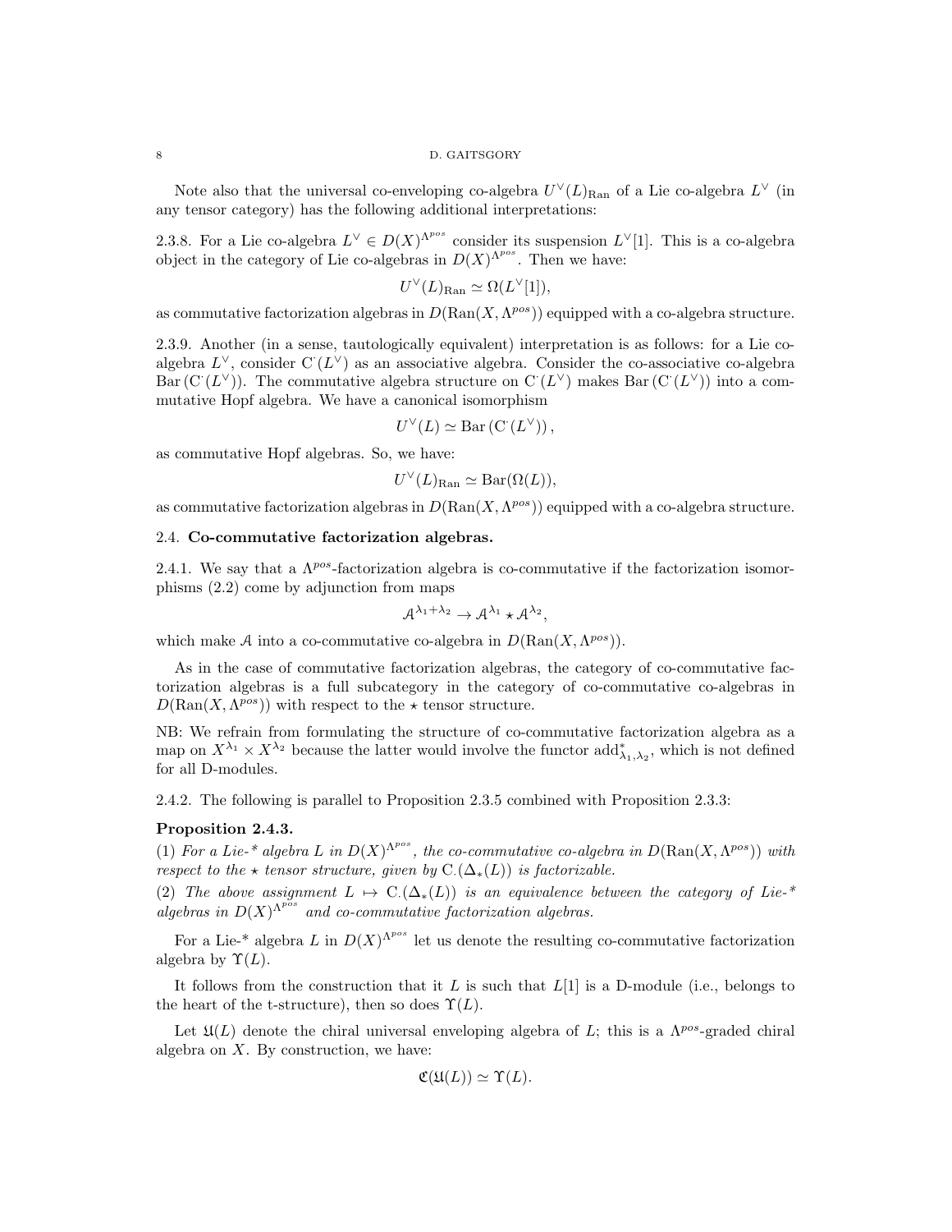Note also that the universal co-enveloping co-algebra $U^\vee(L)_{\mathrm{Ran}}$ of a Lie co-algebra $L^\vee$ (in any tensor category) has the following additional interpretations:

2.3.8. For a Lie co-algebra $L^\vee \in D(X)^{\Lambda^{pos}}$ consider its suspension $L^\vee[1]$. This is a co-algebra object in the category of Lie co-algebras in $D(X)^{\Lambda^{pos}}$. Then we have:

$$U^\vee(L)_{\mathrm{Ran}} \simeq \Omega(L^\vee[1]),$$

as commutative factorization algebras in $D(\mathrm{Ran}(X, \Lambda^{pos}))$ equipped with a co-algebra structure.

2.3.9. Another (in a sense, tautologically equivalent) interpretation is as follows: for a Lie co-algebra $L^\vee$, consider $\mathrm{C}^\cdot(L^\vee)$ as an associative algebra. Consider the co-associative co-algebra $\mathrm{Bar}\left(\mathrm{C}^\cdot(L^\vee)\right)$. The commutative algebra structure on $\mathrm{C}^\cdot(L^\vee)$ makes $\mathrm{Bar}\left(\mathrm{C}^\cdot(L^\vee)\right)$ into a commutative Hopf algebra. We have a canonical isomorphism

$$U^\vee(L) \simeq \mathrm{Bar}\left(\mathrm{C}^\cdot(L^\vee)\right),$$

as commutative Hopf algebras. So, we have:

$$U^\vee(L)_{\mathrm{Ran}} \simeq \mathrm{Bar}(\Omega(L)),$$

as commutative factorization algebras in $D(\mathrm{Ran}(X, \Lambda^{pos}))$ equipped with a co-algebra structure.

## 2.4. Co-commutative factorization algebras.

2.4.1. We say that a $\Lambda^{pos}$-factorization algebra is co-commutative if the factorization isomorphisms (2.2) come by adjunction from maps

$$\mathcal{A}^{\lambda_1+\lambda_2} \to \mathcal{A}^{\lambda_1} \star \mathcal{A}^{\lambda_2},$$

which make $\mathcal{A}$ into a co-commutative co-algebra in $D(\mathrm{Ran}(X, \Lambda^{pos}))$.

As in the case of commutative factorization algebras, the category of co-commutative factorization algebras is a full subcategory in the category of co-commutative co-algebras in $D(\mathrm{Ran}(X, \Lambda^{pos}))$ with respect to the $\star$ tensor structure.

NB: We refrain from formulating the structure of co-commutative factorization algebra as a map on $X^{\lambda_1} \times X^{\lambda_2}$ because the latter would involve the functor $\mathrm{add}^*_{\lambda_1,\lambda_2}$, which is not defined for all D-modules.

2.4.2. The following is parallel to Proposition 2.3.5 combined with Proposition 2.3.3:

**Proposition 2.4.3.**
(1) *For a Lie-\* algebra $L$ in $D(X)^{\Lambda^{pos}}$, the co-commutative co-algebra in $D(\mathrm{Ran}(X, \Lambda^{pos}))$ with respect to the $\star$ tensor structure, given by $\mathrm{C}_\cdot(\Delta_*(L))$ is factorizable.*
(2) *The above assignment $L \mapsto \mathrm{C}_\cdot(\Delta_*(L))$ is an equivalence between the category of Lie-\* algebras in $D(X)^{\Lambda^{pos}}$ and co-commutative factorization algebras.*

For a Lie-* algebra $L$ in $D(X)^{\Lambda^{pos}}$ let us denote the resulting co-commutative factorization algebra by $\Upsilon(L)$.

It follows from the construction that it $L$ is such that $L[1]$ is a D-module (i.e., belongs to the heart of the t-structure), then so does $\Upsilon(L)$.

Let $\mathfrak{U}(L)$ denote the chiral universal enveloping algebra of $L$; this is a $\Lambda^{pos}$-graded chiral algebra on $X$. By construction, we have:

$$\mathfrak{C}(\mathfrak{U}(L)) \simeq \Upsilon(L).$$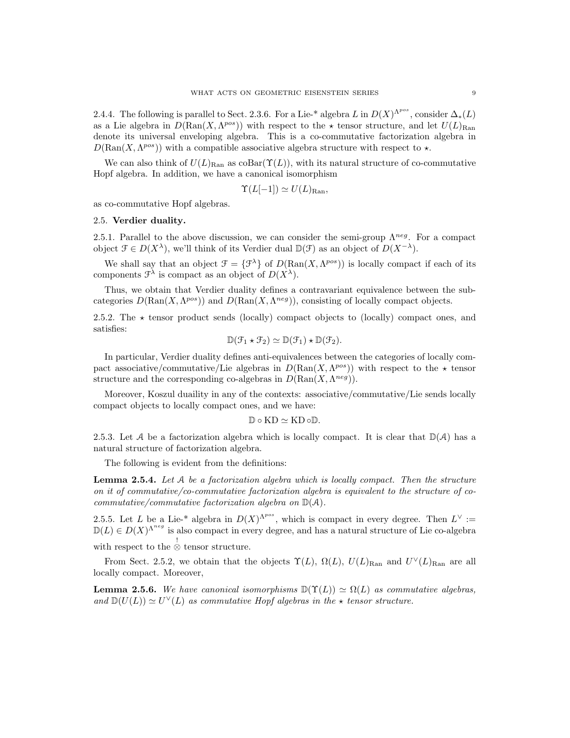2.4.4. The following is parallel to Sect. 2.3.6. For a Lie-* algebra $L$ in $D(X)^{\Lambda^{pos}}$, consider $\Delta_*(L)$ as a Lie algebra in $D(\mathrm{Ran}(X,\Lambda^{pos}))$ with respect to the $\star$ tensor structure, and let $U(L)_{\mathrm{Ran}}$ denote its universal enveloping algebra. This is a co-commutative factorization algebra in $D(\mathrm{Ran}(X,\Lambda^{pos}))$ with a compatible associative algebra structure with respect to $\star$.

We can also think of $U(L)_{\mathrm{Ran}}$ as $\mathrm{coBar}(\Upsilon(L))$, with its natural structure of co-commutative Hopf algebra. In addition, we have a canonical isomorphism

$$\Upsilon(L[-1]) \simeq U(L)_{\mathrm{Ran}},$$

as co-commutative Hopf algebras.

## 2.5. Verdier duality.

2.5.1. Parallel to the above discussion, we can consider the semi-group $\Lambda^{neg}$. For a compact object $\mathcal{F} \in D(X^\lambda)$, we'll think of its Verdier dual $\mathbb{D}(\mathcal{F})$ as an object of $D(X^{-\lambda})$.

We shall say that an object $\mathcal{F} = \{\mathcal{F}^\lambda\}$ of $D(\mathrm{Ran}(X,\Lambda^{pos}))$ is locally compact if each of its components $\mathcal{F}^\lambda$ is compact as an object of $D(X^\lambda)$.

Thus, we obtain that Verdier duality defines a contravariant equivalence between the subcategories $D(\mathrm{Ran}(X,\Lambda^{pos}))$ and $D(\mathrm{Ran}(X,\Lambda^{neg}))$, consisting of locally compact objects.

2.5.2. The $\star$ tensor product sends (locally) compact objects to (locally) compact ones, and satisfies:

$$\mathbb{D}(\mathcal{F}_1 \star \mathcal{F}_2) \simeq \mathbb{D}(\mathcal{F}_1) \star \mathbb{D}(\mathcal{F}_2).$$

In particular, Verdier duality defines anti-equivalences between the categories of locally compact associative/commutative/Lie algebras in $D(\mathrm{Ran}(X,\Lambda^{pos}))$ with respect to the $\star$ tensor structure and the corresponding co-algebras in $D(\mathrm{Ran}(X,\Lambda^{neg}))$.

Moreover, Koszul duaility in any of the contexts: associative/commutative/Lie sends locally compact objects to locally compact ones, and we have:

$$\mathbb{D} \circ \mathrm{KD} \simeq \mathrm{KD} \circ \mathbb{D}.$$

2.5.3. Let $\mathcal{A}$ be a factorization algebra which is locally compact. It is clear that $\mathbb{D}(\mathcal{A})$ has a natural structure of factorization algebra.

The following is evident from the definitions:

**Lemma 2.5.4.** *Let $\mathcal{A}$ be a factorization algebra which is locally compact. Then the structure on it of commutative/co-commutative factorization algebra is equivalent to the structure of co-commutative/commutative factorization algebra on $\mathbb{D}(\mathcal{A})$.*

2.5.5. Let $L$ be a Lie-* algebra in $D(X)^{\Lambda^{pos}}$, which is compact in every degree. Then $L^\vee := \mathbb{D}(L) \in D(X)^{\Lambda^{neg}}$ is also compact in every degree, and has a natural structure of Lie co-algebra with respect to the $\overset{!}{\otimes}$ tensor structure.

From Sect. 2.5.2, we obtain that the objects $\Upsilon(L)$, $\Omega(L)$, $U(L)_{\mathrm{Ran}}$ and $U^\vee(L)_{\mathrm{Ran}}$ are all locally compact. Moreover,

**Lemma 2.5.6.** *We have canonical isomorphisms $\mathbb{D}(\Upsilon(L)) \simeq \Omega(L)$ as commutative algebras, and $\mathbb{D}(U(L)) \simeq U^\vee(L)$ as commutative Hopf algebras in the $\star$ tensor structure.*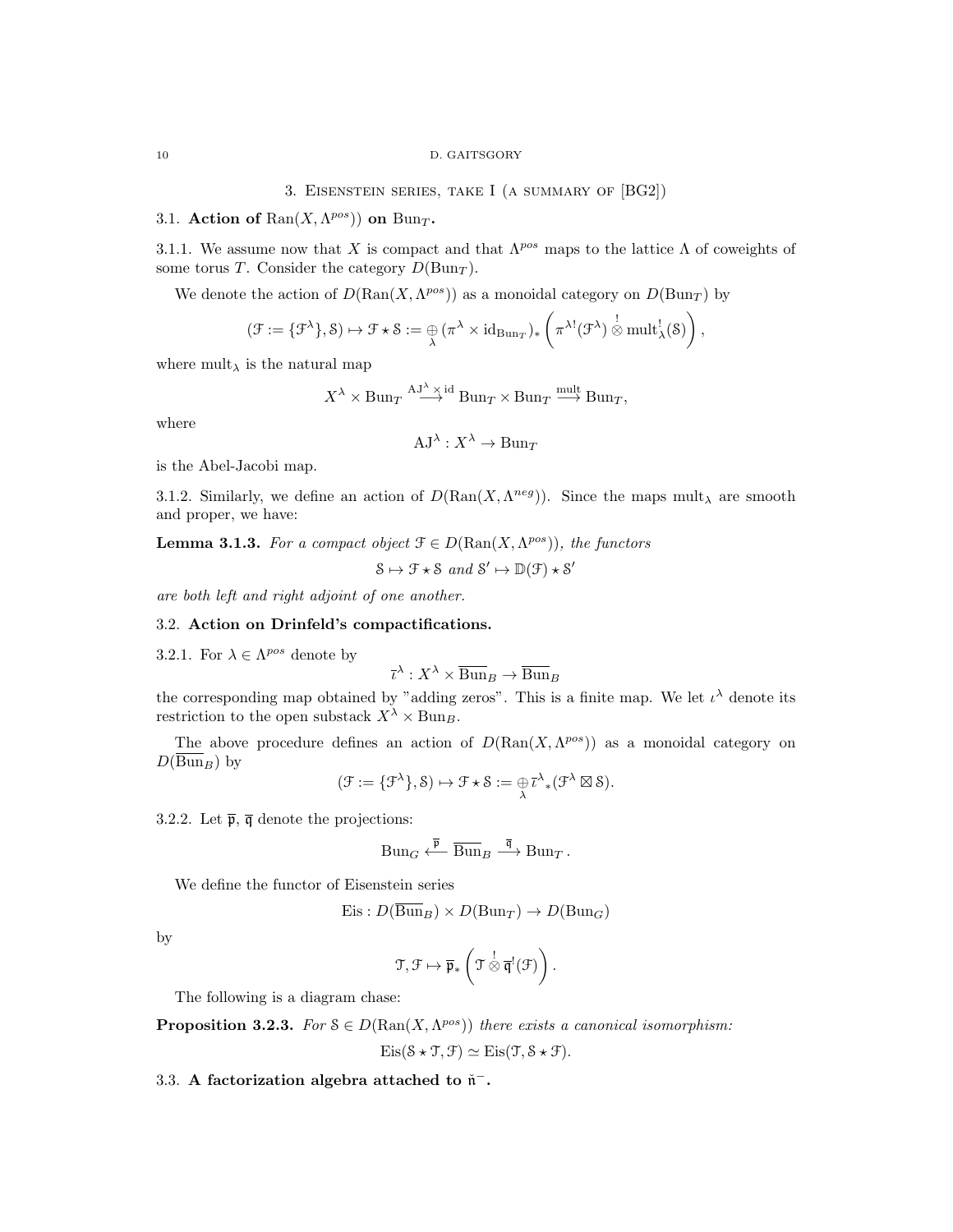## 3. Eisenstein series, take I (a summary of [BG2])

### 3.1. Action of $\mathrm{Ran}(X, \Lambda^{pos})$ on $\mathrm{Bun}_T$.

3.1.1. We assume now that $X$ is compact and that $\Lambda^{pos}$ maps to the lattice $\Lambda$ of coweights of some torus $T$. Consider the category $D(\mathrm{Bun}_T)$.

We denote the action of $D(\mathrm{Ran}(X, \Lambda^{pos}))$ as a monoidal category on $D(\mathrm{Bun}_T)$ by

$$(\mathcal{F} := \{\mathcal{F}^\lambda\}, \mathcal{S}) \mapsto \mathcal{F} \star \mathcal{S} := \underset{\lambda}{\oplus} (\pi^\lambda \times \mathrm{id}_{\mathrm{Bun}_T})_* \left( \pi^{\lambda !}(\mathcal{F}^\lambda) \overset{!}{\otimes} \mathrm{mult}_\lambda^!(\mathcal{S}) \right),$$

where $\mathrm{mult}_\lambda$ is the natural map

$$X^\lambda \times \mathrm{Bun}_T \overset{\mathrm{AJ}^\lambda \times \mathrm{id}}{\longrightarrow} \mathrm{Bun}_T \times \mathrm{Bun}_T \overset{\mathrm{mult}}{\longrightarrow} \mathrm{Bun}_T,$$

where

$$\mathrm{AJ}^\lambda : X^\lambda \to \mathrm{Bun}_T$$

is the Abel-Jacobi map.

3.1.2. Similarly, we define an action of $D(\mathrm{Ran}(X, \Lambda^{neg}))$. Since the maps $\mathrm{mult}_\lambda$ are smooth and proper, we have:

**Lemma 3.1.3.** *For a compact object $\mathcal{F} \in D(\mathrm{Ran}(X, \Lambda^{pos}))$, the functors*

$$\mathcal{S} \mapsto \mathcal{F} \star \mathcal{S} \text{ and } \mathcal{S}' \mapsto \mathbb{D}(\mathcal{F}) \star \mathcal{S}'$$

*are both left and right adjoint of one another.*

### 3.2. Action on Drinfeld's compactifications.

3.2.1. For $\lambda \in \Lambda^{pos}$ denote by

$$\bar{\iota}^\lambda : X^\lambda \times \overline{\mathrm{Bun}}_B \to \overline{\mathrm{Bun}}_B$$

the corresponding map obtained by "adding zeros". This is a finite map. We let $\iota^\lambda$ denote its restriction to the open substack $X^\lambda \times \mathrm{Bun}_B$.

The above procedure defines an action of $D(\mathrm{Ran}(X, \Lambda^{pos}))$ as a monoidal category on $D(\overline{\mathrm{Bun}}_B)$ by

$$(\mathcal{F} := \{\mathcal{F}^\lambda\}, \mathcal{S}) \mapsto \mathcal{F} \star \mathcal{S} := \underset{\lambda}{\oplus} \bar{\iota}^\lambda{}_*(\mathcal{F}^\lambda \boxtimes \mathcal{S}).$$

3.2.2. Let $\overline{\mathfrak{p}}$, $\overline{\mathfrak{q}}$ denote the projections:

$$\mathrm{Bun}_G \overset{\overline{\mathfrak{p}}}{\longleftarrow} \overline{\mathrm{Bun}}_B \overset{\overline{\mathfrak{q}}}{\longrightarrow} \mathrm{Bun}_T.$$

We define the functor of Eisenstein series

$$\mathrm{Eis} : D(\overline{\mathrm{Bun}}_B) \times D(\mathrm{Bun}_T) \to D(\mathrm{Bun}_G)$$

by

$$\mathcal{T}, \mathcal{F} \mapsto \overline{\mathfrak{p}}_* \left( \mathcal{T} \overset{!}{\otimes} \overline{\mathfrak{q}}^!(\mathcal{F}) \right).$$

The following is a diagram chase:

**Proposition 3.2.3.** *For $\mathcal{S} \in D(\mathrm{Ran}(X, \Lambda^{pos}))$ there exists a canonical isomorphism:*

$$\mathrm{Eis}(\mathcal{S} \star \mathcal{T}, \mathcal{F}) \simeq \mathrm{Eis}(\mathcal{T}, \mathcal{S} \star \mathcal{F}).$$

### 3.3. A factorization algebra attached to $\check{\mathfrak{n}}^-$.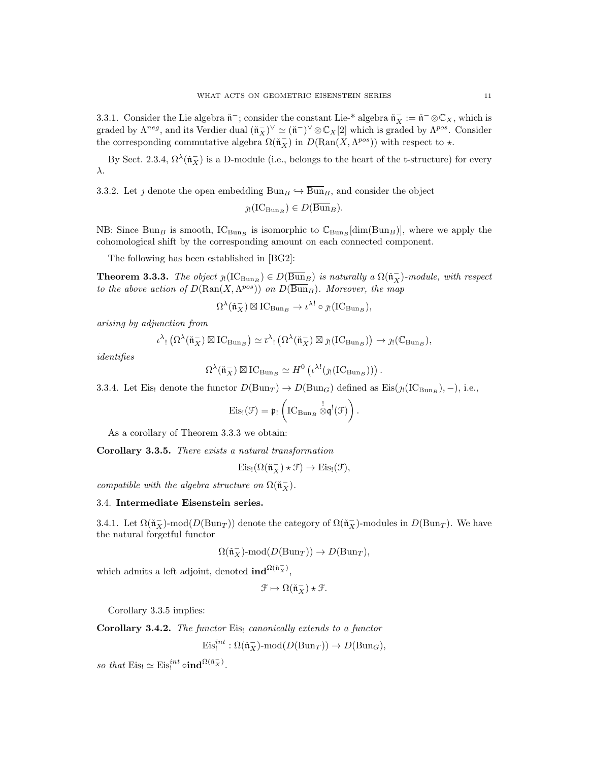3.3.1. Consider the Lie algebra $\check{\mathfrak{n}}^-$; consider the constant Lie-* algebra $\check{\mathfrak{n}}^-_X := \check{\mathfrak{n}}^- \otimes \mathbb{C}_X$, which is graded by $\Lambda^{neg}$, and its Verdier dual $(\check{\mathfrak{n}}^-_X)^\vee \simeq (\check{\mathfrak{n}}^-)^\vee \otimes \mathbb{C}_X[2]$ which is graded by $\Lambda^{pos}$. Consider the corresponding commutative algebra $\Omega(\check{\mathfrak{n}}^-_X)$ in $D(\operatorname{Ran}(X, \Lambda^{pos}))$ with respect to $\star$.

By Sect. 2.3.4, $\Omega^\lambda(\check{\mathfrak{n}}^-_X)$ is a D-module (i.e., belongs to the heart of the t-structure) for every $\lambda$.

3.3.2. Let $\jmath$ denote the open embedding $\operatorname{Bun}_B \hookrightarrow \overline{\operatorname{Bun}}_B$, and consider the object

$$\jmath_!(\operatorname{IC}_{\operatorname{Bun}_B}) \in D(\overline{\operatorname{Bun}}_B).$$

NB: Since $\operatorname{Bun}_B$ is smooth, $\operatorname{IC}_{\operatorname{Bun}_B}$ is isomorphic to $\mathbb{C}_{\operatorname{Bun}_B}[\dim(\operatorname{Bun}_B)]$, where we apply the cohomological shift by the corresponding amount on each connected component.

The following has been established in [BG2]:

**Theorem 3.3.3.** *The object $\jmath_!(\operatorname{IC}_{\operatorname{Bun}_B}) \in D(\overline{\operatorname{Bun}}_B)$ is naturally a $\Omega(\check{\mathfrak{n}}^-_X)$-module, with respect to the above action of $D(\operatorname{Ran}(X, \Lambda^{pos}))$ on $D(\overline{\operatorname{Bun}}_B)$. Moreover, the map*

$$\Omega^\lambda(\check{\mathfrak{n}}^-_X) \boxtimes \operatorname{IC}_{\operatorname{Bun}_B} \to \iota^{\lambda!} \circ \jmath_!(\operatorname{IC}_{\operatorname{Bun}_B}),$$

*arising by adjunction from*

$$\iota^\lambda{}_! \left(\Omega^\lambda(\check{\mathfrak{n}}^-_X) \boxtimes \operatorname{IC}_{\operatorname{Bun}_B}\right) \simeq \bar{\iota}^\lambda{}_! \left(\Omega^\lambda(\check{\mathfrak{n}}^-_X) \boxtimes \jmath_!(\operatorname{IC}_{\operatorname{Bun}_B})\right) \to \jmath_!(\mathbb{C}_{\operatorname{Bun}_B}),$$

*identifies*

$$\Omega^\lambda(\check{\mathfrak{n}}^-_X) \boxtimes \operatorname{IC}_{\operatorname{Bun}_B} \simeq H^0\left(\iota^{\lambda!}(\jmath_!(\operatorname{IC}_{\operatorname{Bun}_B}))\right).$$

3.3.4. Let $\operatorname{Eis}_!$ denote the functor $D(\operatorname{Bun}_T) \to D(\operatorname{Bun}_G)$ defined as $\operatorname{Eis}(\jmath_!(\operatorname{IC}_{\operatorname{Bun}_B}), -)$, i.e.,

$$\operatorname{Eis}_!(\mathcal{F}) = \mathfrak{p}_!\left(\operatorname{IC}_{\operatorname{Bun}_B} \overset{!}{\otimes} \mathfrak{q}^!(\mathcal{F})\right).$$

As a corollary of Theorem 3.3.3 we obtain:

**Corollary 3.3.5.** *There exists a natural transformation*

$$\operatorname{Eis}_!(\Omega(\check{\mathfrak{n}}^-_X) \star \mathcal{F}) \to \operatorname{Eis}_!(\mathcal{F}),$$

*compatible with the algebra structure on $\Omega(\check{\mathfrak{n}}^-_X)$.*

### 3.4. Intermediate Eisenstein series.

3.4.1. Let $\Omega(\check{\mathfrak{n}}^-_X)\text{-mod}(D(\operatorname{Bun}_T))$ denote the category of $\Omega(\check{\mathfrak{n}}^-_X)$-modules in $D(\operatorname{Bun}_T)$. We have the natural forgetful functor

$$\Omega(\check{\mathfrak{n}}^-_X)\text{-mod}(D(\operatorname{Bun}_T)) \to D(\operatorname{Bun}_T),$$

which admits a left adjoint, denoted $\mathbf{ind}^{\Omega(\check{\mathfrak{n}}^-_X)}$,

$$\mathcal{F} \mapsto \Omega(\check{\mathfrak{n}}^-_X) \star \mathcal{F}.$$

Corollary 3.3.5 implies:

**Corollary 3.4.2.** *The functor $\operatorname{Eis}_!$ canonically extends to a functor*

$$\operatorname{Eis}^{int}_! : \Omega(\check{\mathfrak{n}}^-_X)\text{-mod}(D(\operatorname{Bun}_T)) \to D(\operatorname{Bun}_G),$$

*so that $\operatorname{Eis}_! \simeq \operatorname{Eis}^{int}_! \circ \mathbf{ind}^{\Omega(\check{\mathfrak{n}}^-_X)}$.*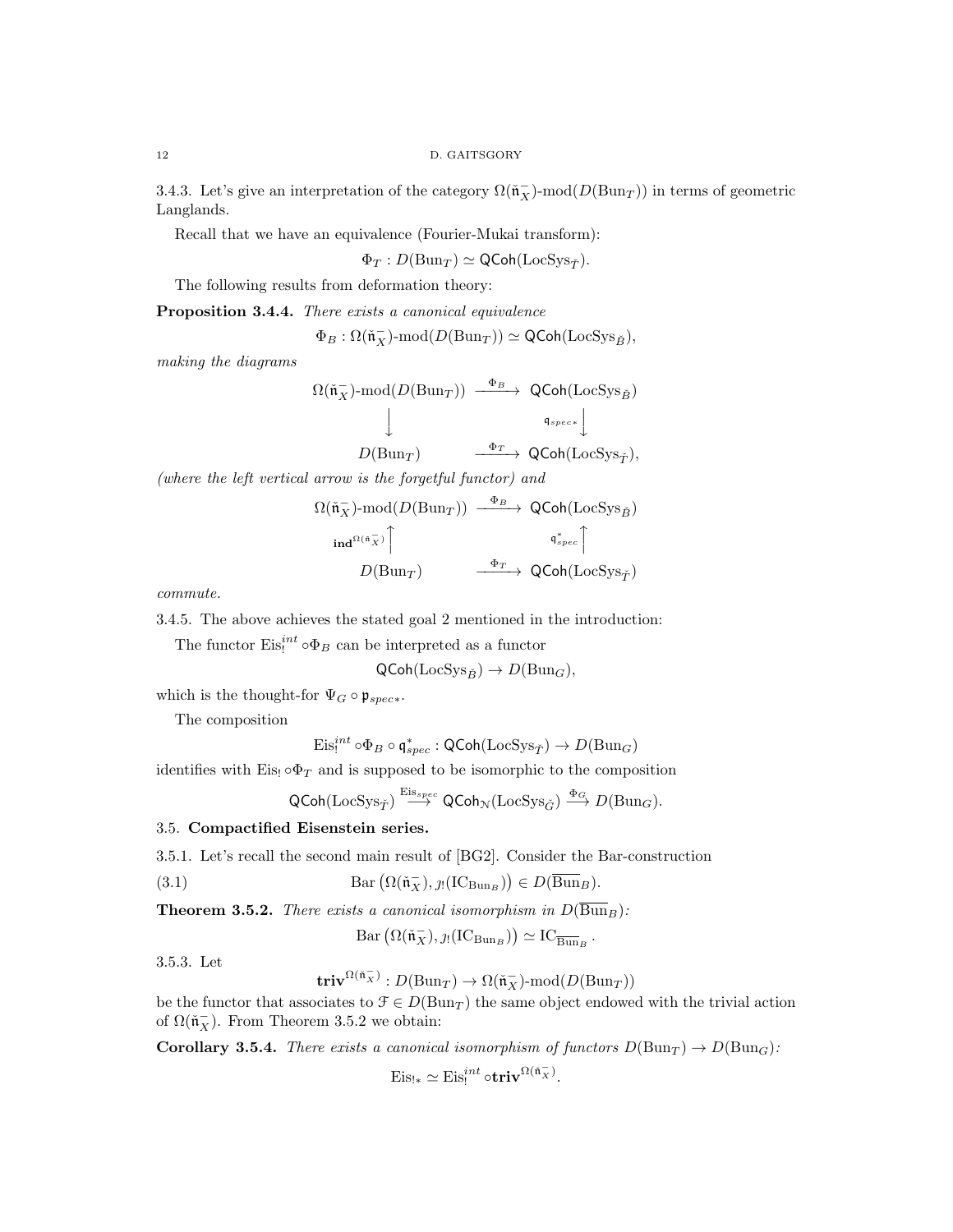3.4.3. Let's give an interpretation of the category $\Omega(\check{\mathfrak{n}}^-_X)\text{-mod}(D(\mathrm{Bun}_T))$ in terms of geometric Langlands.

Recall that we have an equivalence (Fourier-Mukai transform):

$$\Phi_T : D(\mathrm{Bun}_T) \simeq \mathsf{QCoh}(\mathrm{LocSys}_{\check{T}}).$$

The following results from deformation theory:

**Proposition 3.4.4.** *There exists a canonical equivalence*

$$\Phi_B : \Omega(\check{\mathfrak{n}}^-_X)\text{-mod}(D(\mathrm{Bun}_T)) \simeq \mathsf{QCoh}(\mathrm{LocSys}_{\check{B}}),$$

*making the diagrams*

$$\begin{array}{ccc} \Omega(\check{\mathfrak{n}}^-_X)\text{-mod}(D(\mathrm{Bun}_T)) & \xrightarrow{\Phi_B} & \mathsf{QCoh}(\mathrm{LocSys}_{\check{B}}) \\ \downarrow & & \downarrow{\scriptstyle \mathfrak{q}_{spec*}} \\ D(\mathrm{Bun}_T) & \xrightarrow{\Phi_T} & \mathsf{QCoh}(\mathrm{LocSys}_{\check{T}}), \end{array}$$

*(where the left vertical arrow is the forgetful functor) and*

$$\begin{array}{ccc} \Omega(\check{\mathfrak{n}}^-_X)\text{-mod}(D(\mathrm{Bun}_T)) & \xrightarrow{\Phi_B} & \mathsf{QCoh}(\mathrm{LocSys}_{\check{B}}) \\ {\scriptstyle \mathbf{ind}^{\Omega(\check{\mathfrak{n}}^-_X)}}\uparrow & & \uparrow{\scriptstyle \mathfrak{q}^*_{spec}} \\ D(\mathrm{Bun}_T) & \xrightarrow{\Phi_T} & \mathsf{QCoh}(\mathrm{LocSys}_{\check{T}}) \end{array}$$

*commute.*

3.4.5. The above achieves the stated goal 2 mentioned in the introduction:

The functor $\mathrm{Eis}^{int}_! \circ \Phi_B$ can be interpreted as a functor

$$\mathsf{QCoh}(\mathrm{LocSys}_{\check{B}}) \to D(\mathrm{Bun}_G),$$

which is the thought-for $\Psi_G \circ \mathfrak{p}_{spec*}$.

The composition

$$\mathrm{Eis}^{int}_! \circ \Phi_B \circ \mathfrak{q}^*_{spec} : \mathsf{QCoh}(\mathrm{LocSys}_{\check{T}}) \to D(\mathrm{Bun}_G)$$

identifies with $\mathrm{Eis}_! \circ \Phi_T$ and is supposed to be isomorphic to the composition

$$\mathsf{QCoh}(\mathrm{LocSys}_{\check{T}}) \xrightarrow{\mathrm{Eis}_{spec}} \mathsf{QCoh}_{\mathcal{N}}(\mathrm{LocSys}_{\check{G}}) \xrightarrow{\Phi_G} D(\mathrm{Bun}_G).$$

## 3.5. Compactified Eisenstein series.

3.5.1. Let's recall the second main result of [BG2]. Consider the Bar-construction

$$\mathrm{Bar}\left(\Omega(\check{\mathfrak{n}}^-_X), \jmath_!(\mathrm{IC}_{\mathrm{Bun}_B})\right) \in D(\overline{\mathrm{Bun}}_B). \tag{3.1}$$

**Theorem 3.5.2.** *There exists a canonical isomorphism in $D(\overline{\mathrm{Bun}}_B)$:*

$$\mathrm{Bar}\left(\Omega(\check{\mathfrak{n}}^-_X), \jmath_!(\mathrm{IC}_{\mathrm{Bun}_B})\right) \simeq \mathrm{IC}_{\overline{\mathrm{Bun}}_B}.$$

3.5.3. Let

$$\mathbf{triv}^{\Omega(\check{\mathfrak{n}}^-_X)} : D(\mathrm{Bun}_T) \to \Omega(\check{\mathfrak{n}}^-_X)\text{-mod}(D(\mathrm{Bun}_T))$$

be the functor that associates to $\mathcal{F} \in D(\mathrm{Bun}_T)$ the same object endowed with the trivial action of $\Omega(\check{\mathfrak{n}}^-_X)$. From Theorem 3.5.2 we obtain:

**Corollary 3.5.4.** *There exists a canonical isomorphism of functors $D(\mathrm{Bun}_T) \to D(\mathrm{Bun}_G)$:*

$$\mathrm{Eis}_{!*} \simeq \mathrm{Eis}^{int}_! \circ \mathbf{triv}^{\Omega(\check{\mathfrak{n}}^-_X)}.$$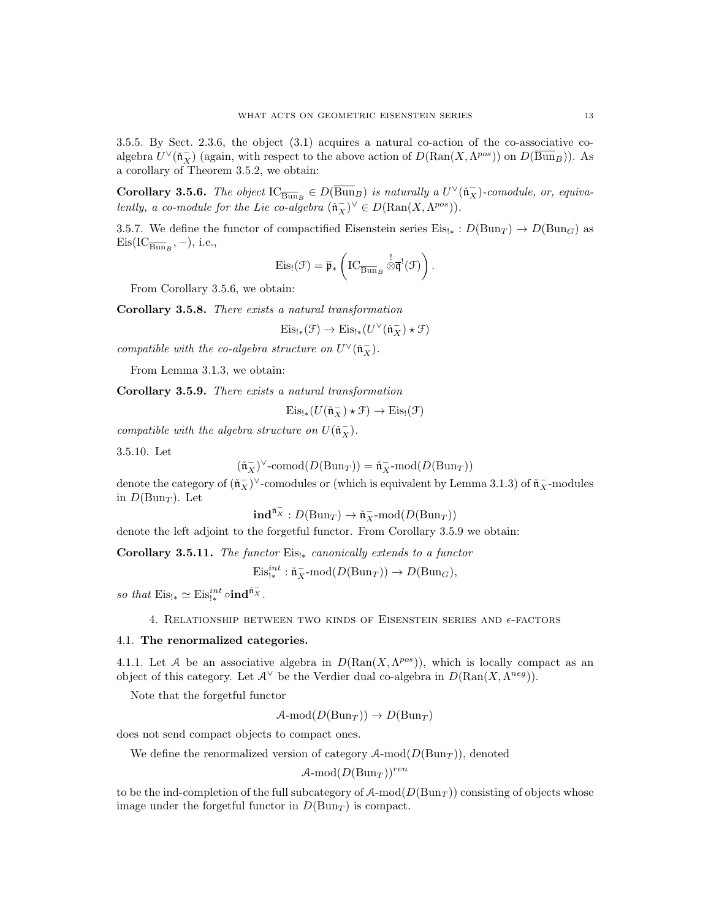3.5.5. By Sect. 2.3.6, the object (3.1) acquires a natural co-action of the co-associative co-algebra $U^\vee(\check{\mathfrak{n}}_X^-)$ (again, with respect to the above action of $D(\operatorname{Ran}(X, \Lambda^{pos}))$ on $D(\overline{\operatorname{Bun}}_B)$). As a corollary of Theorem 3.5.2, we obtain:

**Corollary 3.5.6.** *The object* $\operatorname{IC}_{\overline{\operatorname{Bun}}_B} \in D(\overline{\operatorname{Bun}}_B)$ *is naturally a* $U^\vee(\check{\mathfrak{n}}_X^-)$*-comodule, or, equivalently, a co-module for the Lie co-algebra* $(\check{\mathfrak{n}}_X^-)^\vee \in D(\operatorname{Ran}(X, \Lambda^{pos}))$.

3.5.7. We define the functor of compactified Eisenstein series $\operatorname{Eis}_{!*} : D(\operatorname{Bun}_T) \to D(\operatorname{Bun}_G)$ as $\operatorname{Eis}(\operatorname{IC}_{\overline{\operatorname{Bun}}_B}, -)$, i.e.,

$$\operatorname{Eis}_!(\mathcal{F}) = \overline{\mathfrak{p}}_* \left( \operatorname{IC}_{\overline{\operatorname{Bun}}_B} \overset{!}{\otimes} \overline{\mathfrak{q}}^!(\mathcal{F}) \right).$$

From Corollary 3.5.6, we obtain:

**Corollary 3.5.8.** *There exists a natural transformation*

$$\operatorname{Eis}_{!*}(\mathcal{F}) \to \operatorname{Eis}_{!*}(U^\vee(\check{\mathfrak{n}}_X^-) \star \mathcal{F})$$

*compatible with the co-algebra structure on* $U^\vee(\check{\mathfrak{n}}_X^-)$.

From Lemma 3.1.3, we obtain:

**Corollary 3.5.9.** *There exists a natural transformation*

$$\operatorname{Eis}_{!*}(U(\check{\mathfrak{n}}_X^-) \star \mathcal{F}) \to \operatorname{Eis}_!(\mathcal{F})$$

*compatible with the algebra structure on* $U(\check{\mathfrak{n}}_X^-)$.

3.5.10. Let

$$(\check{\mathfrak{n}}_X^-)^\vee\text{-comod}(D(\operatorname{Bun}_T)) = \check{\mathfrak{n}}_X^-\text{-mod}(D(\operatorname{Bun}_T))$$

denote the category of $(\check{\mathfrak{n}}_X^-)^\vee$-comodules or (which is equivalent by Lemma 3.1.3) of $\check{\mathfrak{n}}_X^-$-modules in $D(\operatorname{Bun}_T)$. Let

$$\mathbf{ind}^{\check{\mathfrak{n}}_X^-} : D(\operatorname{Bun}_T) \to \check{\mathfrak{n}}_X^-\text{-mod}(D(\operatorname{Bun}_T))$$

denote the left adjoint to the forgetful functor. From Corollary 3.5.9 we obtain:

**Corollary 3.5.11.** *The functor* $\operatorname{Eis}_{!*}$ *canonically extends to a functor*

$$\operatorname{Eis}_{!*}^{int} : \check{\mathfrak{n}}_X^-\text{-mod}(D(\operatorname{Bun}_T)) \to D(\operatorname{Bun}_G),$$

*so that* $\operatorname{Eis}_{!*} \simeq \operatorname{Eis}_{!*}^{int} \circ \mathbf{ind}^{\check{\mathfrak{n}}_X^-}$.

## 4. Relationship between two kinds of Eisenstein series and $\epsilon$-factors

### 4.1. The renormalized categories.

4.1.1. Let $\mathcal{A}$ be an associative algebra in $D(\operatorname{Ran}(X, \Lambda^{pos}))$, which is locally compact as an object of this category. Let $\mathcal{A}^\vee$ be the Verdier dual co-algebra in $D(\operatorname{Ran}(X, \Lambda^{neg}))$.

Note that the forgetful functor

$$\mathcal{A}\text{-mod}(D(\operatorname{Bun}_T)) \to D(\operatorname{Bun}_T)$$

does not send compact objects to compact ones.

We define the renormalized version of category $\mathcal{A}\text{-mod}(D(\operatorname{Bun}_T))$, denoted

$$\mathcal{A}\text{-mod}(D(\operatorname{Bun}_T))^{ren}$$

to be the ind-completion of the full subcategory of $\mathcal{A}\text{-mod}(D(\operatorname{Bun}_T))$ consisting of objects whose image under the forgetful functor in $D(\operatorname{Bun}_T)$ is compact.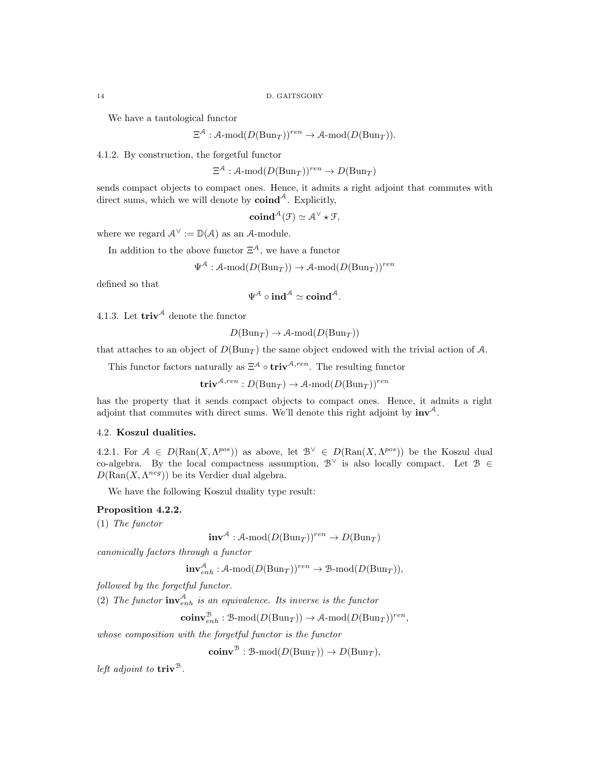We have a tautological functor

$$\Xi^{\mathcal{A}} : \mathcal{A}\text{-mod}(D(\text{Bun}_T))^{ren} \to \mathcal{A}\text{-mod}(D(\text{Bun}_T)).$$

4.1.2. By construction, the forgetful functor

$$\Xi^{\mathcal{A}} : \mathcal{A}\text{-mod}(D(\text{Bun}_T))^{ren} \to D(\text{Bun}_T)$$

sends compact objects to compact ones. Hence, it admits a right adjoint that commutes with direct sums, which we will denote by $\mathbf{coind}^{\mathcal{A}}$. Explicitly,

$$\mathbf{coind}^{\mathcal{A}}(\mathcal{F}) \simeq \mathcal{A}^\vee \star \mathcal{F},$$

where we regard $\mathcal{A}^\vee := \mathbb{D}(\mathcal{A})$ as an $\mathcal{A}$-module.

In addition to the above functor $\Xi^{\mathcal{A}}$, we have a functor

$$\Psi^{\mathcal{A}} : \mathcal{A}\text{-mod}(D(\text{Bun}_T)) \to \mathcal{A}\text{-mod}(D(\text{Bun}_T))^{ren}$$

defined so that

$$\Psi^{\mathcal{A}} \circ \mathbf{ind}^{\mathcal{A}} \simeq \mathbf{coind}^{\mathcal{A}}.$$

4.1.3. Let $\mathbf{triv}^{\mathcal{A}}$ denote the functor

$$D(\text{Bun}_T) \to \mathcal{A}\text{-mod}(D(\text{Bun}_T))$$

that attaches to an object of $D(\text{Bun}_T)$ the same object endowed with the trivial action of $\mathcal{A}$.

This functor factors naturally as $\Xi^{\mathcal{A}} \circ \mathbf{triv}^{\mathcal{A},ren}$. The resulting functor

$$\mathbf{triv}^{\mathcal{A},ren} : D(\text{Bun}_T) \to \mathcal{A}\text{-mod}(D(\text{Bun}_T))^{ren}$$

has the property that it sends compact objects to compact ones. Hence, it admits a right adjoint that commutes with direct sums. We'll denote this right adjoint by $\mathbf{inv}^{\mathcal{A}}$.

## 4.2. Koszul dualities.

4.2.1. For $\mathcal{A} \in D(\text{Ran}(X, \Lambda^{pos}))$ as above, let $\mathcal{B}^\vee \in D(\text{Ran}(X, \Lambda^{pos}))$ be the Koszul dual co-algebra. By the local compactness assumption, $\mathcal{B}^\vee$ is also locally compact. Let $\mathcal{B} \in D(\text{Ran}(X, \Lambda^{neg}))$ be its Verdier dual algebra.

We have the following Koszul duality type result:

**Proposition 4.2.2.**

(1) *The functor*

$$\mathbf{inv}^{\mathcal{A}} : \mathcal{A}\text{-mod}(D(\text{Bun}_T))^{ren} \to D(\text{Bun}_T)$$

*canonically factors through a functor*

$$\mathbf{inv}^{\mathcal{A}}_{enh} : \mathcal{A}\text{-mod}(D(\text{Bun}_T))^{ren} \to \mathcal{B}\text{-mod}(D(\text{Bun}_T)),$$

*followed by the forgetful functor.*

(2) *The functor $\mathbf{inv}^{\mathcal{A}}_{enh}$ is an equivalence. Its inverse is the functor*

$$\mathbf{coinv}^{\mathcal{B}}_{enh} : \mathcal{B}\text{-mod}(D(\text{Bun}_T)) \to \mathcal{A}\text{-mod}(D(\text{Bun}_T))^{ren},$$

*whose composition with the forgetful functor is the functor*

$$\mathbf{coinv}^{\mathcal{B}} : \mathcal{B}\text{-mod}(D(\text{Bun}_T)) \to D(\text{Bun}_T),$$

*left adjoint to $\mathbf{triv}^{\mathcal{B}}$.*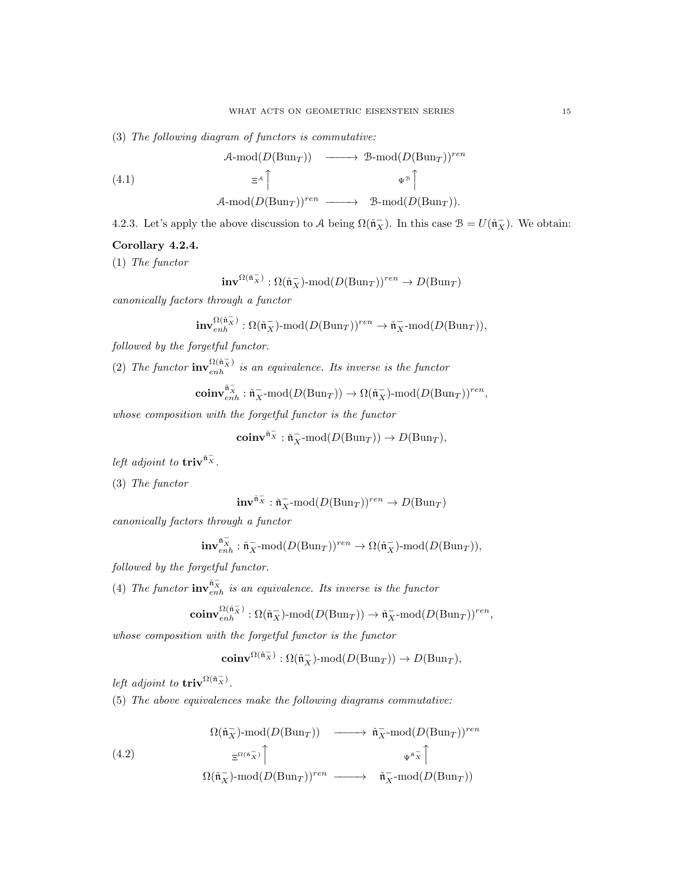(3) *The following diagram of functors is commutative:*

$$
\begin{array}{ccc}
\mathcal{A}\text{-mod}(D(\mathrm{Bun}_T)) & \longrightarrow & \mathcal{B}\text{-mod}(D(\mathrm{Bun}_T))^{ren} \\
\Xi^{\mathcal{A}} \uparrow & & \Psi^{\mathcal{B}} \uparrow \\
\mathcal{A}\text{-mod}(D(\mathrm{Bun}_T))^{ren} & \longrightarrow & \mathcal{B}\text{-mod}(D(\mathrm{Bun}_T)).
\end{array}
\tag{4.1}
$$

4.2.3. Let's apply the above discussion to $\mathcal{A}$ being $\Omega(\check{\mathfrak{n}}^-_X)$. In this case $\mathcal{B} = U(\check{\mathfrak{n}}^-_X)$. We obtain:

**Corollary 4.2.4.**

(1) *The functor*

$$\mathbf{inv}^{\Omega(\check{\mathfrak{n}}^-_X)} : \Omega(\check{\mathfrak{n}}^-_X)\text{-mod}(D(\mathrm{Bun}_T))^{ren} \to D(\mathrm{Bun}_T)$$

*canonically factors through a functor*

$$\mathbf{inv}^{\Omega(\check{\mathfrak{n}}^-_X)}_{enh} : \Omega(\check{\mathfrak{n}}^-_X)\text{-mod}(D(\mathrm{Bun}_T))^{ren} \to \check{\mathfrak{n}}^-_X\text{-mod}(D(\mathrm{Bun}_T)),$$

*followed by the forgetful functor.*

(2) *The functor* $\mathbf{inv}^{\Omega(\check{\mathfrak{n}}^-_X)}_{enh}$ *is an equivalence. Its inverse is the functor*

$$\mathbf{coinv}^{\check{\mathfrak{n}}^-_X}_{enh} : \check{\mathfrak{n}}^-_X\text{-mod}(D(\mathrm{Bun}_T)) \to \Omega(\check{\mathfrak{n}}^-_X)\text{-mod}(D(\mathrm{Bun}_T))^{ren},$$

*whose composition with the forgetful functor is the functor*

$$\mathbf{coinv}^{\check{\mathfrak{n}}^-_X} : \check{\mathfrak{n}}^-_X\text{-mod}(D(\mathrm{Bun}_T)) \to D(\mathrm{Bun}_T),$$

*left adjoint to* $\mathbf{triv}^{\check{\mathfrak{n}}^-_X}$.

(3) *The functor*

$$\mathbf{inv}^{\check{\mathfrak{n}}^-_X} : \check{\mathfrak{n}}^-_X\text{-mod}(D(\mathrm{Bun}_T))^{ren} \to D(\mathrm{Bun}_T)$$

*canonically factors through a functor*

$$\mathbf{inv}^{\check{\mathfrak{n}}^-_X}_{enh} : \check{\mathfrak{n}}^-_X\text{-mod}(D(\mathrm{Bun}_T))^{ren} \to \Omega(\check{\mathfrak{n}}^-_X)\text{-mod}(D(\mathrm{Bun}_T)),$$

*followed by the forgetful functor.*

(4) *The functor* $\mathbf{inv}^{\check{\mathfrak{n}}^-_X}_{enh}$ *is an equivalence. Its inverse is the functor*

$$\mathbf{coinv}^{\Omega(\check{\mathfrak{n}}^-_X)}_{enh} : \Omega(\check{\mathfrak{n}}^-_X)\text{-mod}(D(\mathrm{Bun}_T)) \to \check{\mathfrak{n}}^-_X\text{-mod}(D(\mathrm{Bun}_T))^{ren},$$

*whose composition with the forgetful functor is the functor*

$$\mathbf{coinv}^{\Omega(\check{\mathfrak{n}}^-_X)} : \Omega(\check{\mathfrak{n}}^-_X)\text{-mod}(D(\mathrm{Bun}_T)) \to D(\mathrm{Bun}_T),$$

*left adjoint to* $\mathbf{triv}^{\Omega(\check{\mathfrak{n}}^-_X)}$.

(5) *The above equivalences make the following diagrams commutative:*

$$
\begin{array}{ccc}
\Omega(\check{\mathfrak{n}}^-_X)\text{-mod}(D(\mathrm{Bun}_T)) & \longrightarrow & \check{\mathfrak{n}}^-_X\text{-mod}(D(\mathrm{Bun}_T))^{ren} \\
\Xi^{\Omega(\check{\mathfrak{n}}^-_X)} \uparrow & & \Psi^{\check{\mathfrak{n}}^-_X} \uparrow \\
\Omega(\check{\mathfrak{n}}^-_X)\text{-mod}(D(\mathrm{Bun}_T))^{ren} & \longrightarrow & \check{\mathfrak{n}}^-_X\text{-mod}(D(\mathrm{Bun}_T))
\end{array}
\tag{4.2}
$$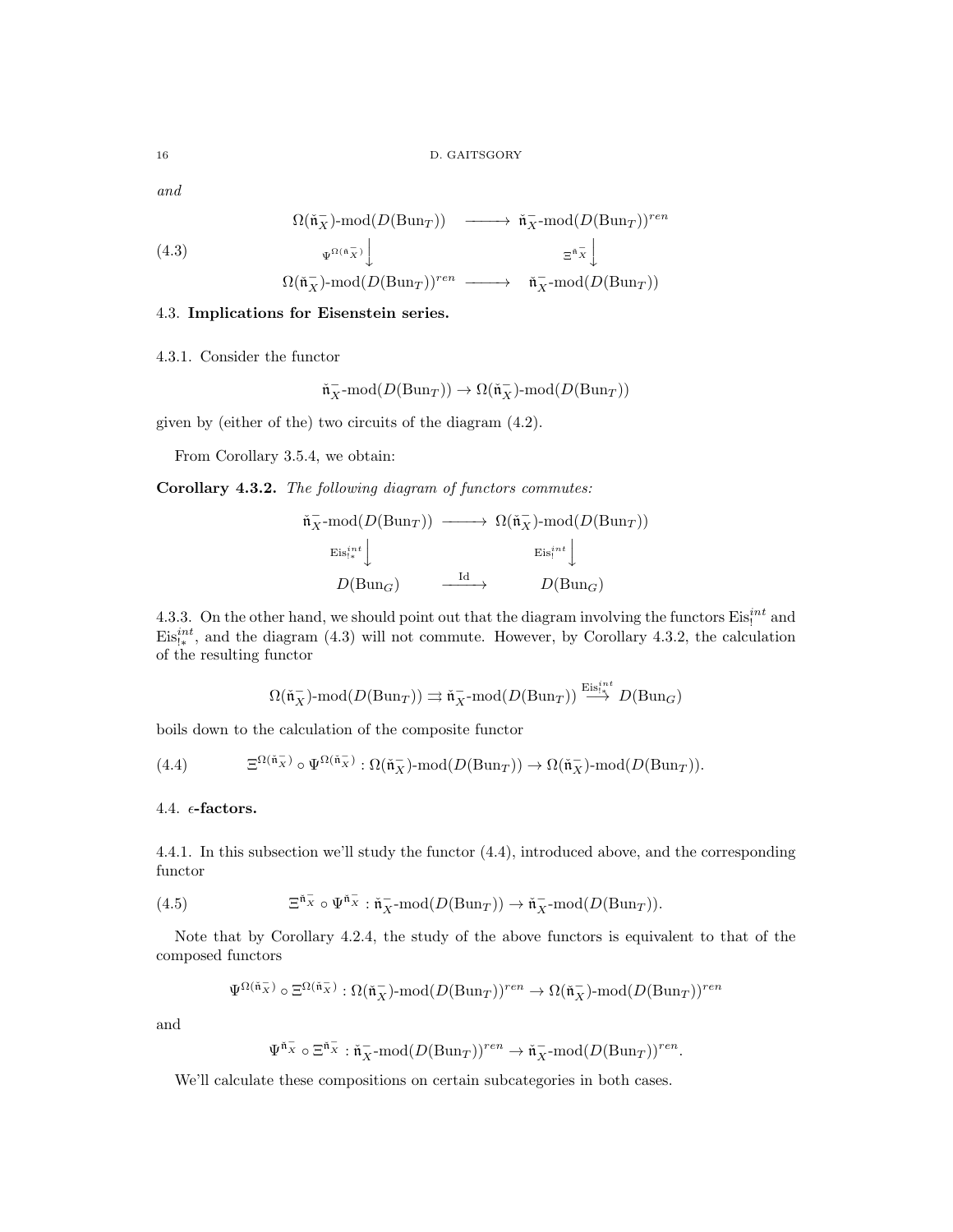*and*

$$
\begin{array}{ccc}
\Omega(\check{\mathfrak{n}}^-_X)\text{-mod}(D(\text{Bun}_T)) & \longrightarrow & \check{\mathfrak{n}}^-_X\text{-mod}(D(\text{Bun}_T))^{ren} \\
{\scriptstyle \Psi^{\Omega(\check{\mathfrak{n}}^-_X)}} \big\downarrow & & \big\downarrow {\scriptstyle \Xi^{\check{\mathfrak{n}}^-_X}} \\
\Omega(\check{\mathfrak{n}}^-_X)\text{-mod}(D(\text{Bun}_T))^{ren} & \longrightarrow & \check{\mathfrak{n}}^-_X\text{-mod}(D(\text{Bun}_T))
\end{array}
\tag{4.3}
$$

## 4.3. Implications for Eisenstein series.

4.3.1. Consider the functor

$$\check{\mathfrak{n}}^-_X\text{-mod}(D(\text{Bun}_T)) \to \Omega(\check{\mathfrak{n}}^-_X)\text{-mod}(D(\text{Bun}_T))$$

given by (either of the) two circuits of the diagram (4.2).

From Corollary 3.5.4, we obtain:

**Corollary 4.3.2.** *The following diagram of functors commutes:*

$$
\begin{array}{ccc}
\check{\mathfrak{n}}^-_X\text{-mod}(D(\text{Bun}_T)) & \longrightarrow & \Omega(\check{\mathfrak{n}}^-_X)\text{-mod}(D(\text{Bun}_T)) \\
{\scriptstyle \text{Eis}^{int}_{!*}} \big\downarrow & & \big\downarrow {\scriptstyle \text{Eis}^{int}_{!}} \\
D(\text{Bun}_G) & \xrightarrow{\text{Id}} & D(\text{Bun}_G)
\end{array}
$$

4.3.3. On the other hand, we should point out that the diagram involving the functors $\text{Eis}^{int}_{!}$ and $\text{Eis}^{int}_{!*}$, and the diagram (4.3) will not commute. However, by Corollary 4.3.2, the calculation of the resulting functor

$$\Omega(\check{\mathfrak{n}}^-_X)\text{-mod}(D(\text{Bun}_T)) \rightrightarrows \check{\mathfrak{n}}^-_X\text{-mod}(D(\text{Bun}_T)) \xrightarrow{\text{Eis}^{int}_{!*}} D(\text{Bun}_G)$$

boils down to the calculation of the composite functor

$$\Xi^{\Omega(\check{\mathfrak{n}}^-_X)} \circ \Psi^{\Omega(\check{\mathfrak{n}}^-_X)} : \Omega(\check{\mathfrak{n}}^-_X)\text{-mod}(D(\text{Bun}_T)) \to \Omega(\check{\mathfrak{n}}^-_X)\text{-mod}(D(\text{Bun}_T)). \tag{4.4}$$

## 4.4. $\epsilon$-factors.

4.4.1. In this subsection we'll study the functor (4.4), introduced above, and the corresponding functor

$$\Xi^{\check{\mathfrak{n}}^-_X} \circ \Psi^{\check{\mathfrak{n}}^-_X} : \check{\mathfrak{n}}^-_X\text{-mod}(D(\text{Bun}_T)) \to \check{\mathfrak{n}}^-_X\text{-mod}(D(\text{Bun}_T)). \tag{4.5}$$

Note that by Corollary 4.2.4, the study of the above functors is equivalent to that of the composed functors

$$\Psi^{\Omega(\check{\mathfrak{n}}^-_X)} \circ \Xi^{\Omega(\check{\mathfrak{n}}^-_X)} : \Omega(\check{\mathfrak{n}}^-_X)\text{-mod}(D(\text{Bun}_T))^{ren} \to \Omega(\check{\mathfrak{n}}^-_X)\text{-mod}(D(\text{Bun}_T))^{ren}$$

and

$$\Psi^{\check{\mathfrak{n}}^-_X} \circ \Xi^{\check{\mathfrak{n}}^-_X} : \check{\mathfrak{n}}^-_X\text{-mod}(D(\text{Bun}_T))^{ren} \to \check{\mathfrak{n}}^-_X\text{-mod}(D(\text{Bun}_T))^{ren}.$$

We'll calculate these compositions on certain subcategories in both cases.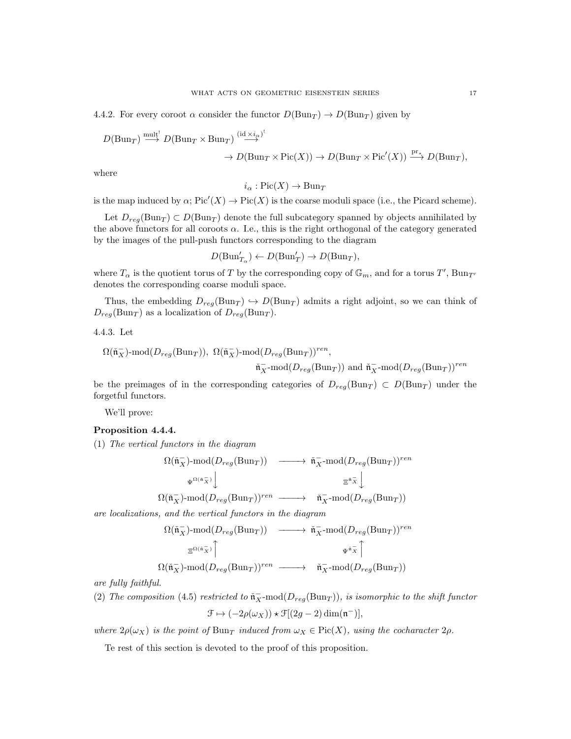4.4.2. For every coroot $\alpha$ consider the functor $D(\mathrm{Bun}_T) \to D(\mathrm{Bun}_T)$ given by

$$D(\mathrm{Bun}_T) \overset{\mathrm{mult}^!}{\longrightarrow} D(\mathrm{Bun}_T \times \mathrm{Bun}_T) \overset{(\mathrm{id} \times i_\alpha)^!}{\longrightarrow}$$
$$\to D(\mathrm{Bun}_T \times \mathrm{Pic}(X)) \to D(\mathrm{Bun}_T \times \mathrm{Pic}'(X)) \overset{\mathrm{pr}_*}{\longrightarrow} D(\mathrm{Bun}_T),$$

where

$$i_\alpha : \mathrm{Pic}(X) \to \mathrm{Bun}_T$$

is the map induced by $\alpha$; $\mathrm{Pic}'(X) \to \mathrm{Pic}(X)$ is the coarse moduli space (i.e., the Picard scheme).

Let $D_{reg}(\mathrm{Bun}_T) \subset D(\mathrm{Bun}_T)$ denote the full subcategory spanned by objects annihilated by the above functors for all coroots $\alpha$. I.e., this is the right orthogonal of the category generated by the images of the pull-push functors corresponding to the diagram

$$D(\mathrm{Bun}'_{T_\alpha}) \leftarrow D(\mathrm{Bun}'_T) \to D(\mathrm{Bun}_T),$$

where $T_\alpha$ is the quotient torus of $T$ by the corresponding copy of $\mathbb{G}_m$, and for a torus $T'$, $\mathrm{Bun}_{T'}$ denotes the corresponding coarse moduli space.

Thus, the embedding $D_{reg}(\mathrm{Bun}_T) \hookrightarrow D(\mathrm{Bun}_T)$ admits a right adjoint, so we can think of $D_{reg}(\mathrm{Bun}_T)$ as a localization of $D_{reg}(\mathrm{Bun}_T)$.

4.4.3. Let

$$\Omega(\check{\mathfrak{n}}^-_X)\text{-mod}(D_{reg}(\mathrm{Bun}_T)),\ \Omega(\check{\mathfrak{n}}^-_X)\text{-mod}(D_{reg}(\mathrm{Bun}_T))^{ren},$$
$$\check{\mathfrak{n}}^-_X\text{-mod}(D_{reg}(\mathrm{Bun}_T)) \text{ and } \check{\mathfrak{n}}^-_X\text{-mod}(D_{reg}(\mathrm{Bun}_T))^{ren}$$

be the preimages of in the corresponding categories of $D_{reg}(\mathrm{Bun}_T) \subset D(\mathrm{Bun}_T)$ under the forgetful functors.

We'll prove:

**Proposition 4.4.4.**

(1) *The vertical functors in the diagram*

$$\begin{array}{ccc}
\Omega(\check{\mathfrak{n}}^-_X)\text{-mod}(D_{reg}(\mathrm{Bun}_T)) & \longrightarrow & \check{\mathfrak{n}}^-_X\text{-mod}(D_{reg}(\mathrm{Bun}_T))^{ren} \\
\Psi^{\Omega(\check{\mathfrak{n}}^-_X)}\Big\downarrow & & \Xi^{\check{\mathfrak{n}}^-_X}\Big\downarrow \\
\Omega(\check{\mathfrak{n}}^-_X)\text{-mod}(D_{reg}(\mathrm{Bun}_T))^{ren} & \longrightarrow & \check{\mathfrak{n}}^-_X\text{-mod}(D_{reg}(\mathrm{Bun}_T))
\end{array}$$

*are localizations, and the vertical functors in the diagram*

$$\begin{array}{ccc}
\Omega(\check{\mathfrak{n}}^-_X)\text{-mod}(D_{reg}(\mathrm{Bun}_T)) & \longrightarrow & \check{\mathfrak{n}}^-_X\text{-mod}(D_{reg}(\mathrm{Bun}_T))^{ren} \\
\Xi^{\Omega(\check{\mathfrak{n}}^-_X)}\Big\uparrow & & \Psi^{\check{\mathfrak{n}}^-_X}\Big\uparrow \\
\Omega(\check{\mathfrak{n}}^-_X)\text{-mod}(D_{reg}(\mathrm{Bun}_T))^{ren} & \longrightarrow & \check{\mathfrak{n}}^-_X\text{-mod}(D_{reg}(\mathrm{Bun}_T))
\end{array}$$

*are fully faithful.*

(2) *The composition* (4.5) *restricted to* $\check{\mathfrak{n}}^-_X\text{-mod}(D_{reg}(\mathrm{Bun}_T))$, *is isomorphic to the shift functor*

$$\mathcal{F} \mapsto (-2\rho(\omega_X)) \star \mathcal{F}[(2g-2)\dim(\mathfrak{n}^-)],$$

*where* $2\rho(\omega_X)$ *is the point of* $\mathrm{Bun}_T$ *induced from* $\omega_X \in \mathrm{Pic}(X)$, *using the cocharacter* $2\rho$.

Te rest of this section is devoted to the proof of this proposition.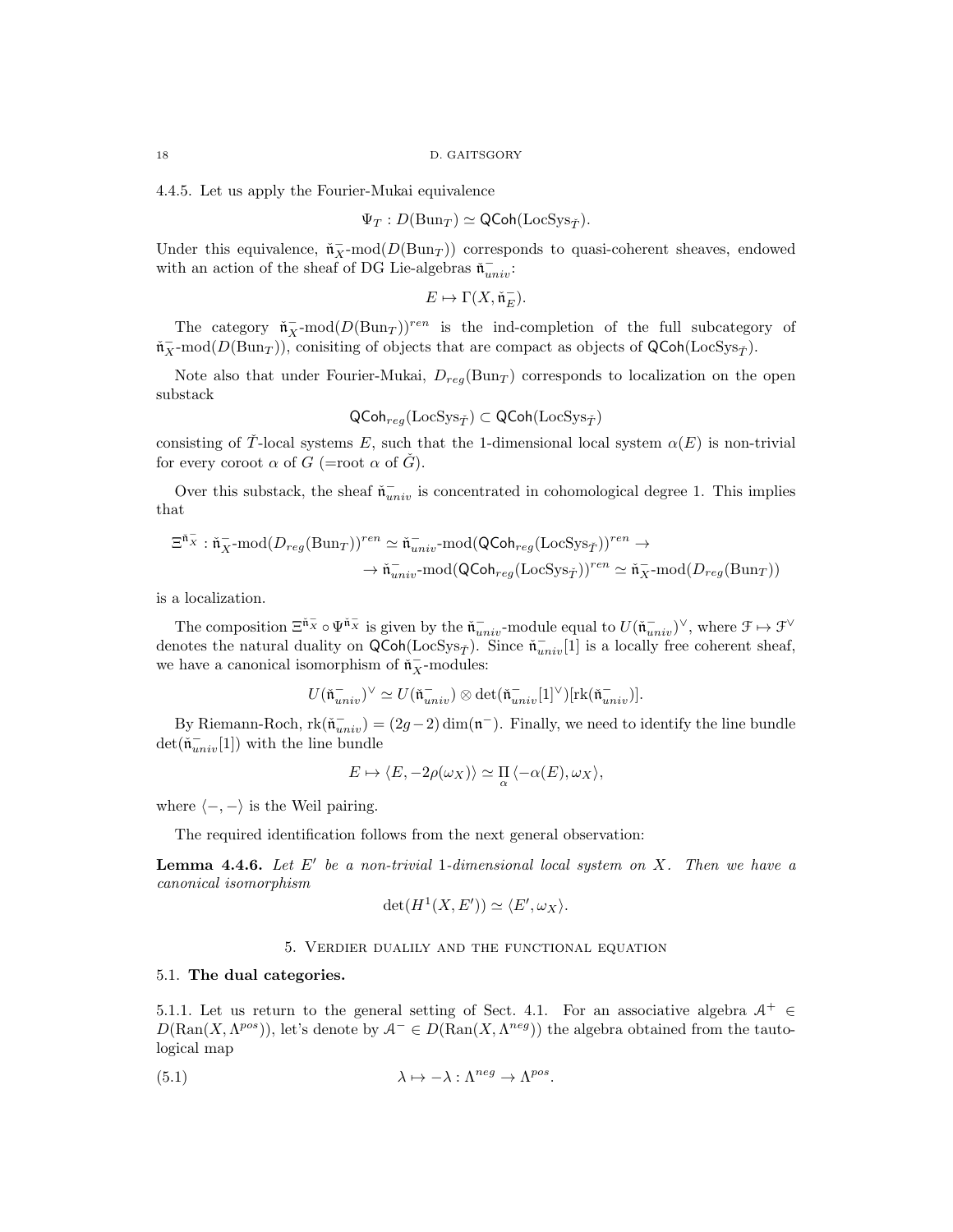4.4.5. Let us apply the Fourier-Mukai equivalence

$$\Psi_T : D(\mathrm{Bun}_T) \simeq \mathsf{QCoh}(\mathrm{LocSys}_{\check{T}}).$$

Under this equivalence, $\check{\mathfrak{n}}^-_X\text{-mod}(D(\mathrm{Bun}_T))$ corresponds to quasi-coherent sheaves, endowed with an action of the sheaf of DG Lie-algebras $\check{\mathfrak{n}}^-_{univ}$:

$$E \mapsto \Gamma(X, \check{\mathfrak{n}}^-_E).$$

The category $\check{\mathfrak{n}}^-_X\text{-mod}(D(\mathrm{Bun}_T))^{ren}$ is the ind-completion of the full subcategory of $\check{\mathfrak{n}}^-_X\text{-mod}(D(\mathrm{Bun}_T))$, conisiting of objects that are compact as objects of $\mathsf{QCoh}(\mathrm{LocSys}_{\check{T}})$.

Note also that under Fourier-Mukai, $D_{reg}(\mathrm{Bun}_T)$ corresponds to localization on the open substack

$$\mathsf{QCoh}_{reg}(\mathrm{LocSys}_{\check{T}}) \subset \mathsf{QCoh}(\mathrm{LocSys}_{\check{T}})$$

consisting of $\check{T}$-local systems $E$, such that the 1-dimensional local system $\alpha(E)$ is non-trivial for every coroot $\alpha$ of $G$ (=root $\alpha$ of $\check{G}$).

Over this substack, the sheaf $\check{\mathfrak{n}}^-_{univ}$ is concentrated in cohomological degree 1. This implies that

$$\begin{aligned}\Xi^{\check{\mathfrak{n}}^-_X} : \check{\mathfrak{n}}^-_X\text{-mod}(D_{reg}(\mathrm{Bun}_T))^{ren} \simeq \check{\mathfrak{n}}^-_{univ}\text{-mod}(\mathsf{QCoh}_{reg}(\mathrm{LocSys}_{\check{T}}))^{ren} \to \\ \to \check{\mathfrak{n}}^-_{univ}\text{-mod}(\mathsf{QCoh}_{reg}(\mathrm{LocSys}_{\check{T}}))^{ren} \simeq \check{\mathfrak{n}}^-_X\text{-mod}(D_{reg}(\mathrm{Bun}_T))\end{aligned}$$

is a localization.

The composition $\Xi^{\check{\mathfrak{n}}^-_X} \circ \Psi^{\check{\mathfrak{n}}^-_X}$ is given by the $\check{\mathfrak{n}}^-_{univ}$-module equal to $U(\check{\mathfrak{n}}^-_{univ})^\vee$, where $\mathcal{F} \mapsto \mathcal{F}^\vee$ denotes the natural duality on $\mathsf{QCoh}(\mathrm{LocSys}_{\check{T}})$. Since $\check{\mathfrak{n}}^-_{univ}[1]$ is a locally free coherent sheaf, we have a canonical isomorphism of $\check{\mathfrak{n}}^-_X$-modules:

$$U(\check{\mathfrak{n}}^-_{univ})^\vee \simeq U(\check{\mathfrak{n}}^-_{univ}) \otimes \det(\check{\mathfrak{n}}^-_{univ}[1]^\vee)[\mathrm{rk}(\check{\mathfrak{n}}^-_{univ})].$$

By Riemann-Roch, $\mathrm{rk}(\check{\mathfrak{n}}^-_{univ}) = (2g-2)\dim(\mathfrak{n}^-)$. Finally, we need to identify the line bundle $\det(\check{\mathfrak{n}}^-_{univ}[1])$ with the line bundle

$$E \mapsto \langle E, -2\rho(\omega_X)\rangle \simeq \prod_{\alpha} \langle -\alpha(E), \omega_X\rangle,$$

where $\langle -, - \rangle$ is the Weil pairing.

The required identification follows from the next general observation:

**Lemma 4.4.6.** *Let $E'$ be a non-trivial 1-dimensional local system on $X$. Then we have a canonical isomorphism*

$$\det(H^1(X, E')) \simeq \langle E', \omega_X \rangle.$$

## 5. Verdier dualily and the functional equation

### 5.1. The dual categories.

5.1.1. Let us return to the general setting of Sect. 4.1. For an associative algebra $\mathcal{A}^+ \in D(\mathrm{Ran}(X, \Lambda^{pos}))$, let's denote by $\mathcal{A}^- \in D(\mathrm{Ran}(X, \Lambda^{neg}))$ the algebra obtained from the tautological map

$$\lambda \mapsto -\lambda : \Lambda^{neg} \to \Lambda^{pos}. \tag{5.1}$$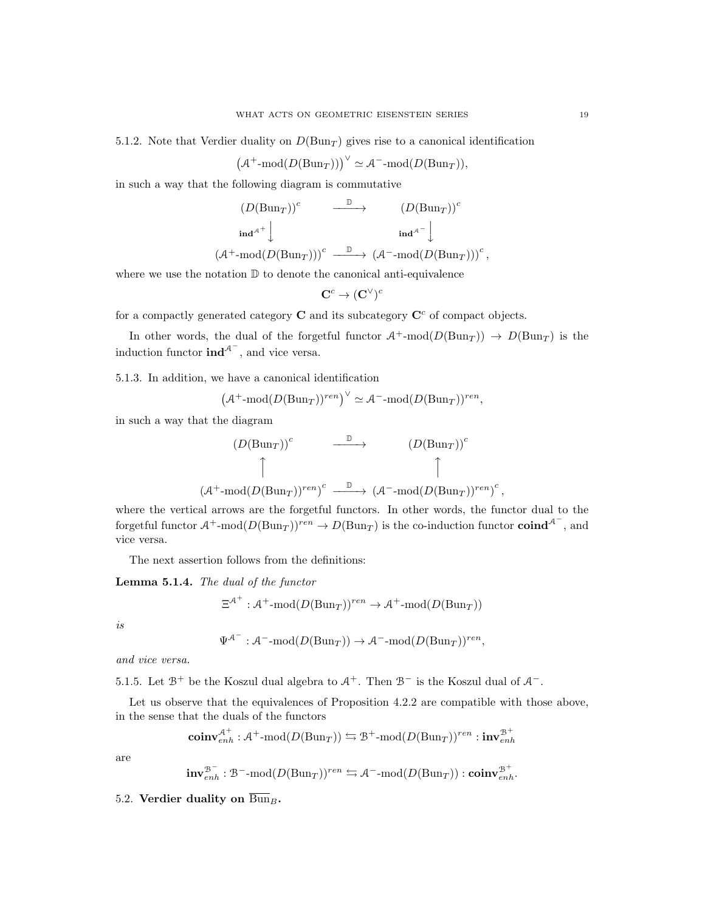5.1.2. Note that Verdier duality on $D(\mathrm{Bun}_T)$ gives rise to a canonical identification

$$\left(\mathcal{A}^+\text{-mod}(D(\mathrm{Bun}_T))\right)^\vee \simeq \mathcal{A}^-\text{-mod}(D(\mathrm{Bun}_T)),$$

in such a way that the following diagram is commutative

$$\begin{array}{ccc}
(D(\mathrm{Bun}_T))^c & \xrightarrow{\mathbb{D}} & (D(\mathrm{Bun}_T))^c \\
{\scriptstyle \mathbf{ind}^{\mathcal{A}^+}}\downarrow & & {\scriptstyle \mathbf{ind}^{\mathcal{A}^-}}\downarrow \\
(\mathcal{A}^+\text{-mod}(D(\mathrm{Bun}_T)))^c & \xrightarrow{\mathbb{D}} & (\mathcal{A}^-\text{-mod}(D(\mathrm{Bun}_T)))^c,
\end{array}$$

where we use the notation $\mathbb{D}$ to denote the canonical anti-equivalence

$$\mathbf{C}^c \to (\mathbf{C}^\vee)^c$$

for a compactly generated category $\mathbf{C}$ and its subcategory $\mathbf{C}^c$ of compact objects.

In other words, the dual of the forgetful functor $\mathcal{A}^+\text{-mod}(D(\mathrm{Bun}_T)) \to D(\mathrm{Bun}_T)$ is the induction functor $\mathbf{ind}^{\mathcal{A}^-}$, and vice versa.

5.1.3. In addition, we have a canonical identification

$$\left(\mathcal{A}^+\text{-mod}(D(\mathrm{Bun}_T))^{ren}\right)^\vee \simeq \mathcal{A}^-\text{-mod}(D(\mathrm{Bun}_T))^{ren},$$

in such a way that the diagram

$$\begin{array}{ccc}
(D(\mathrm{Bun}_T))^c & \xrightarrow{\mathbb{D}} & (D(\mathrm{Bun}_T))^c \\
\uparrow & & \uparrow \\
(\mathcal{A}^+\text{-mod}(D(\mathrm{Bun}_T))^{ren})^c & \xrightarrow{\mathbb{D}} & (\mathcal{A}^-\text{-mod}(D(\mathrm{Bun}_T))^{ren})^c,
\end{array}$$

where the vertical arrows are the forgetful functors. In other words, the functor dual to the forgetful functor $\mathcal{A}^+\text{-mod}(D(\mathrm{Bun}_T))^{ren} \to D(\mathrm{Bun}_T)$ is the co-induction functor $\mathbf{coind}^{\mathcal{A}^-}$, and vice versa.

The next assertion follows from the definitions:

**Lemma 5.1.4.** *The dual of the functor*

$$\Xi^{\mathcal{A}^+} : \mathcal{A}^+\text{-mod}(D(\mathrm{Bun}_T))^{ren} \to \mathcal{A}^+\text{-mod}(D(\mathrm{Bun}_T))$$

*is*

$$\Psi^{\mathcal{A}^-} : \mathcal{A}^-\text{-mod}(D(\mathrm{Bun}_T)) \to \mathcal{A}^-\text{-mod}(D(\mathrm{Bun}_T))^{ren},$$

*and vice versa.*

5.1.5. Let $\mathcal{B}^+$ be the Koszul dual algebra to $\mathcal{A}^+$. Then $\mathcal{B}^-$ is the Koszul dual of $\mathcal{A}^-$.

Let us observe that the equivalences of Proposition 4.2.2 are compatible with those above, in the sense that the duals of the functors

$$\mathbf{coinv}^{\mathcal{A}^+}_{enh} : \mathcal{A}^+\text{-mod}(D(\mathrm{Bun}_T)) \leftrightarrows \mathcal{B}^+\text{-mod}(D(\mathrm{Bun}_T))^{ren} : \mathbf{inv}^{\mathcal{B}^+}_{enh}$$

are

$$\mathbf{inv}^{\mathcal{B}^-}_{enh} : \mathcal{B}^-\text{-mod}(D(\mathrm{Bun}_T))^{ren} \leftrightarrows \mathcal{A}^-\text{-mod}(D(\mathrm{Bun}_T)) : \mathbf{coinv}^{\mathcal{B}^+}_{enh}.$$

### 5.2. Verdier duality on $\overline{\mathrm{Bun}}_B$.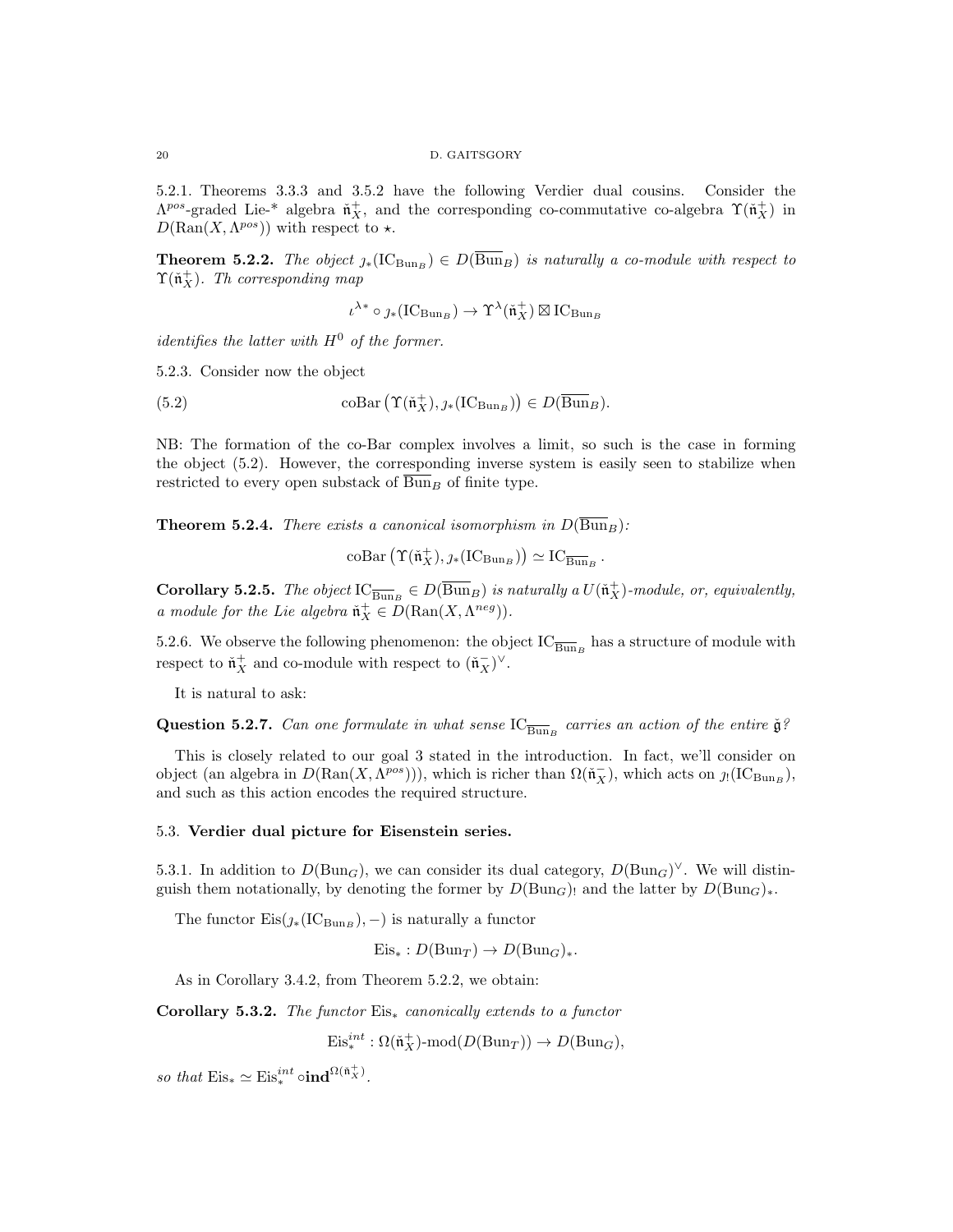5.2.1. Theorems 3.3.3 and 3.5.2 have the following Verdier dual cousins. Consider the $\Lambda^{pos}$-graded Lie-* algebra $\check{\mathfrak{n}}_X^+$, and the corresponding co-commutative co-algebra $\Upsilon(\check{\mathfrak{n}}_X^+)$ in $D(\text{Ran}(X,\Lambda^{pos}))$ with respect to $\star$.

**Theorem 5.2.2.** *The object $\jmath_*(\text{IC}_{\text{Bun}_B}) \in D(\overline{\text{Bun}}_B)$ is naturally a co-module with respect to $\Upsilon(\check{\mathfrak{n}}_X^+)$. Th corresponding map*

$$\iota^{\lambda *} \circ \jmath_*(\text{IC}_{\text{Bun}_B}) \to \Upsilon^\lambda(\check{\mathfrak{n}}_X^+) \boxtimes \text{IC}_{\text{Bun}_B}$$

*identifies the latter with $H^0$ of the former.*

5.2.3. Consider now the object

$$\text{coBar}\left(\Upsilon(\check{\mathfrak{n}}_X^+), \jmath_*(\text{IC}_{\text{Bun}_B})\right) \in D(\overline{\text{Bun}}_B). \tag{5.2}$$

NB: The formation of the co-Bar complex involves a limit, so such is the case in forming the object (5.2). However, the corresponding inverse system is easily seen to stabilize when restricted to every open substack of $\overline{\text{Bun}}_B$ of finite type.

**Theorem 5.2.4.** *There exists a canonical isomorphism in $D(\overline{\text{Bun}}_B)$:*

$$\text{coBar}\left(\Upsilon(\check{\mathfrak{n}}_X^+), \jmath_*(\text{IC}_{\text{Bun}_B})\right) \simeq \text{IC}_{\overline{\text{Bun}}_B}.$$

**Corollary 5.2.5.** *The object $\text{IC}_{\overline{\text{Bun}}_B} \in D(\overline{\text{Bun}}_B)$ is naturally a $U(\check{\mathfrak{n}}_X^+)$-module, or, equivalently, a module for the Lie algebra $\check{\mathfrak{n}}_X^+ \in D(\text{Ran}(X,\Lambda^{neg}))$.*

5.2.6. We observe the following phenomenon: the object $\text{IC}_{\overline{\text{Bun}}_B}$ has a structure of module with respect to $\check{\mathfrak{n}}_X^+$ and co-module with respect to $(\check{\mathfrak{n}}_X^-)^\vee$.

It is natural to ask:

**Question 5.2.7.** *Can one formulate in what sense $\text{IC}_{\overline{\text{Bun}}_B}$ carries an action of the entire $\check{\mathfrak{g}}$?*

This is closely related to our goal 3 stated in the introduction. In fact, we'll consider on object (an algebra in $D(\text{Ran}(X,\Lambda^{pos}))$), which is richer than $\Omega(\check{\mathfrak{n}}_X^-)$, which acts on $\jmath_!(\text{IC}_{\text{Bun}_B})$, and such as this action encodes the required structure.

### 5.3. Verdier dual picture for Eisenstein series.

5.3.1. In addition to $D(\text{Bun}_G)$, we can consider its dual category, $D(\text{Bun}_G)^\vee$. We will distinguish them notationally, by denoting the former by $D(\text{Bun}_G)_!$ and the latter by $D(\text{Bun}_G)_*$.

The functor $\text{Eis}(\jmath_*(\text{IC}_{\text{Bun}_B}), -)$ is naturally a functor

$$\text{Eis}_* : D(\text{Bun}_T) \to D(\text{Bun}_G)_*.$$

As in Corollary 3.4.2, from Theorem 5.2.2, we obtain:

**Corollary 5.3.2.** *The functor $\text{Eis}_*$ canonically extends to a functor*

$$\text{Eis}_*^{int} : \Omega(\check{\mathfrak{n}}_X^+)\text{-mod}(D(\text{Bun}_T)) \to D(\text{Bun}_G),$$

*so that $\text{Eis}_* \simeq \text{Eis}_*^{int} \circ \mathbf{ind}^{\Omega(\check{\mathfrak{n}}_X^+)}$.*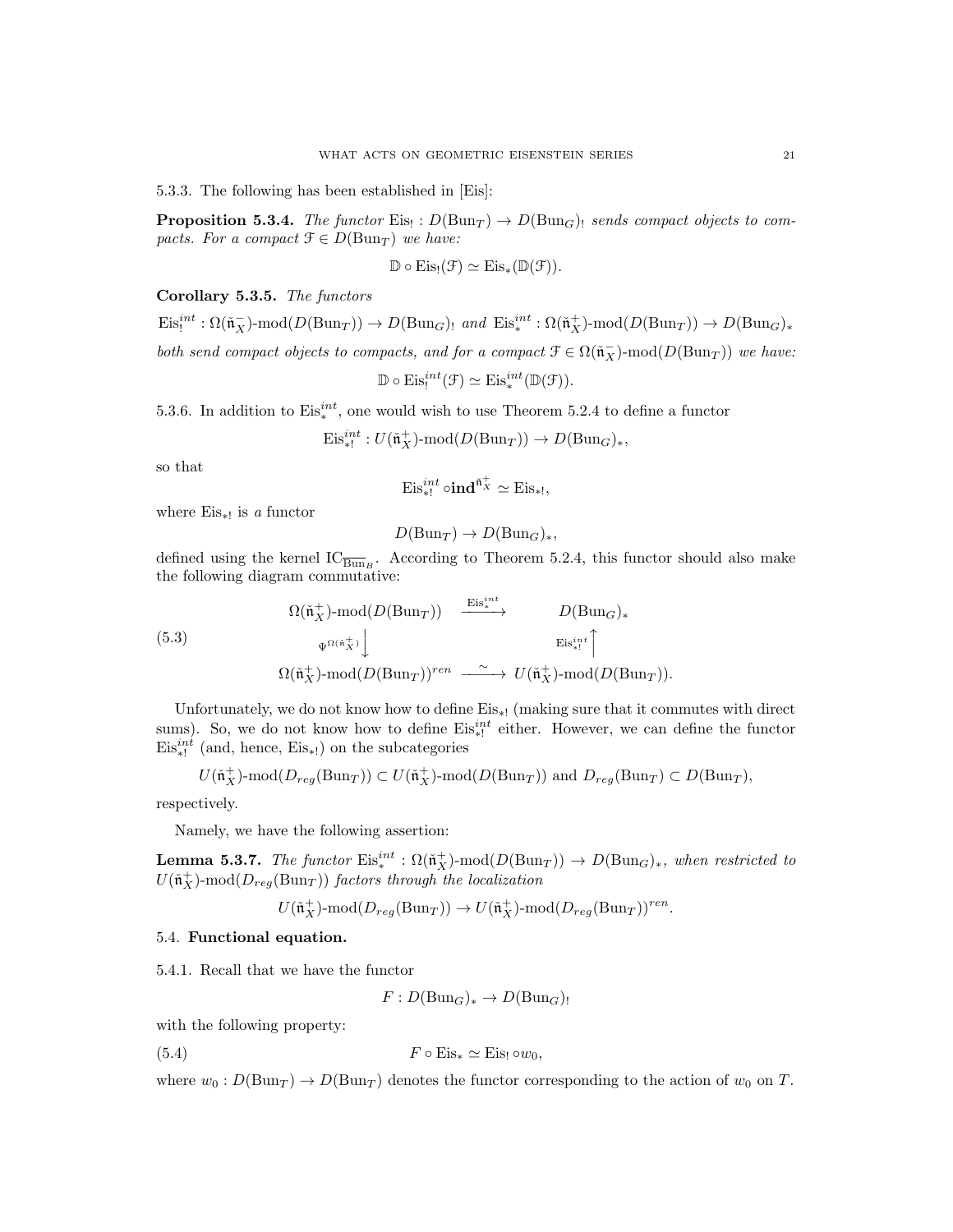5.3.3. The following has been established in [Eis]:

**Proposition 5.3.4.** *The functor* $\mathrm{Eis}_! : D(\mathrm{Bun}_T) \to D(\mathrm{Bun}_G)_!$ *sends compact objects to compacts. For a compact* $\mathcal{F} \in D(\mathrm{Bun}_T)$ *we have:*

$$\mathbb{D} \circ \mathrm{Eis}_!(\mathcal{F}) \simeq \mathrm{Eis}_*(\mathbb{D}(\mathcal{F})).$$

**Corollary 5.3.5.** *The functors*

$\mathrm{Eis}_!^{int} : \Omega(\check{\mathfrak{n}}_X^-)\text{-mod}(D(\mathrm{Bun}_T)) \to D(\mathrm{Bun}_G)_!$ *and* $\mathrm{Eis}_*^{int} : \Omega(\check{\mathfrak{n}}_X^+)\text{-mod}(D(\mathrm{Bun}_T)) \to D(\mathrm{Bun}_G)_*$

*both send compact objects to compacts, and for a compact* $\mathcal{F} \in \Omega(\check{\mathfrak{n}}_X^-)\text{-mod}(D(\mathrm{Bun}_T))$ *we have:*

$$\mathbb{D} \circ \mathrm{Eis}_!^{int}(\mathcal{F}) \simeq \mathrm{Eis}_*^{int}(\mathbb{D}(\mathcal{F})).$$

5.3.6. In addition to $\mathrm{Eis}_*^{int}$, one would wish to use Theorem 5.2.4 to define a functor

$$\mathrm{Eis}_{*!}^{int} : U(\check{\mathfrak{n}}_X^+)\text{-mod}(D(\mathrm{Bun}_T)) \to D(\mathrm{Bun}_G)_*,$$

so that

$$\mathrm{Eis}_{*!}^{int} \circ \mathbf{ind}^{\check{\mathfrak{n}}_X^+} \simeq \mathrm{Eis}_{*!},$$

where $\mathrm{Eis}_{*!}$ is *a* functor

$$D(\mathrm{Bun}_T) \to D(\mathrm{Bun}_G)_*,$$

defined using the kernel $\mathrm{IC}_{\overline{\mathrm{Bun}}_B}$. According to Theorem 5.2.4, this functor should also make the following diagram commutative:

$$(5.3) \qquad \begin{array}{ccc} \Omega(\check{\mathfrak{n}}_X^+)\text{-mod}(D(\mathrm{Bun}_T)) & \xrightarrow{\mathrm{Eis}_*^{int}} & D(\mathrm{Bun}_G)_* \\ {\scriptstyle \Psi^{\Omega(\check{\mathfrak{n}}_X^+)}} \Big\downarrow & & \Big\uparrow {\scriptstyle \mathrm{Eis}_{*!}^{int}} \\ \Omega(\check{\mathfrak{n}}_X^+)\text{-mod}(D(\mathrm{Bun}_T))^{ren} & \xrightarrow{\sim} & U(\check{\mathfrak{n}}_X^+)\text{-mod}(D(\mathrm{Bun}_T)). \end{array}$$

Unfortunately, we do not know how to define $\mathrm{Eis}_{*!}$ (making sure that it commutes with direct sums). So, we do not know how to define $\mathrm{Eis}_{*!}^{int}$ either. However, we can define the functor $\mathrm{Eis}_{*!}^{int}$ (and, hence, $\mathrm{Eis}_{*!}$) on the subcategories

$$U(\check{\mathfrak{n}}_X^+)\text{-mod}(D_{reg}(\mathrm{Bun}_T)) \subset U(\check{\mathfrak{n}}_X^+)\text{-mod}(D(\mathrm{Bun}_T)) \text{ and } D_{reg}(\mathrm{Bun}_T) \subset D(\mathrm{Bun}_T),$$

respectively.

Namely, we have the following assertion:

**Lemma 5.3.7.** *The functor* $\mathrm{Eis}_*^{int} : \Omega(\check{\mathfrak{n}}_X^+)\text{-mod}(D(\mathrm{Bun}_T)) \to D(\mathrm{Bun}_G)_*$*, when restricted to* $U(\check{\mathfrak{n}}_X^+)\text{-mod}(D_{reg}(\mathrm{Bun}_T))$ *factors through the localization*

$$U(\check{\mathfrak{n}}_X^+)\text{-mod}(D_{reg}(\mathrm{Bun}_T)) \to U(\check{\mathfrak{n}}_X^+)\text{-mod}(D_{reg}(\mathrm{Bun}_T))^{ren}.$$

## 5.4. Functional equation.

5.4.1. Recall that we have the functor

$$F : D(\mathrm{Bun}_G)_* \to D(\mathrm{Bun}_G)_!$$

with the following property:

$$(5.4) \qquad F \circ \mathrm{Eis}_* \simeq \mathrm{Eis}_! \circ w_0,$$

where $w_0 : D(\mathrm{Bun}_T) \to D(\mathrm{Bun}_T)$ denotes the functor corresponding to the action of $w_0$ on $T$.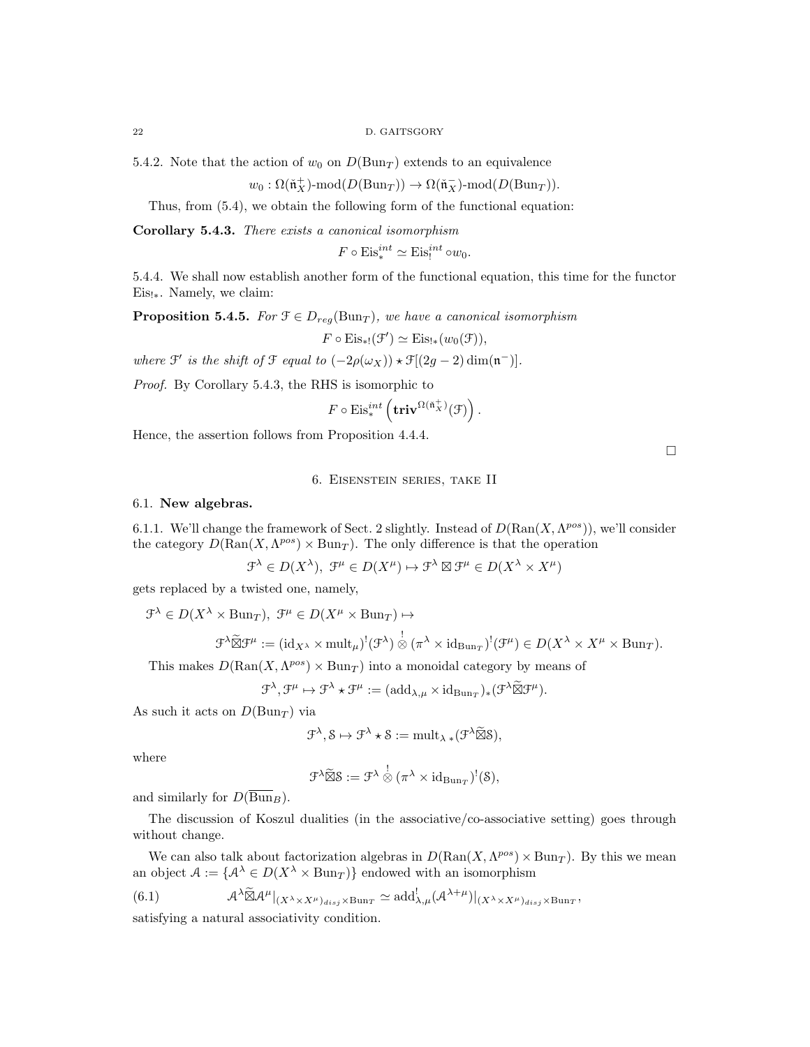5.4.2. Note that the action of $w_0$ on $D(\mathrm{Bun}_T)$ extends to an equivalence

$$w_0 : \Omega(\check{\mathfrak{n}}_X^+)\text{-mod}(D(\mathrm{Bun}_T)) \to \Omega(\check{\mathfrak{n}}_X^-)\text{-mod}(D(\mathrm{Bun}_T)).$$

Thus, from (5.4), we obtain the following form of the functional equation:

**Corollary 5.4.3.** *There exists a canonical isomorphism*

$$F \circ \mathrm{Eis}_*^{int} \simeq \mathrm{Eis}_!^{int} \circ w_0.$$

5.4.4. We shall now establish another form of the functional equation, this time for the functor $\mathrm{Eis}_{!*}$. Namely, we claim:

**Proposition 5.4.5.** *For $\mathcal{F} \in D_{reg}(\mathrm{Bun}_T)$, we have a canonical isomorphism*

$$F \circ \mathrm{Eis}_{*!}(\mathcal{F}') \simeq \mathrm{Eis}_{!*}(w_0(\mathcal{F})),$$

*where $\mathcal{F}'$ is the shift of $\mathcal{F}$ equal to $(-2\rho(\omega_X)) \star \mathcal{F}[(2g-2)\dim(\mathfrak{n}^-)]$.*

*Proof.* By Corollary 5.4.3, the RHS is isomorphic to

$$F \circ \mathrm{Eis}_*^{int}\left(\mathbf{triv}^{\Omega(\check{\mathfrak{n}}_X^+)}(\mathcal{F})\right).$$

Hence, the assertion follows from Proposition 4.4.4.

□

## 6. Eisenstein series, take II

### 6.1. New algebras.

6.1.1. We'll change the framework of Sect. 2 slightly. Instead of $D(\mathrm{Ran}(X, \Lambda^{pos}))$, we'll consider the category $D(\mathrm{Ran}(X, \Lambda^{pos}) \times \mathrm{Bun}_T)$. The only difference is that the operation

$$\mathcal{F}^\lambda \in D(X^\lambda),\ \mathcal{F}^\mu \in D(X^\mu) \mapsto \mathcal{F}^\lambda \boxtimes \mathcal{F}^\mu \in D(X^\lambda \times X^\mu)$$

gets replaced by a twisted one, namely,

$$\mathcal{F}^\lambda \in D(X^\lambda \times \mathrm{Bun}_T),\ \mathcal{F}^\mu \in D(X^\mu \times \mathrm{Bun}_T) \mapsto$$

$$\mathcal{F}^\lambda \widetilde{\boxtimes} \mathcal{F}^\mu := (\mathrm{id}_{X^\lambda} \times \mathrm{mult}_\mu)^!(\mathcal{F}^\lambda) \overset{!}{\otimes} (\pi^\lambda \times \mathrm{id}_{\mathrm{Bun}_T})^!(\mathcal{F}^\mu) \in D(X^\lambda \times X^\mu \times \mathrm{Bun}_T).$$

This makes $D(\mathrm{Ran}(X, \Lambda^{pos}) \times \mathrm{Bun}_T)$ into a monoidal category by means of

$$\mathcal{F}^\lambda, \mathcal{F}^\mu \mapsto \mathcal{F}^\lambda \star \mathcal{F}^\mu := (\mathrm{add}_{\lambda,\mu} \times \mathrm{id}_{\mathrm{Bun}_T})_*(\mathcal{F}^\lambda \widetilde{\boxtimes} \mathcal{F}^\mu).$$

As such it acts on $D(\mathrm{Bun}_T)$ via

$$\mathcal{F}^\lambda, \mathcal{S} \mapsto \mathcal{F}^\lambda \star \mathcal{S} := \mathrm{mult}_{\lambda\,*}(\mathcal{F}^\lambda \widetilde{\boxtimes} \mathcal{S}),$$

where

$$\mathcal{F}^\lambda \widetilde{\boxtimes} \mathcal{S} := \mathcal{F}^\lambda \overset{!}{\otimes} (\pi^\lambda \times \mathrm{id}_{\mathrm{Bun}_T})^!(\mathcal{S}),$$

and similarly for $D(\overline{\mathrm{Bun}}_B)$.

The discussion of Koszul dualities (in the associative/co-associative setting) goes through without change.

We can also talk about factorization algebras in $D(\mathrm{Ran}(X, \Lambda^{pos}) \times \mathrm{Bun}_T)$. By this we mean an object $\mathcal{A} := \{\mathcal{A}^\lambda \in D(X^\lambda \times \mathrm{Bun}_T)\}$ endowed with an isomorphism

$$\mathcal{A}^\lambda \widetilde{\boxtimes} \mathcal{A}^\mu|_{(X^\lambda \times X^\mu)_{disj} \times \mathrm{Bun}_T} \simeq \mathrm{add}_{\lambda,\mu}^!(\mathcal{A}^{\lambda+\mu})|_{(X^\lambda \times X^\mu)_{disj} \times \mathrm{Bun}_T}, \tag{6.1}$$

satisfying a natural associativity condition.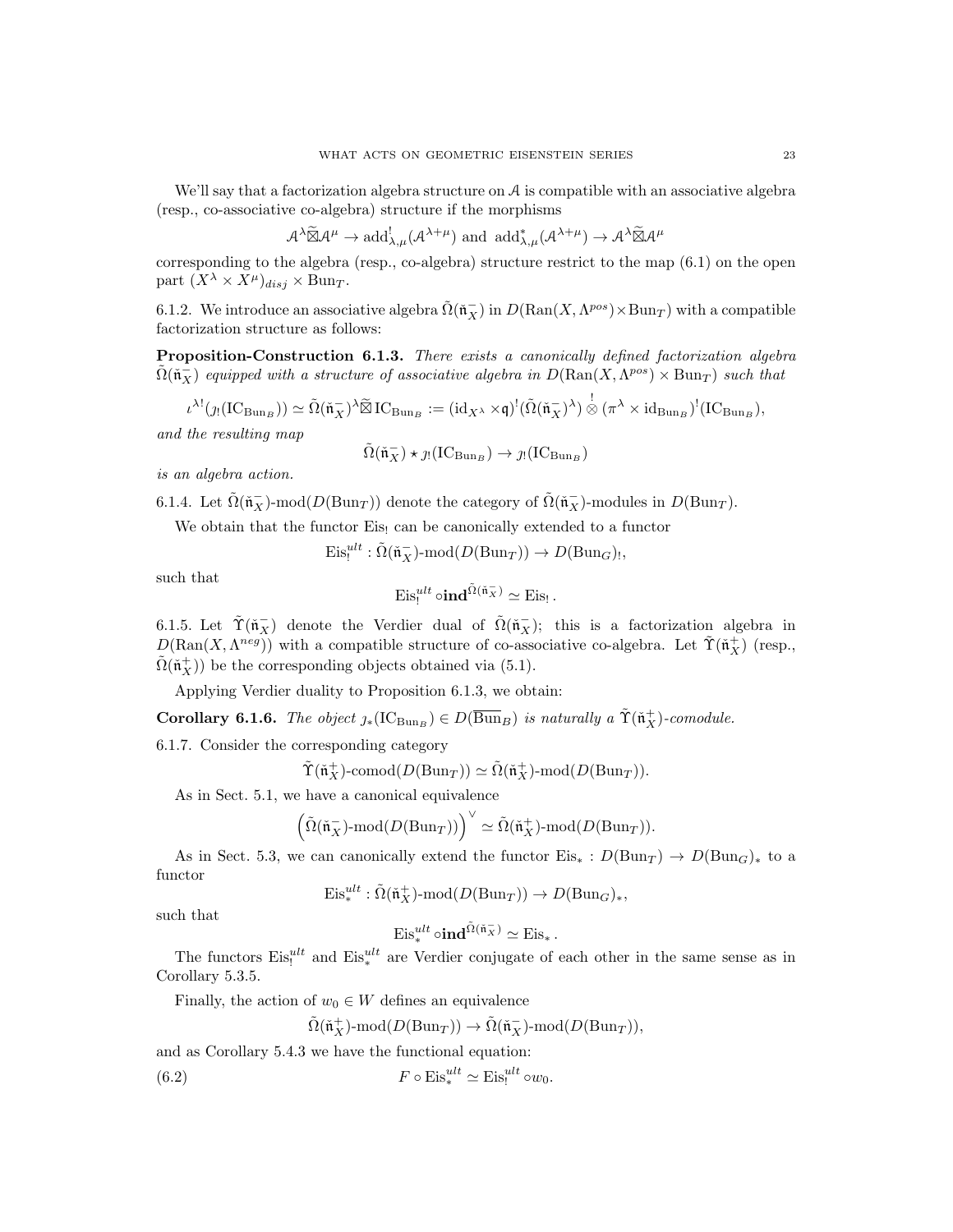We'll say that a factorization algebra structure on $\mathcal{A}$ is compatible with an associative algebra (resp., co-associative co-algebra) structure if the morphisms

$$\mathcal{A}^\lambda \widetilde{\boxtimes} \mathcal{A}^\mu \to \mathrm{add}^!_{\lambda,\mu}(\mathcal{A}^{\lambda+\mu}) \text{ and } \mathrm{add}^*_{\lambda,\mu}(\mathcal{A}^{\lambda+\mu}) \to \mathcal{A}^\lambda \widetilde{\boxtimes} \mathcal{A}^\mu$$

corresponding to the algebra (resp., co-algebra) structure restrict to the map (6.1) on the open part $(X^\lambda \times X^\mu)_{disj} \times \mathrm{Bun}_T$.

6.1.2. We introduce an associative algebra $\tilde{\Omega}(\check{\mathfrak{n}}^-_X)$ in $D(\mathrm{Ran}(X, \Lambda^{pos}) \times \mathrm{Bun}_T)$ with a compatible factorization structure as follows:

**Proposition-Construction 6.1.3.** *There exists a canonically defined factorization algebra $\tilde{\Omega}(\check{\mathfrak{n}}^-_X)$ equipped with a structure of associative algebra in $D(\mathrm{Ran}(X, \Lambda^{pos}) \times \mathrm{Bun}_T)$ such that*

$$\iota^{\lambda !}(\jmath_!(\mathrm{IC}_{\mathrm{Bun}_B})) \simeq \tilde{\Omega}(\check{\mathfrak{n}}^-_X)^\lambda \widetilde{\boxtimes} \, \mathrm{IC}_{\mathrm{Bun}_B} := (\mathrm{id}_{X^\lambda} \times \mathfrak{q})^!(\tilde{\Omega}(\check{\mathfrak{n}}^-_X)^\lambda) \overset{!}{\otimes} (\pi^\lambda \times \mathrm{id}_{\mathrm{Bun}_B})^!(\mathrm{IC}_{\mathrm{Bun}_B}),$$

*and the resulting map*

$$\tilde{\Omega}(\check{\mathfrak{n}}^-_X) \star \jmath_!(\mathrm{IC}_{\mathrm{Bun}_B}) \to \jmath_!(\mathrm{IC}_{\mathrm{Bun}_B})$$

*is an algebra action.*

6.1.4. Let $\tilde{\Omega}(\check{\mathfrak{n}}^-_X)\text{-mod}(D(\mathrm{Bun}_T))$ denote the category of $\tilde{\Omega}(\check{\mathfrak{n}}^-_X)$-modules in $D(\mathrm{Bun}_T)$.

We obtain that the functor $\mathrm{Eis}_!$ can be canonically extended to a functor

$$\mathrm{Eis}^{ult}_! : \tilde{\Omega}(\check{\mathfrak{n}}^-_X)\text{-mod}(D(\mathrm{Bun}_T)) \to D(\mathrm{Bun}_G)_!,$$

such that

$$\mathrm{Eis}^{ult}_! \circ \mathbf{ind}^{\tilde{\Omega}(\check{\mathfrak{n}}^-_X)} \simeq \mathrm{Eis}_! \, .$$

6.1.5. Let $\tilde{\Upsilon}(\check{\mathfrak{n}}^-_X)$ denote the Verdier dual of $\tilde{\Omega}(\check{\mathfrak{n}}^-_X)$; this is a factorization algebra in $D(\mathrm{Ran}(X, \Lambda^{neg}))$ with a compatible structure of co-associative co-algebra. Let $\tilde{\Upsilon}(\check{\mathfrak{n}}^+_X)$ (resp., $\tilde{\Omega}(\check{\mathfrak{n}}^+_X)$) be the corresponding objects obtained via (5.1).

Applying Verdier duality to Proposition 6.1.3, we obtain:

**Corollary 6.1.6.** *The object $\jmath_*(\mathrm{IC}_{\mathrm{Bun}_B}) \in D(\overline{\mathrm{Bun}}_B)$ is naturally a $\tilde{\Upsilon}(\check{\mathfrak{n}}^+_X)$-comodule.*

6.1.7. Consider the corresponding category

$$\tilde{\Upsilon}(\check{\mathfrak{n}}^+_X)\text{-comod}(D(\mathrm{Bun}_T)) \simeq \tilde{\Omega}(\check{\mathfrak{n}}^+_X)\text{-mod}(D(\mathrm{Bun}_T)).$$

As in Sect. 5.1, we have a canonical equivalence

$$\Big(\tilde{\Omega}(\check{\mathfrak{n}}^-_X)\text{-mod}(D(\mathrm{Bun}_T))\Big)^\vee \simeq \tilde{\Omega}(\check{\mathfrak{n}}^+_X)\text{-mod}(D(\mathrm{Bun}_T)).$$

As in Sect. 5.3, we can canonically extend the functor $\mathrm{Eis}_* : D(\mathrm{Bun}_T) \to D(\mathrm{Bun}_G)_*$ to a functor

$$\mathrm{Eis}^{ult}_* : \tilde{\Omega}(\check{\mathfrak{n}}^+_X)\text{-mod}(D(\mathrm{Bun}_T)) \to D(\mathrm{Bun}_G)_*,$$

such that

$$\mathrm{Eis}^{ult}_* \circ \mathbf{ind}^{\tilde{\Omega}(\check{\mathfrak{n}}^-_X)} \simeq \mathrm{Eis}_* \, .$$

The functors $\mathrm{Eis}^{ult}_!$ and $\mathrm{Eis}^{ult}_*$ are Verdier conjugate of each other in the same sense as in Corollary 5.3.5.

Finally, the action of $w_0 \in W$ defines an equivalence

$$\tilde{\Omega}(\check{\mathfrak{n}}^+_X)\text{-mod}(D(\mathrm{Bun}_T)) \to \tilde{\Omega}(\check{\mathfrak{n}}^-_X)\text{-mod}(D(\mathrm{Bun}_T)),$$

and as Corollary 5.4.3 we have the functional equation:

$$F \circ \mathrm{Eis}^{ult}_* \simeq \mathrm{Eis}^{ult}_! \circ w_0. \tag{6.2}$$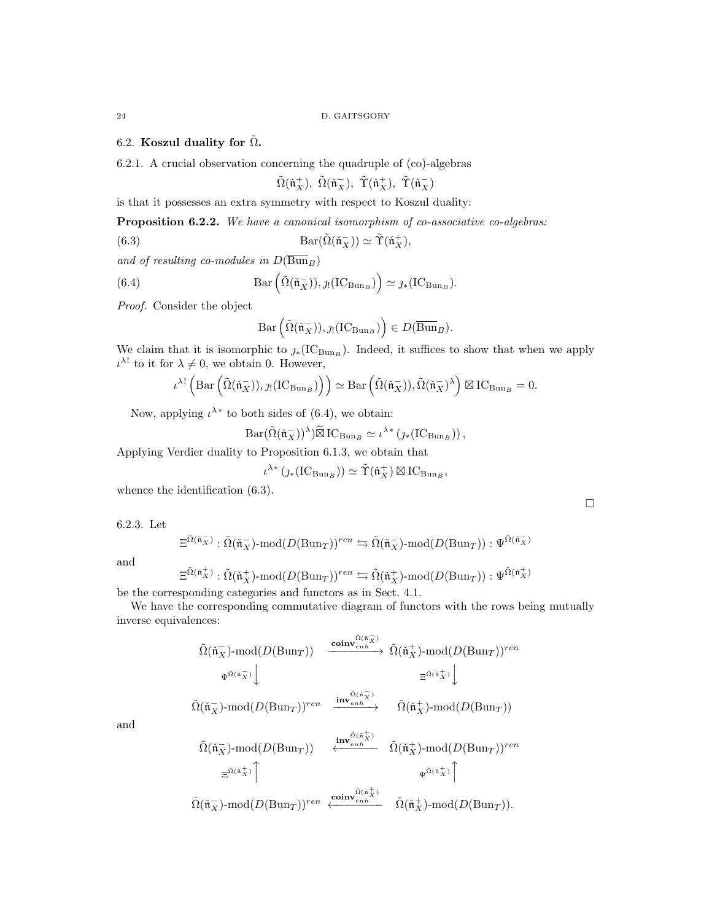## 6.2. Koszul duality for $\tilde{\Omega}$.

6.2.1. A crucial observation concerning the quadruple of (co)-algebras

$$\tilde{\Omega}(\check{\mathfrak{n}}^+_X),\ \tilde{\Omega}(\check{\mathfrak{n}}^-_X),\ \tilde{\Upsilon}(\check{\mathfrak{n}}^+_X),\ \tilde{\Upsilon}(\check{\mathfrak{n}}^-_X)$$

is that it possesses an extra symmetry with respect to Koszul duality:

**Proposition 6.2.2.** *We have a canonical isomorphism of co-associative co-algebras:*

$$\mathrm{Bar}(\tilde{\Omega}(\check{\mathfrak{n}}^-_X)) \simeq \tilde{\Upsilon}(\check{\mathfrak{n}}^+_X), \tag{6.3}$$

*and of resulting co-modules in* $D(\overline{\mathrm{Bun}}_B)$

$$\mathrm{Bar}\left(\tilde{\Omega}(\check{\mathfrak{n}}^-_X)), \jmath_!(\mathrm{IC}_{\mathrm{Bun}_B})\right) \simeq \jmath_*(\mathrm{IC}_{\mathrm{Bun}_B}). \tag{6.4}$$

*Proof.* Consider the object

$$\mathrm{Bar}\left(\tilde{\Omega}(\check{\mathfrak{n}}^-_X)), \jmath_!(\mathrm{IC}_{\mathrm{Bun}_B})\right) \in D(\overline{\mathrm{Bun}}_B).$$

We claim that it is isomorphic to $\jmath_*(\mathrm{IC}_{\mathrm{Bun}_B})$. Indeed, it suffices to show that when we apply $\iota^{\lambda !}$ to it for $\lambda \neq 0$, we obtain 0. However,

$$\iota^{\lambda !}\left(\mathrm{Bar}\left(\tilde{\Omega}(\check{\mathfrak{n}}^-_X)), \jmath_!(\mathrm{IC}_{\mathrm{Bun}_B})\right)\right) \simeq \mathrm{Bar}\left(\tilde{\Omega}(\check{\mathfrak{n}}^-_X)), \tilde{\Omega}(\check{\mathfrak{n}}^-_X)^\lambda\right) \boxtimes \mathrm{IC}_{\mathrm{Bun}_B} = 0.$$

Now, applying $\iota^{\lambda *}$ to both sides of (6.4), we obtain:

$$\mathrm{Bar}(\tilde{\Omega}(\check{\mathfrak{n}}^-_X))^\lambda)\tilde{\boxtimes}\,\mathrm{IC}_{\mathrm{Bun}_B} \simeq \iota^{\lambda *}\left(\jmath_*(\mathrm{IC}_{\mathrm{Bun}_B})\right),$$

Applying Verdier duality to Proposition 6.1.3, we obtain that

$$\iota^{\lambda *}\left(\jmath_*(\mathrm{IC}_{\mathrm{Bun}_B})\right) \simeq \tilde{\Upsilon}(\check{\mathfrak{n}}^+_X) \boxtimes \mathrm{IC}_{\mathrm{Bun}_B},$$

whence the identification (6.3).

□

6.2.3. Let

$$\Xi^{\tilde{\Omega}(\check{\mathfrak{n}}^-_X)} : \tilde{\Omega}(\check{\mathfrak{n}}^-_X)\text{-mod}(D(\mathrm{Bun}_T))^{ren} \leftrightarrows \tilde{\Omega}(\check{\mathfrak{n}}^-_X)\text{-mod}(D(\mathrm{Bun}_T)) : \Psi^{\tilde{\Omega}(\check{\mathfrak{n}}^-_X)}$$

and

$$\Xi^{\tilde{\Omega}(\check{\mathfrak{n}}^+_X)} : \tilde{\Omega}(\check{\mathfrak{n}}^+_X)\text{-mod}(D(\mathrm{Bun}_T))^{ren} \leftrightarrows \tilde{\Omega}(\check{\mathfrak{n}}^+_X)\text{-mod}(D(\mathrm{Bun}_T)) : \Psi^{\tilde{\Omega}(\check{\mathfrak{n}}^+_X)}$$

be the corresponding categories and functors as in Sect. 4.1.

We have the corresponding commutative diagram of functors with the rows being mutually inverse equivalences:

$$\begin{array}{ccc}
\tilde{\Omega}(\check{\mathfrak{n}}^-_X)\text{-mod}(D(\mathrm{Bun}_T)) & \xrightarrow{\mathbf{coinv}_{enh}^{\tilde{\Omega}(\check{\mathfrak{n}}^-_X)}} & \tilde{\Omega}(\check{\mathfrak{n}}^+_X)\text{-mod}(D(\mathrm{Bun}_T))^{ren} \\
\Big\downarrow{\scriptstyle \Psi^{\tilde{\Omega}(\check{\mathfrak{n}}^-_X)}} & & \Big\downarrow{\scriptstyle \Xi^{\tilde{\Omega}(\check{\mathfrak{n}}^+_X)}} \\
\tilde{\Omega}(\check{\mathfrak{n}}^-_X)\text{-mod}(D(\mathrm{Bun}_T))^{ren} & \xrightarrow{\mathbf{inv}_{enh}^{\tilde{\Omega}(\check{\mathfrak{n}}^-_X)}} & \tilde{\Omega}(\check{\mathfrak{n}}^+_X)\text{-mod}(D(\mathrm{Bun}_T))
\end{array}$$

and

$$\begin{array}{ccc}
\tilde{\Omega}(\check{\mathfrak{n}}^-_X)\text{-mod}(D(\mathrm{Bun}_T)) & \xleftarrow{\mathbf{inv}_{enh}^{\tilde{\Omega}(\check{\mathfrak{n}}^+_X)}} & \tilde{\Omega}(\check{\mathfrak{n}}^+_X)\text{-mod}(D(\mathrm{Bun}_T))^{ren} \\
\Big\uparrow{\scriptstyle \Xi^{\tilde{\Omega}(\check{\mathfrak{n}}^+_X)}} & & \Big\uparrow{\scriptstyle \Psi^{\tilde{\Omega}(\check{\mathfrak{n}}^+_X)}} \\
\tilde{\Omega}(\check{\mathfrak{n}}^-_X)\text{-mod}(D(\mathrm{Bun}_T))^{ren} & \xleftarrow{\mathbf{coinv}_{enh}^{\tilde{\Omega}(\check{\mathfrak{n}}^+_X)}} & \tilde{\Omega}(\check{\mathfrak{n}}^+_X)\text{-mod}(D(\mathrm{Bun}_T)).
\end{array}$$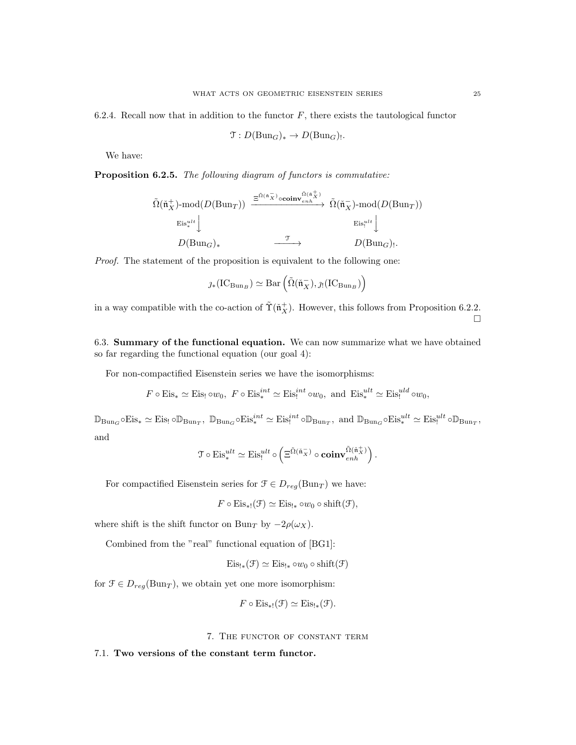6.2.4. Recall now that in addition to the functor $F$, there exists the tautological functor

$$\mathcal{T} : D(\mathrm{Bun}_G)_* \to D(\mathrm{Bun}_G)_!.$$

We have:

**Proposition 6.2.5.** *The following diagram of functors is commutative:*

$$\begin{array}{ccc}
\tilde{\Omega}(\check{\mathfrak{n}}^+_X)\text{-mod}(D(\mathrm{Bun}_T)) & \xrightarrow{\Xi^{\tilde{\Omega}(\check{\mathfrak{n}}^-_X)} \circ \mathbf{coinv}^{\tilde{\Omega}(\check{\mathfrak{n}}^+_X)}_{enh}} & \tilde{\Omega}(\check{\mathfrak{n}}^-_X)\text{-mod}(D(\mathrm{Bun}_T)) \\
\Big\downarrow {\scriptstyle \mathrm{Eis}^{ult}_*} & & \Big\downarrow {\scriptstyle \mathrm{Eis}^{ult}_!} \\
D(\mathrm{Bun}_G)_* & \xrightarrow{\mathcal{T}} & D(\mathrm{Bun}_G)_!.
\end{array}$$

*Proof.* The statement of the proposition is equivalent to the following one:

$$\jmath_*(\mathrm{IC}_{\mathrm{Bun}_B}) \simeq \mathrm{Bar}\left(\tilde{\Omega}(\check{\mathfrak{n}}^-_X), \jmath_!(\mathrm{IC}_{\mathrm{Bun}_B})\right)$$

in a way compatible with the co-action of $\tilde{\Upsilon}(\check{\mathfrak{n}}^+_X)$. However, this follows from Proposition 6.2.2. □

6.3. **Summary of the functional equation.** We can now summarize what we have obtained so far regarding the functional equation (our goal 4):

For non-compactified Eisenstein series we have the isomorphisms:

$$F \circ \mathrm{Eis}_* \simeq \mathrm{Eis}_! \circ w_0, \; F \circ \mathrm{Eis}^{int}_* \simeq \mathrm{Eis}^{int}_! \circ w_0, \text{ and } \mathrm{Eis}^{ult}_* \simeq \mathrm{Eis}^{uld}_! \circ w_0,$$

$$\mathbb{D}_{\mathrm{Bun}_G} \circ \mathrm{Eis}_* \simeq \mathrm{Eis}_! \circ \mathbb{D}_{\mathrm{Bun}_T}, \; \mathbb{D}_{\mathrm{Bun}_G} \circ \mathrm{Eis}^{int}_* \simeq \mathrm{Eis}^{int}_! \circ \mathbb{D}_{\mathrm{Bun}_T}, \text{ and } \mathbb{D}_{\mathrm{Bun}_G} \circ \mathrm{Eis}^{ult}_* \simeq \mathrm{Eis}^{ult}_! \circ \mathbb{D}_{\mathrm{Bun}_T},$$

and

$$\mathcal{T} \circ \mathrm{Eis}^{ult}_* \simeq \mathrm{Eis}^{ult}_! \circ \left(\Xi^{\tilde{\Omega}(\check{\mathfrak{n}}^-_X)} \circ \mathbf{coinv}^{\tilde{\Omega}(\check{\mathfrak{n}}^+_X)}_{enh}\right).$$

For compactified Eisenstein series for $\mathcal{F} \in D_{reg}(\mathrm{Bun}_T)$ we have:

$$F \circ \mathrm{Eis}_{*!}(\mathcal{F}) \simeq \mathrm{Eis}_{!*} \circ w_0 \circ \mathrm{shift}(\mathcal{F}),$$

where shift is the shift functor on $\mathrm{Bun}_T$ by $-2\rho(\omega_X)$.

Combined from the "real" functional equation of [BG1]:

$$\mathrm{Eis}_{!*}(\mathcal{F}) \simeq \mathrm{Eis}_{!*} \circ w_0 \circ \mathrm{shift}(\mathcal{F})$$

for $\mathcal{F} \in D_{reg}(\mathrm{Bun}_T)$, we obtain yet one more isomorphism:

$$F \circ \mathrm{Eis}_{*!}(\mathcal{F}) \simeq \mathrm{Eis}_{!*}(\mathcal{F}).$$

## 7. The functor of constant term

7.1. **Two versions of the constant term functor.**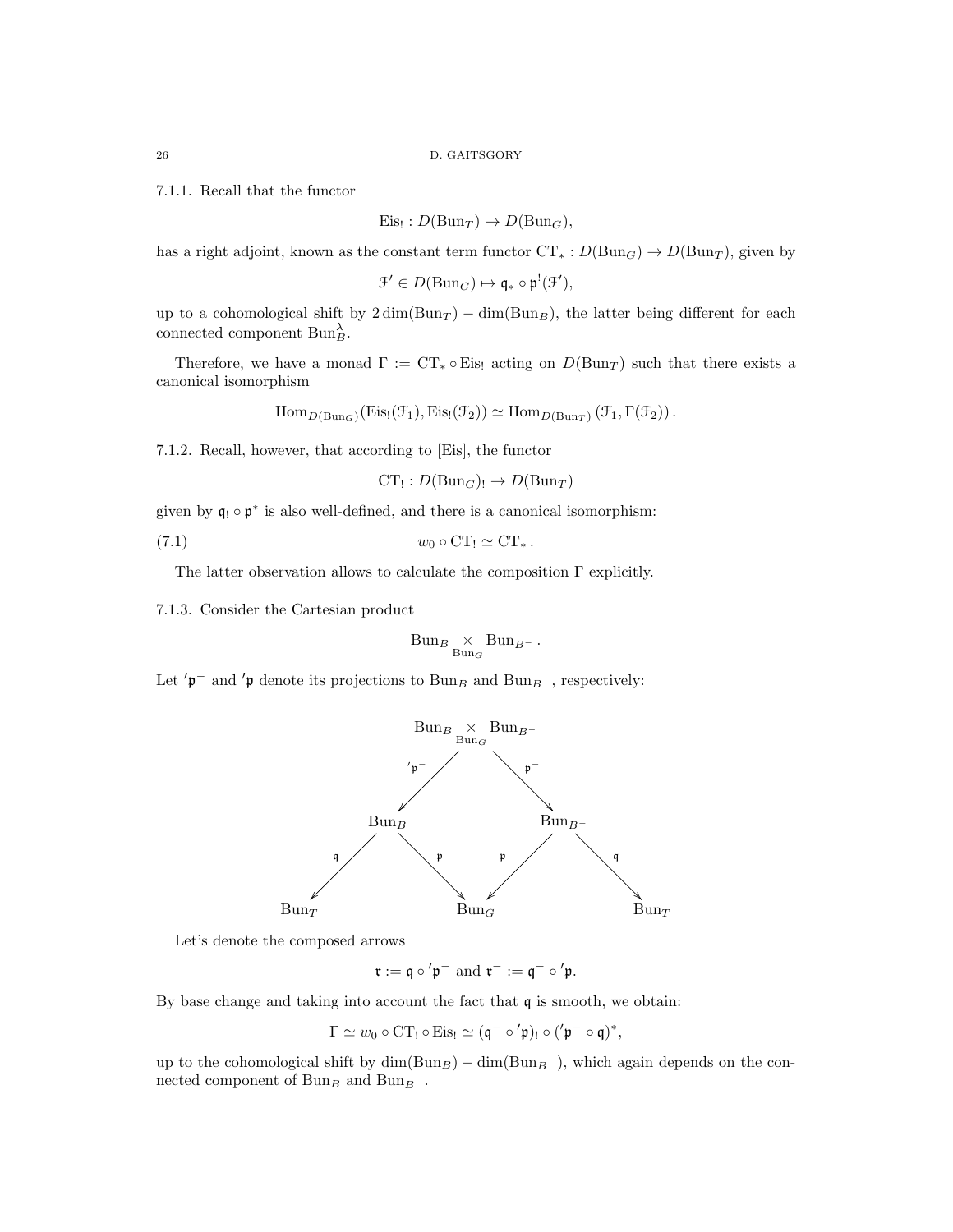7.1.1. Recall that the functor

$$\mathrm{Eis}_! : D(\mathrm{Bun}_T) \to D(\mathrm{Bun}_G),$$

has a right adjoint, known as the constant term functor $\mathrm{CT}_* : D(\mathrm{Bun}_G) \to D(\mathrm{Bun}_T)$, given by

$$\mathcal{F}' \in D(\mathrm{Bun}_G) \mapsto \mathfrak{q}_* \circ \mathfrak{p}^!(\mathcal{F}'),$$

up to a cohomological shift by $2\dim(\mathrm{Bun}_T) - \dim(\mathrm{Bun}_B)$, the latter being different for each connected component $\mathrm{Bun}_B^\lambda$.

Therefore, we have a monad $\Gamma := \mathrm{CT}_* \circ \mathrm{Eis}_!$ acting on $D(\mathrm{Bun}_T)$ such that there exists a canonical isomorphism

$$\mathrm{Hom}_{D(\mathrm{Bun}_G)}(\mathrm{Eis}_!(\mathcal{F}_1), \mathrm{Eis}_!(\mathcal{F}_2)) \simeq \mathrm{Hom}_{D(\mathrm{Bun}_T)}(\mathcal{F}_1, \Gamma(\mathcal{F}_2)).$$

7.1.2. Recall, however, that according to [Eis], the functor

$$\mathrm{CT}_! : D(\mathrm{Bun}_G)_! \to D(\mathrm{Bun}_T)$$

given by $\mathfrak{q}_! \circ \mathfrak{p}^*$ is also well-defined, and there is a canonical isomorphism:

$$w_0 \circ \mathrm{CT}_! \simeq \mathrm{CT}_*. \tag{7.1}$$

The latter observation allows to calculate the composition $\Gamma$ explicitly.

7.1.3. Consider the Cartesian product

$$\mathrm{Bun}_B \underset{\mathrm{Bun}_G}{\times} \mathrm{Bun}_{B^-}.$$

Let $'\mathfrak{p}^-$ and $'\mathfrak{p}$ denote its projections to $\mathrm{Bun}_B$ and $\mathrm{Bun}_{B^-}$, respectively:

$$\begin{array}{ccccc} & & \mathrm{Bun}_B \underset{\mathrm{Bun}_G}{\times} \mathrm{Bun}_{B^-} & & \\ & \overset{'\mathfrak{p}^-}{\swarrow} & & \overset{'\mathfrak{p}}{\searrow} & \\ & \mathrm{Bun}_B & & \mathrm{Bun}_{B^-} & \\ \overset{\mathfrak{q}}{\swarrow} & & \overset{\mathfrak{p}}{\searrow} \quad \overset{\mathfrak{p}^-}{\swarrow} & & \overset{\mathfrak{q}^-}{\searrow} \\ \mathrm{Bun}_T & & \mathrm{Bun}_G & & \mathrm{Bun}_T \end{array}$$

Let's denote the composed arrows

$$\mathfrak{r} := \mathfrak{q} \circ {'\mathfrak{p}^-} \text{ and } \mathfrak{r}^- := \mathfrak{q}^- \circ {'\mathfrak{p}}.$$

By base change and taking into account the fact that $\mathfrak{q}$ is smooth, we obtain:

$$\Gamma \simeq w_0 \circ \mathrm{CT}_! \circ \mathrm{Eis}_! \simeq (\mathfrak{q}^- \circ {'\mathfrak{p}})_! \circ ({'\mathfrak{p}^-} \circ \mathfrak{q})^*,$$

up to the cohomological shift by $\dim(\mathrm{Bun}_B) - \dim(\mathrm{Bun}_{B^-})$, which again depends on the connected component of $\mathrm{Bun}_B$ and $\mathrm{Bun}_{B^-}$.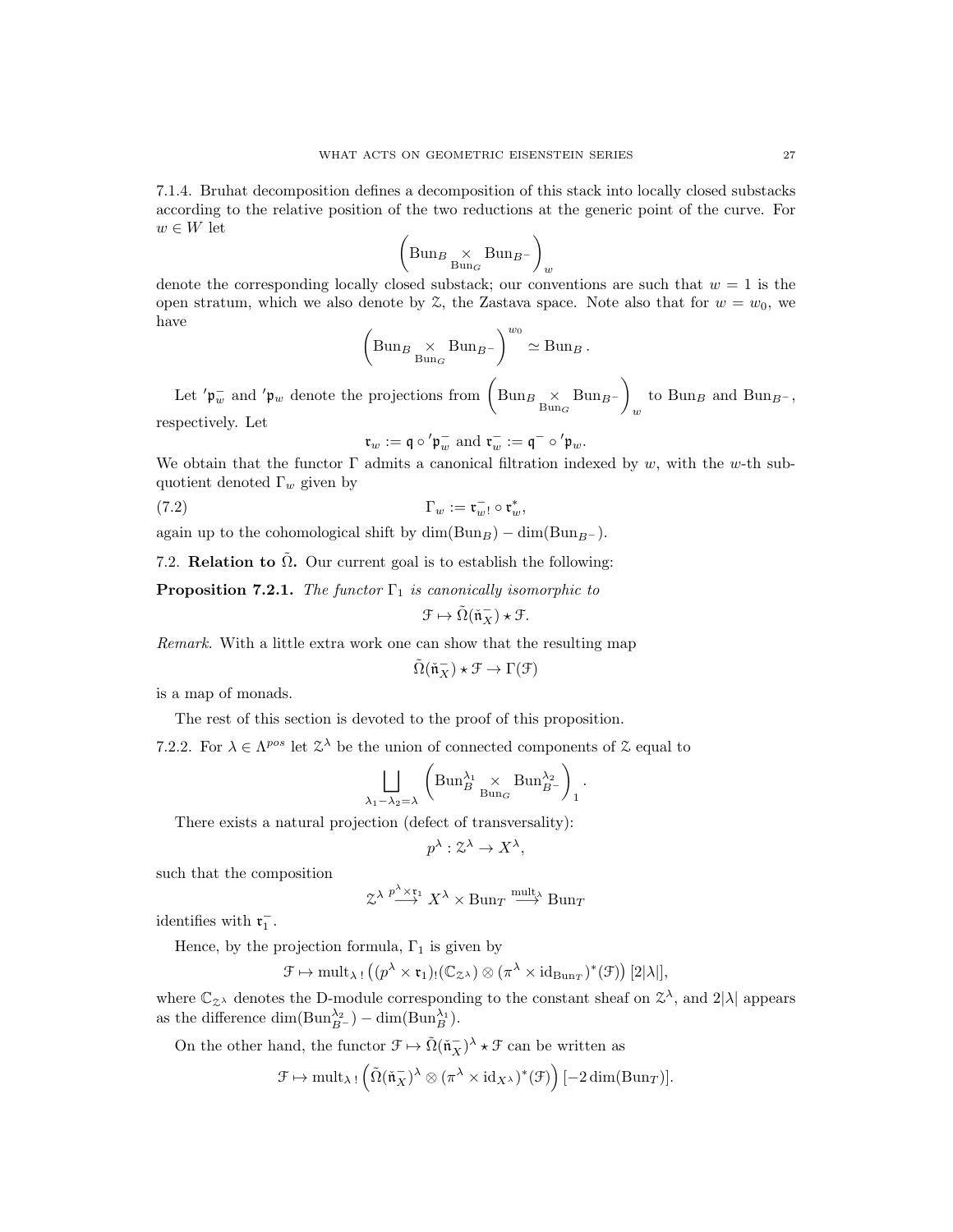7.1.4. Bruhat decomposition defines a decomposition of this stack into locally closed substacks according to the relative position of the two reductions at the generic point of the curve. For $w \in W$ let

$$\left(\mathrm{Bun}_B \underset{\mathrm{Bun}_G}{\times} \mathrm{Bun}_{B^-}\right)_w$$

denote the corresponding locally closed substack; our conventions are such that $w = 1$ is the open stratum, which we also denote by $\mathcal{Z}$, the Zastava space. Note also that for $w = w_0$, we have

$$\left(\mathrm{Bun}_B \underset{\mathrm{Bun}_G}{\times} \mathrm{Bun}_{B^-}\right)^{w_0} \simeq \mathrm{Bun}_B .$$

Let $'\mathfrak{p}_w^-$ and $'\mathfrak{p}_w$ denote the projections from $\left(\mathrm{Bun}_B \underset{\mathrm{Bun}_G}{\times} \mathrm{Bun}_{B^-}\right)_w$ to $\mathrm{Bun}_B$ and $\mathrm{Bun}_{B^-}$, respectively. Let

$$\mathfrak{r}_w := \mathfrak{q} \circ {}'\mathfrak{p}_w^- \text{ and } \mathfrak{r}_w^- := \mathfrak{q}^- \circ {}'\mathfrak{p}_w.$$

We obtain that the functor $\Gamma$ admits a canonical filtration indexed by $w$, with the $w$-th subquotient denoted $\Gamma_w$ given by

$$\Gamma_w := \mathfrak{r}^-_{w!} \circ \mathfrak{r}_w^*, \tag{7.2}$$

again up to the cohomological shift by $\dim(\mathrm{Bun}_B) - \dim(\mathrm{Bun}_{B^-})$.

## 7.2. Relation to $\tilde{\Omega}$.

Our current goal is to establish the following:

**Proposition 7.2.1.** *The functor $\Gamma_1$ is canonically isomorphic to*

$$\mathcal{F} \mapsto \tilde{\Omega}(\check{\mathfrak{n}}_X^-) \star \mathcal{F}.$$

*Remark.* With a little extra work one can show that the resulting map

$$\tilde{\Omega}(\check{\mathfrak{n}}_X^-) \star \mathcal{F} \to \Gamma(\mathcal{F})$$

is a map of monads.

The rest of this section is devoted to the proof of this proposition.

7.2.2. For $\lambda \in \Lambda^{pos}$ let $\mathcal{Z}^\lambda$ be the union of connected components of $\mathcal{Z}$ equal to

$$\bigsqcup_{\lambda_1 - \lambda_2 = \lambda} \left(\mathrm{Bun}_B^{\lambda_1} \underset{\mathrm{Bun}_G}{\times} \mathrm{Bun}_{B^-}^{\lambda_2}\right)_1 .$$

There exists a natural projection (defect of transversality):

$$p^\lambda : \mathcal{Z}^\lambda \to X^\lambda,$$

such that the composition

$$\mathcal{Z}^\lambda \overset{p^\lambda \times \mathfrak{r}_1}{\longrightarrow} X^\lambda \times \mathrm{Bun}_T \overset{\mathrm{mult}_\lambda}{\longrightarrow} \mathrm{Bun}_T$$

identifies with $\mathfrak{r}_1^-$.

Hence, by the projection formula, $\Gamma_1$ is given by

$$\mathcal{F} \mapsto \mathrm{mult}_{\lambda\,!}\left((p^\lambda \times \mathfrak{r}_1)_!(\mathbb{C}_{\mathcal{Z}^\lambda}) \otimes (\pi^\lambda \times \mathrm{id}_{\mathrm{Bun}_T})^*(\mathcal{F})\right)[2|\lambda|],$$

where $\mathbb{C}_{\mathcal{Z}^\lambda}$ denotes the D-module corresponding to the constant sheaf on $\mathcal{Z}^\lambda$, and $2|\lambda|$ appears as the difference $\dim(\mathrm{Bun}_{B^-}^{\lambda_2}) - \dim(\mathrm{Bun}_B^{\lambda_1})$.

On the other hand, the functor $\mathcal{F} \mapsto \tilde{\Omega}(\check{\mathfrak{n}}_X^-)^\lambda \star \mathcal{F}$ can be written as

$$\mathcal{F} \mapsto \mathrm{mult}_{\lambda\,!}\left(\tilde{\Omega}(\check{\mathfrak{n}}_X^-)^\lambda \otimes (\pi^\lambda \times \mathrm{id}_{X^\lambda})^*(\mathcal{F})\right)[-2\dim(\mathrm{Bun}_T)].$$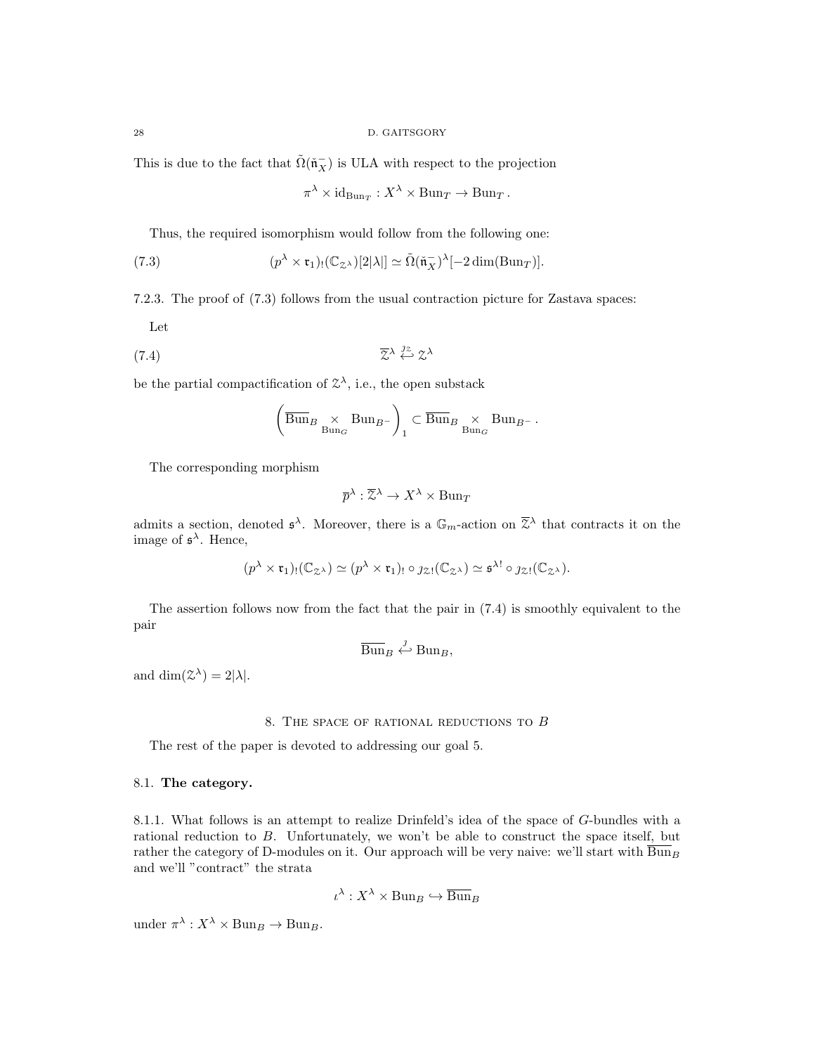This is due to the fact that $\tilde{\Omega}(\check{\mathfrak{n}}^-_X)$ is ULA with respect to the projection

$$\pi^\lambda \times \mathrm{id}_{\mathrm{Bun}_T} : X^\lambda \times \mathrm{Bun}_T \to \mathrm{Bun}_T .$$

Thus, the required isomorphism would follow from the following one:

$$(p^\lambda \times \mathfrak{r}_1)_!(\mathbb{C}_{\mathcal{Z}^\lambda})[2|\lambda|] \simeq \tilde{\Omega}(\check{\mathfrak{n}}^-_X)^\lambda[-2\dim(\mathrm{Bun}_T)]. \tag{7.3}$$

7.2.3. The proof of (7.3) follows from the usual contraction picture for Zastava spaces:

Let

$$\overline{\mathcal{Z}}^\lambda \overset{\jmath_{\mathcal{Z}}}{\hookleftarrow} \mathcal{Z}^\lambda \tag{7.4}$$

be the partial compactification of $\mathcal{Z}^\lambda$, i.e., the open substack

$$\left(\overline{\mathrm{Bun}}_B \underset{\mathrm{Bun}_G}{\times} \mathrm{Bun}_{B^-}\right)_1 \subset \overline{\mathrm{Bun}}_B \underset{\mathrm{Bun}_G}{\times} \mathrm{Bun}_{B^-} .$$

The corresponding morphism

$$\overline{p}^\lambda : \overline{\mathcal{Z}}^\lambda \to X^\lambda \times \mathrm{Bun}_T$$

admits a section, denoted $\mathfrak{s}^\lambda$. Moreover, there is a $\mathbb{G}_m$-action on $\overline{\mathcal{Z}}^\lambda$ that contracts it on the image of $\mathfrak{s}^\lambda$. Hence,

$$(p^\lambda \times \mathfrak{r}_1)_!(\mathbb{C}_{\mathcal{Z}^\lambda}) \simeq (p^\lambda \times \mathfrak{r}_1)_! \circ \jmath_{\mathcal{Z}!}(\mathbb{C}_{\mathcal{Z}^\lambda}) \simeq \mathfrak{s}^{\lambda !} \circ \jmath_{\mathcal{Z}!}(\mathbb{C}_{\mathcal{Z}^\lambda}).$$

The assertion follows now from the fact that the pair in (7.4) is smoothly equivalent to the pair

$$\overline{\mathrm{Bun}}_B \overset{\jmath}{\hookleftarrow} \mathrm{Bun}_B,$$

and $\dim(\mathcal{Z}^\lambda) = 2|\lambda|$.

## 8. The space of rational reductions to $B$

The rest of the paper is devoted to addressing our goal 5.

### 8.1. **The category.**

8.1.1. What follows is an attempt to realize Drinfeld's idea of the space of $G$-bundles with a rational reduction to $B$. Unfortunately, we won't be able to construct the space itself, but rather the category of D-modules on it. Our approach will be very naive: we'll start with $\overline{\mathrm{Bun}}_B$ and we'll "contract" the strata

$$\iota^\lambda : X^\lambda \times \mathrm{Bun}_B \hookrightarrow \overline{\mathrm{Bun}}_B$$

under $\pi^\lambda : X^\lambda \times \mathrm{Bun}_B \to \mathrm{Bun}_B$.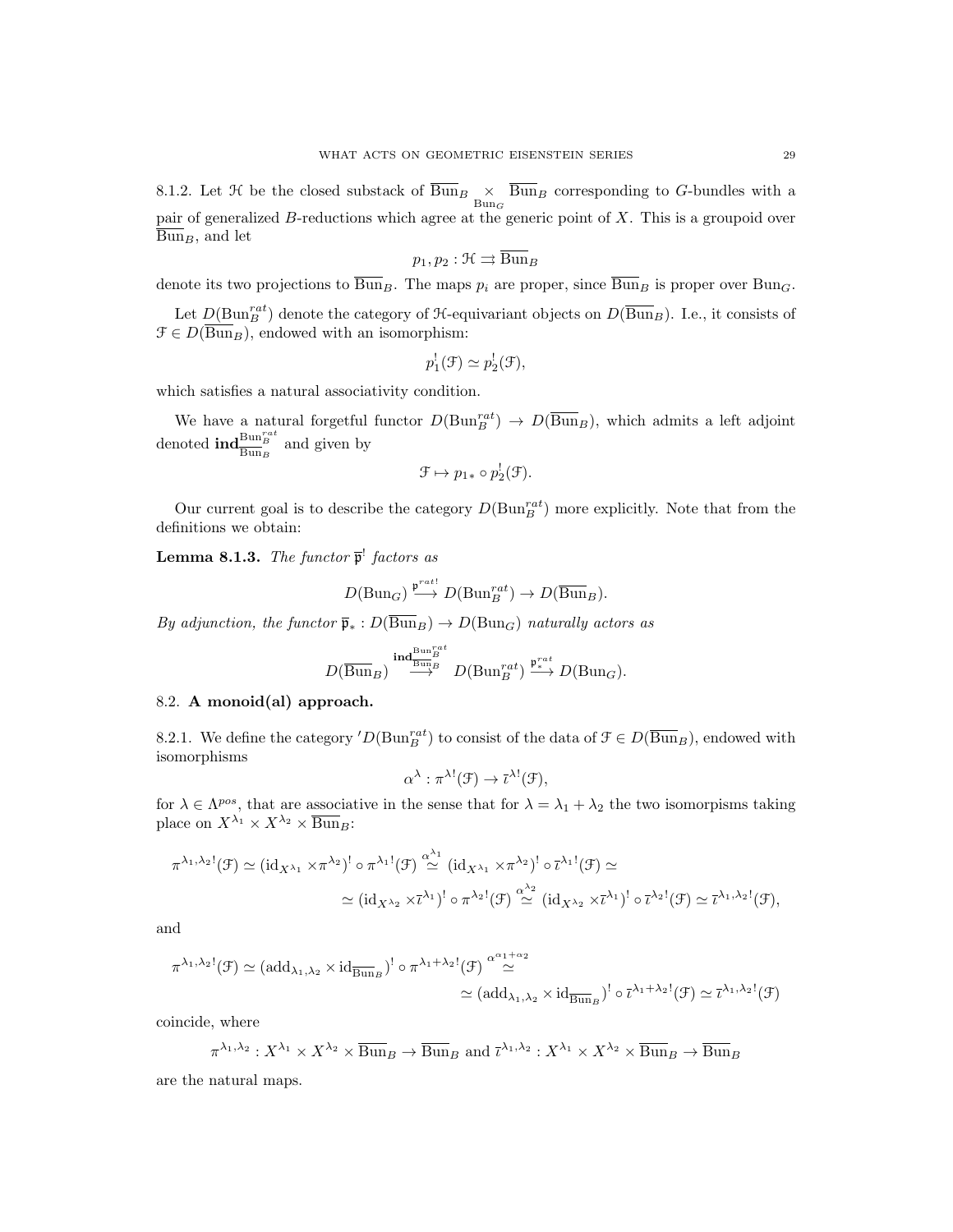8.1.2. Let $\mathcal{H}$ be the closed substack of $\overline{\mathrm{Bun}}_B \underset{\mathrm{Bun}_G}{\times} \overline{\mathrm{Bun}}_B$ corresponding to $G$-bundles with a pair of generalized $B$-reductions which agree at the generic point of $X$. This is a groupoid over $\overline{\mathrm{Bun}}_B$, and let

$$p_1, p_2 : \mathcal{H} \rightrightarrows \overline{\mathrm{Bun}}_B$$

denote its two projections to $\overline{\mathrm{Bun}}_B$. The maps $p_i$ are proper, since $\overline{\mathrm{Bun}}_B$ is proper over $\mathrm{Bun}_G$.

Let $D(\mathrm{Bun}_B^{rat})$ denote the category of $\mathcal{H}$-equivariant objects on $D(\overline{\mathrm{Bun}}_B)$. I.e., it consists of $\mathcal{F} \in D(\overline{\mathrm{Bun}}_B)$, endowed with an isomorphism:

$$p_1^!(\mathcal{F}) \simeq p_2^!(\mathcal{F}),$$

which satisfies a natural associativity condition.

We have a natural forgetful functor $D(\mathrm{Bun}_B^{rat}) \to D(\overline{\mathrm{Bun}}_B)$, which admits a left adjoint denoted $\mathbf{ind}_{\overline{\mathrm{Bun}}_B}^{\mathrm{Bun}_B^{rat}}$ and given by

$$\mathcal{F} \mapsto p_{1*} \circ p_2^!(\mathcal{F}).$$

Our current goal is to describe the category $D(\mathrm{Bun}_B^{rat})$ more explicitly. Note that from the definitions we obtain:

**Lemma 8.1.3.** *The functor $\overline{\mathfrak{p}}^!$ factors as*

$$D(\mathrm{Bun}_G) \xrightarrow{\mathfrak{p}^{rat!}} D(\mathrm{Bun}_B^{rat}) \to D(\overline{\mathrm{Bun}}_B).$$

*By adjunction, the functor $\overline{\mathfrak{p}}_* : D(\overline{\mathrm{Bun}}_B) \to D(\mathrm{Bun}_G)$ naturally actors as*

$$D(\overline{\mathrm{Bun}}_B) \overset{\mathbf{ind}_{\overline{\mathrm{Bun}}_B}^{\mathrm{Bun}_B^{rat}}}{\longrightarrow} D(\mathrm{Bun}_B^{rat}) \xrightarrow{\mathfrak{p}_*^{rat}} D(\mathrm{Bun}_G).$$

## 8.2. A monoid(al) approach.

8.2.1. We define the category $'D(\mathrm{Bun}_B^{rat})$ to consist of the data of $\mathcal{F} \in D(\overline{\mathrm{Bun}}_B)$, endowed with isomorphisms

$$\alpha^\lambda : \pi^{\lambda!}(\mathcal{F}) \to \overline{\iota}^{\lambda!}(\mathcal{F}),$$

for $\lambda \in \Lambda^{pos}$, that are associative in the sense that for $\lambda = \lambda_1 + \lambda_2$ the two isomorpisms taking place on $X^{\lambda_1} \times X^{\lambda_2} \times \overline{\mathrm{Bun}}_B$:

$$\pi^{\lambda_1,\lambda_2!}(\mathcal{F}) \simeq (\mathrm{id}_{X^{\lambda_1}} \times \pi^{\lambda_2})^! \circ \pi^{\lambda_1!}(\mathcal{F}) \overset{\alpha^{\lambda_1}}{\simeq} (\mathrm{id}_{X^{\lambda_1}} \times \pi^{\lambda_2})^! \circ \overline{\iota}^{\lambda_1!}(\mathcal{F}) \simeq$$

$$\simeq (\mathrm{id}_{X^{\lambda_2}} \times \overline{\iota}^{\lambda_1})^! \circ \pi^{\lambda_2!}(\mathcal{F}) \overset{\alpha^{\lambda_2}}{\simeq} (\mathrm{id}_{X^{\lambda_2}} \times \overline{\iota}^{\lambda_1})^! \circ \overline{\iota}^{\lambda_2!}(\mathcal{F}) \simeq \overline{\iota}^{\lambda_1,\lambda_2!}(\mathcal{F}),$$

and

$$\pi^{\lambda_1,\lambda_2!}(\mathcal{F}) \simeq (\mathrm{add}_{\lambda_1,\lambda_2} \times \mathrm{id}_{\overline{\mathrm{Bun}}_B})^! \circ \pi^{\lambda_1+\lambda_2!}(\mathcal{F}) \overset{\alpha^{\alpha_1+\alpha_2}}{\simeq}$$

$$\simeq (\mathrm{add}_{\lambda_1,\lambda_2} \times \mathrm{id}_{\overline{\mathrm{Bun}}_B})^! \circ \overline{\iota}^{\lambda_1+\lambda_2!}(\mathcal{F}) \simeq \overline{\iota}^{\lambda_1,\lambda_2!}(\mathcal{F})$$

coincide, where

$$\pi^{\lambda_1,\lambda_2} : X^{\lambda_1} \times X^{\lambda_2} \times \overline{\mathrm{Bun}}_B \to \overline{\mathrm{Bun}}_B \text{ and } \overline{\iota}^{\lambda_1,\lambda_2} : X^{\lambda_1} \times X^{\lambda_2} \times \overline{\mathrm{Bun}}_B \to \overline{\mathrm{Bun}}_B$$

are the natural maps.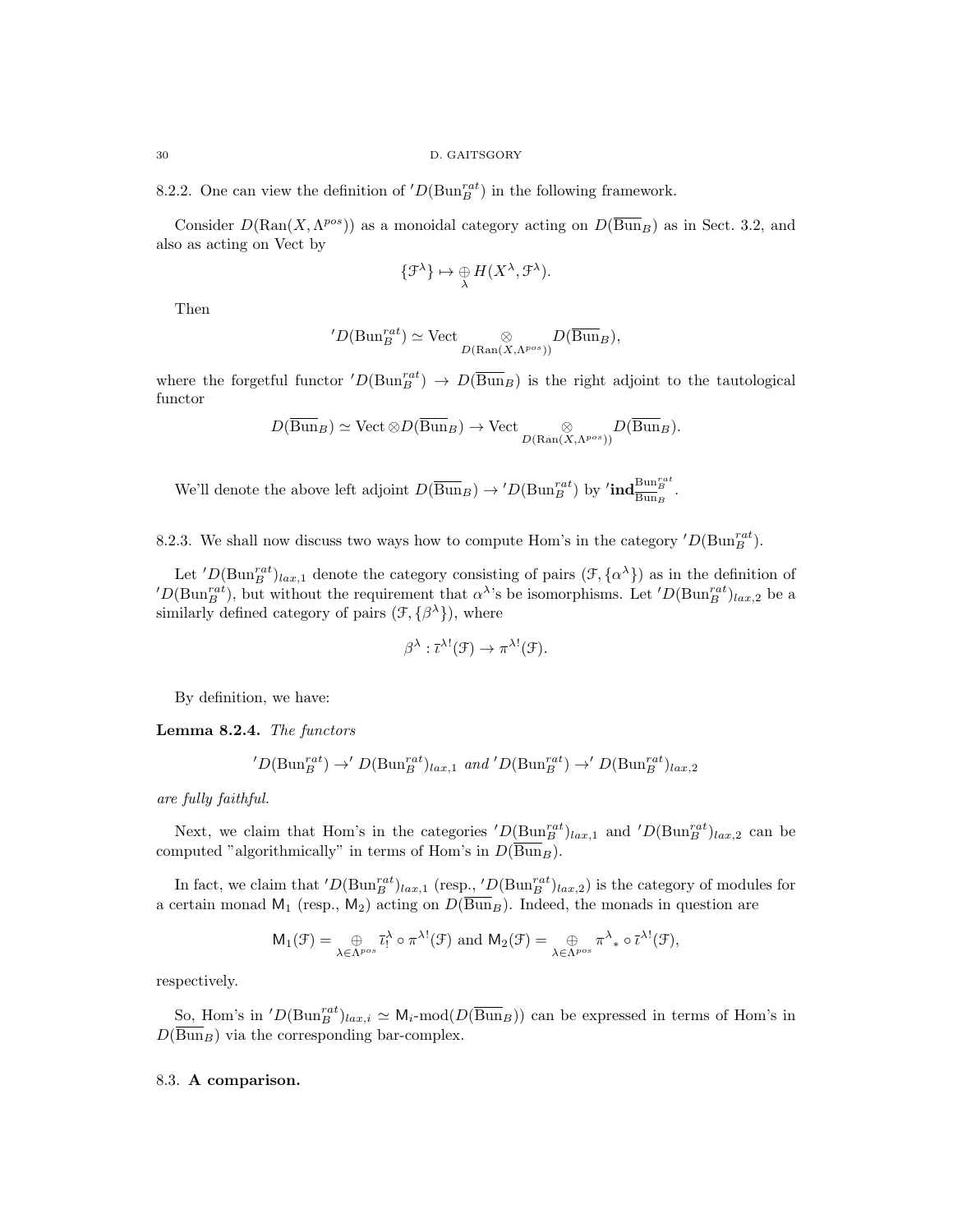8.2.2. One can view the definition of $'D(\mathrm{Bun}_B^{rat})$ in the following framework.

Consider $D(\mathrm{Ran}(X,\Lambda^{pos}))$ as a monoidal category acting on $D(\overline{\mathrm{Bun}}_B)$ as in Sect. 3.2, and also as acting on Vect by

$$\{\mathcal{F}^\lambda\} \mapsto \underset{\lambda}{\oplus} H(X^\lambda, \mathcal{F}^\lambda).$$

Then

$$'D(\mathrm{Bun}_B^{rat}) \simeq \mathrm{Vect} \underset{D(\mathrm{Ran}(X,\Lambda^{pos}))}{\otimes} D(\overline{\mathrm{Bun}}_B),$$

where the forgetful functor $'D(\mathrm{Bun}_B^{rat}) \to D(\overline{\mathrm{Bun}}_B)$ is the right adjoint to the tautological functor

$$D(\overline{\mathrm{Bun}}_B) \simeq \mathrm{Vect} \otimes D(\overline{\mathrm{Bun}}_B) \to \mathrm{Vect} \underset{D(\mathrm{Ran}(X,\Lambda^{pos}))}{\otimes} D(\overline{\mathrm{Bun}}_B).$$

We'll denote the above left adjoint $D(\overline{\mathrm{Bun}}_B) \to {'D}(\mathrm{Bun}_B^{rat})$ by $'\mathbf{ind}_{\overline{\mathrm{Bun}}_B}^{\mathrm{Bun}_B^{rat}}$.

8.2.3. We shall now discuss two ways how to compute Hom's in the category $'D(\mathrm{Bun}_B^{rat})$.

Let $'D(\mathrm{Bun}_B^{rat})_{lax,1}$ denote the category consisting of pairs $(\mathcal{F}, \{\alpha^\lambda\})$ as in the definition of $'D(\mathrm{Bun}_B^{rat})$, but without the requirement that $\alpha^\lambda$'s be isomorphisms. Let $'D(\mathrm{Bun}_B^{rat})_{lax,2}$ be a similarly defined category of pairs $(\mathcal{F}, \{\beta^\lambda\})$, where

$$\beta^\lambda : \bar{\iota}^{\lambda !}(\mathcal{F}) \to \pi^{\lambda !}(\mathcal{F}).$$

By definition, we have:

**Lemma 8.2.4.** *The functors*

$$'D(\mathrm{Bun}_B^{rat}) \to {'D}(\mathrm{Bun}_B^{rat})_{lax,1} \text{ and } {'D}(\mathrm{Bun}_B^{rat}) \to {'D}(\mathrm{Bun}_B^{rat})_{lax,2}$$

*are fully faithful.*

Next, we claim that Hom's in the categories $'D(\mathrm{Bun}_B^{rat})_{lax,1}$ and $'D(\mathrm{Bun}_B^{rat})_{lax,2}$ can be computed "algorithmically" in terms of Hom's in $D(\overline{\mathrm{Bun}}_B)$.

In fact, we claim that $'D(\mathrm{Bun}_B^{rat})_{lax,1}$ (resp., $'D(\mathrm{Bun}_B^{rat})_{lax,2}$) is the category of modules for a certain monad $\mathsf{M}_1$ (resp., $\mathsf{M}_2$) acting on $D(\overline{\mathrm{Bun}}_B)$. Indeed, the monads in question are

$$\mathsf{M}_1(\mathcal{F}) = \underset{\lambda\in\Lambda^{pos}}{\oplus} \bar{\iota}^\lambda_! \circ \pi^{\lambda !}(\mathcal{F}) \text{ and } \mathsf{M}_2(\mathcal{F}) = \underset{\lambda\in\Lambda^{pos}}{\oplus} \pi^\lambda{}_* \circ \bar{\iota}^{\lambda !}(\mathcal{F}),$$

respectively.

So, Hom's in $'D(\mathrm{Bun}_B^{rat})_{lax,i} \simeq \mathsf{M}_i\text{-mod}(D(\overline{\mathrm{Bun}}_B))$ can be expressed in terms of Hom's in $D(\overline{\mathrm{Bun}}_B)$ via the corresponding bar-complex.

### 8.3. **A comparison.**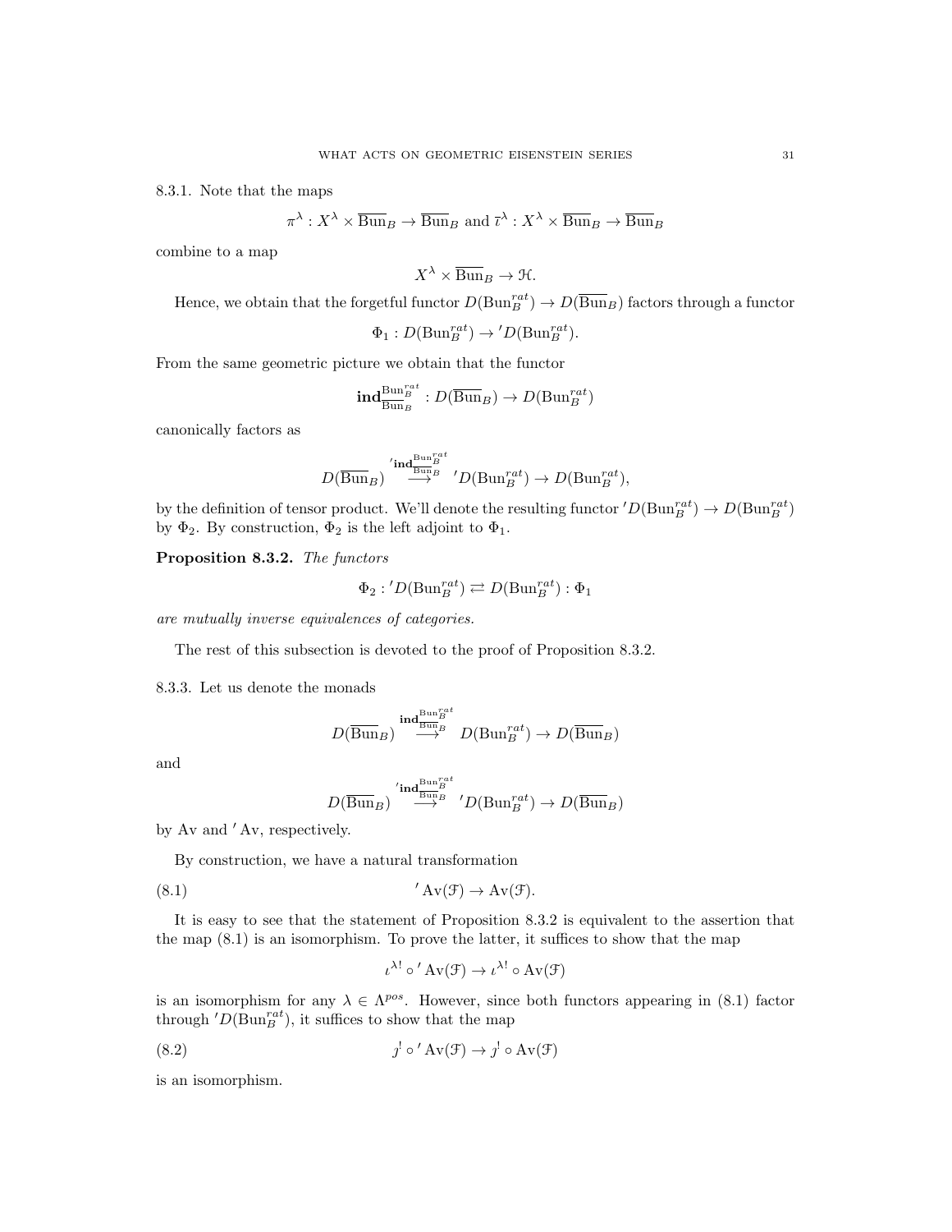8.3.1. Note that the maps

$$\pi^\lambda : X^\lambda \times \overline{\mathrm{Bun}}_B \to \overline{\mathrm{Bun}}_B \text{ and } \bar{\iota}^\lambda : X^\lambda \times \overline{\mathrm{Bun}}_B \to \overline{\mathrm{Bun}}_B$$

combine to a map

$$X^\lambda \times \overline{\mathrm{Bun}}_B \to \mathcal{H}.$$

Hence, we obtain that the forgetful functor $D(\mathrm{Bun}_B^{rat}) \to D(\overline{\mathrm{Bun}}_B)$ factors through a functor

$$\Phi_1 : D(\mathrm{Bun}_B^{rat}) \to {}'D(\mathrm{Bun}_B^{rat}).$$

From the same geometric picture we obtain that the functor

$$\mathbf{ind}_{\overline{\mathrm{Bun}}_B}^{\mathrm{Bun}_B^{rat}} : D(\overline{\mathrm{Bun}}_B) \to D(\mathrm{Bun}_B^{rat})$$

canonically factors as

$$D(\overline{\mathrm{Bun}}_B) \overset{{}'\mathbf{ind}_{\overline{\mathrm{Bun}}_B}^{\mathrm{Bun}_B^{rat}}}{\longrightarrow} {}'D(\mathrm{Bun}_B^{rat}) \to D(\mathrm{Bun}_B^{rat}),$$

by the definition of tensor product. We'll denote the resulting functor ${}'D(\mathrm{Bun}_B^{rat}) \to D(\mathrm{Bun}_B^{rat})$ by $\Phi_2$. By construction, $\Phi_2$ is the left adjoint to $\Phi_1$.

**Proposition 8.3.2.** *The functors*

$$\Phi_2 : {}'D(\mathrm{Bun}_B^{rat}) \rightleftarrows D(\mathrm{Bun}_B^{rat}) : \Phi_1$$

*are mutually inverse equivalences of categories.*

The rest of this subsection is devoted to the proof of Proposition 8.3.2.

8.3.3. Let us denote the monads

$$D(\overline{\mathrm{Bun}}_B) \overset{\mathbf{ind}_{\overline{\mathrm{Bun}}_B}^{\mathrm{Bun}_B^{rat}}}{\longrightarrow} D(\mathrm{Bun}_B^{rat}) \to D(\overline{\mathrm{Bun}}_B)$$

and

$$D(\overline{\mathrm{Bun}}_B) \overset{{}'\mathbf{ind}_{\overline{\mathrm{Bun}}_B}^{\mathrm{Bun}_B^{rat}}}{\longrightarrow} {}'D(\mathrm{Bun}_B^{rat}) \to D(\overline{\mathrm{Bun}}_B)$$

by $\mathrm{Av}$ and ${}'\mathrm{Av}$, respectively.

By construction, we have a natural transformation

$$ {}'\mathrm{Av}(\mathcal{F}) \to \mathrm{Av}(\mathcal{F}). \tag{8.1}$$

It is easy to see that the statement of Proposition 8.3.2 is equivalent to the assertion that the map (8.1) is an isomorphism. To prove the latter, it suffices to show that the map

$$\iota^{\lambda !} \circ {}'\mathrm{Av}(\mathcal{F}) \to \iota^{\lambda !} \circ \mathrm{Av}(\mathcal{F})$$

is an isomorphism for any $\lambda \in \Lambda^{pos}$. However, since both functors appearing in (8.1) factor through ${}'D(\mathrm{Bun}_B^{rat})$, it suffices to show that the map

$$ \jmath^! \circ {}'\mathrm{Av}(\mathcal{F}) \to \jmath^! \circ \mathrm{Av}(\mathcal{F}) \tag{8.2}$$

is an isomorphism.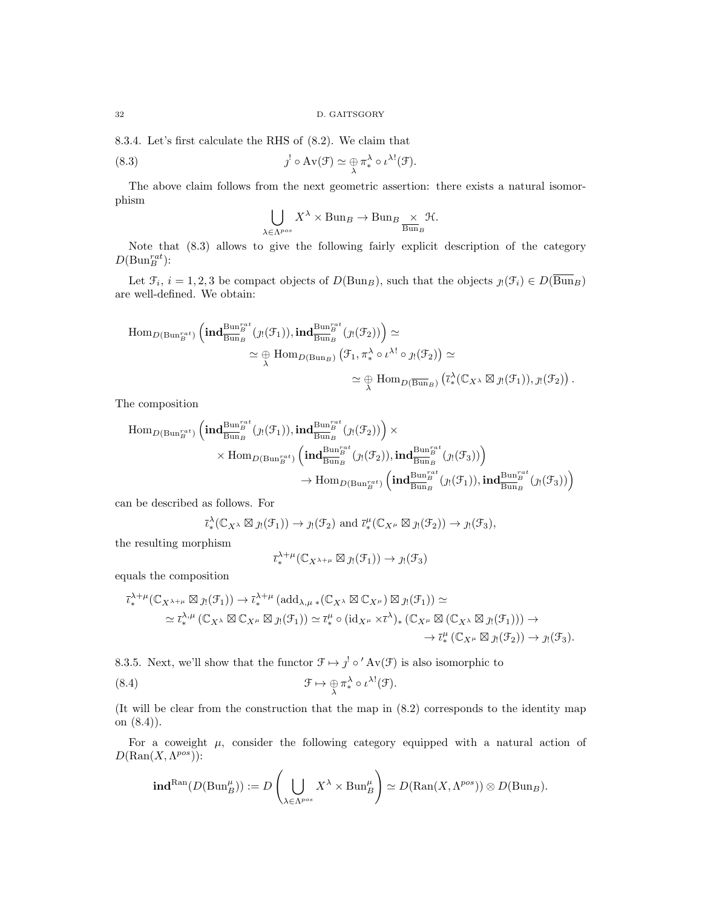8.3.4. Let's first calculate the RHS of (8.2). We claim that

$$\jmath^! \circ \mathrm{Av}(\mathcal{F}) \simeq \underset{\lambda}{\oplus}\, \pi^\lambda_* \circ \iota^{\lambda !}(\mathcal{F}). \tag{8.3}$$

The above claim follows from the next geometric assertion: there exists a natural isomorphism

$$\bigcup_{\lambda \in \Lambda^{pos}} X^\lambda \times \mathrm{Bun}_B \to \mathrm{Bun}_B \underset{\overline{\mathrm{Bun}}_B}{\times} \mathcal{H}.$$

Note that (8.3) allows to give the following fairly explicit description of the category $D(\mathrm{Bun}_B^{rat})$:

Let $\mathcal{F}_i$, $i = 1, 2, 3$ be compact objects of $D(\mathrm{Bun}_B)$, such that the objects $\jmath_!(\mathcal{F}_i) \in D(\overline{\mathrm{Bun}}_B)$ are well-defined. We obtain:

$$\begin{aligned}
&\mathrm{Hom}_{D(\mathrm{Bun}_B^{rat})}\left(\mathbf{ind}^{\mathrm{Bun}_B^{rat}}_{\mathrm{Bun}_B}(\jmath_!(\mathcal{F}_1)), \mathbf{ind}^{\mathrm{Bun}_B^{rat}}_{\mathrm{Bun}_B}(\jmath_!(\mathcal{F}_2))\right) \simeq \\
&\qquad \simeq \underset{\lambda}{\oplus}\, \mathrm{Hom}_{D(\mathrm{Bun}_B)}\left(\mathcal{F}_1, \pi^\lambda_* \circ \iota^{\lambda !} \circ \jmath_!(\mathcal{F}_2)\right) \simeq \\
&\qquad\qquad \simeq \underset{\lambda}{\oplus}\, \mathrm{Hom}_{D(\overline{\mathrm{Bun}}_B)}\left(\bar\iota^\lambda_*(\mathbb{C}_{X^\lambda} \boxtimes \jmath_!(\mathcal{F}_1)), \jmath_!(\mathcal{F}_2)\right).
\end{aligned}$$

The composition

$$\begin{aligned}
&\mathrm{Hom}_{D(\mathrm{Bun}_B^{rat})}\left(\mathbf{ind}^{\mathrm{Bun}_B^{rat}}_{\mathrm{Bun}_B}(\jmath_!(\mathcal{F}_1)), \mathbf{ind}^{\mathrm{Bun}_B^{rat}}_{\mathrm{Bun}_B}(\jmath_!(\mathcal{F}_2))\right) \times \\
&\qquad \times \mathrm{Hom}_{D(\mathrm{Bun}_B^{rat})}\left(\mathbf{ind}^{\mathrm{Bun}_B^{rat}}_{\mathrm{Bun}_B}(\jmath_!(\mathcal{F}_2)), \mathbf{ind}^{\mathrm{Bun}_B^{rat}}_{\mathrm{Bun}_B}(\jmath_!(\mathcal{F}_3))\right) \\
&\qquad\qquad \to \mathrm{Hom}_{D(\mathrm{Bun}_B^{rat})}\left(\mathbf{ind}^{\mathrm{Bun}_B^{rat}}_{\mathrm{Bun}_B}(\jmath_!(\mathcal{F}_1)), \mathbf{ind}^{\mathrm{Bun}_B^{rat}}_{\mathrm{Bun}_B}(\jmath_!(\mathcal{F}_3))\right)
\end{aligned}$$

can be described as follows. For

$$\bar\iota^\lambda_*(\mathbb{C}_{X^\lambda} \boxtimes \jmath_!(\mathcal{F}_1)) \to \jmath_!(\mathcal{F}_2) \text{ and } \bar\iota^\mu_*(\mathbb{C}_{X^\mu} \boxtimes \jmath_!(\mathcal{F}_2)) \to \jmath_!(\mathcal{F}_3),$$

the resulting morphism

$$\bar\iota^{\lambda+\mu}_*(\mathbb{C}_{X^{\lambda+\mu}} \boxtimes \jmath_!(\mathcal{F}_1)) \to \jmath_!(\mathcal{F}_3)$$

equals the composition

$$\begin{aligned}
&\bar\iota^{\lambda+\mu}_*(\mathbb{C}_{X^{\lambda+\mu}} \boxtimes \jmath_!(\mathcal{F}_1)) \to \bar\iota^{\lambda+\mu}_*\left(\mathrm{add}_{\lambda,\mu\, *}(\mathbb{C}_{X^\lambda} \boxtimes \mathbb{C}_{X^\mu}) \boxtimes \jmath_!(\mathcal{F}_1)\right) \simeq \\
&\qquad \simeq \bar\iota^{\lambda,\mu}_*\left(\mathbb{C}_{X^\lambda} \boxtimes \mathbb{C}_{X^\mu} \boxtimes \jmath_!(\mathcal{F}_1)\right) \simeq \bar\iota^\mu_* \circ (\mathrm{id}_{X^\mu} \times \bar\iota^\lambda)_*\left(\mathbb{C}_{X^\mu} \boxtimes (\mathbb{C}_{X^\lambda} \boxtimes \jmath_!(\mathcal{F}_1))\right) \to \\
&\qquad\qquad \to \bar\iota^\mu_*\left(\mathbb{C}_{X^\mu} \boxtimes \jmath_!(\mathcal{F}_2)\right) \to \jmath_!(\mathcal{F}_3).
\end{aligned}$$

8.3.5. Next, we'll show that the functor $\mathcal{F} \mapsto \jmath^! \circ {}'\mathrm{Av}(\mathcal{F})$ is also isomorphic to

$$\mathcal{F} \mapsto \underset{\lambda}{\oplus}\, \pi^\lambda_* \circ \iota^{\lambda !}(\mathcal{F}). \tag{8.4}$$

(It will be clear from the construction that the map in (8.2) corresponds to the identity map on (8.4)).

For a coweight $\mu$, consider the following category equipped with a natural action of $D(\mathrm{Ran}(X, \Lambda^{pos}))$:

$$\mathbf{ind}^{\mathrm{Ran}}(D(\mathrm{Bun}_B^\mu)) := D\left(\bigcup_{\lambda \in \Lambda^{pos}} X^\lambda \times \mathrm{Bun}_B^\mu\right) \simeq D(\mathrm{Ran}(X, \Lambda^{pos})) \otimes D(\mathrm{Bun}_B).$$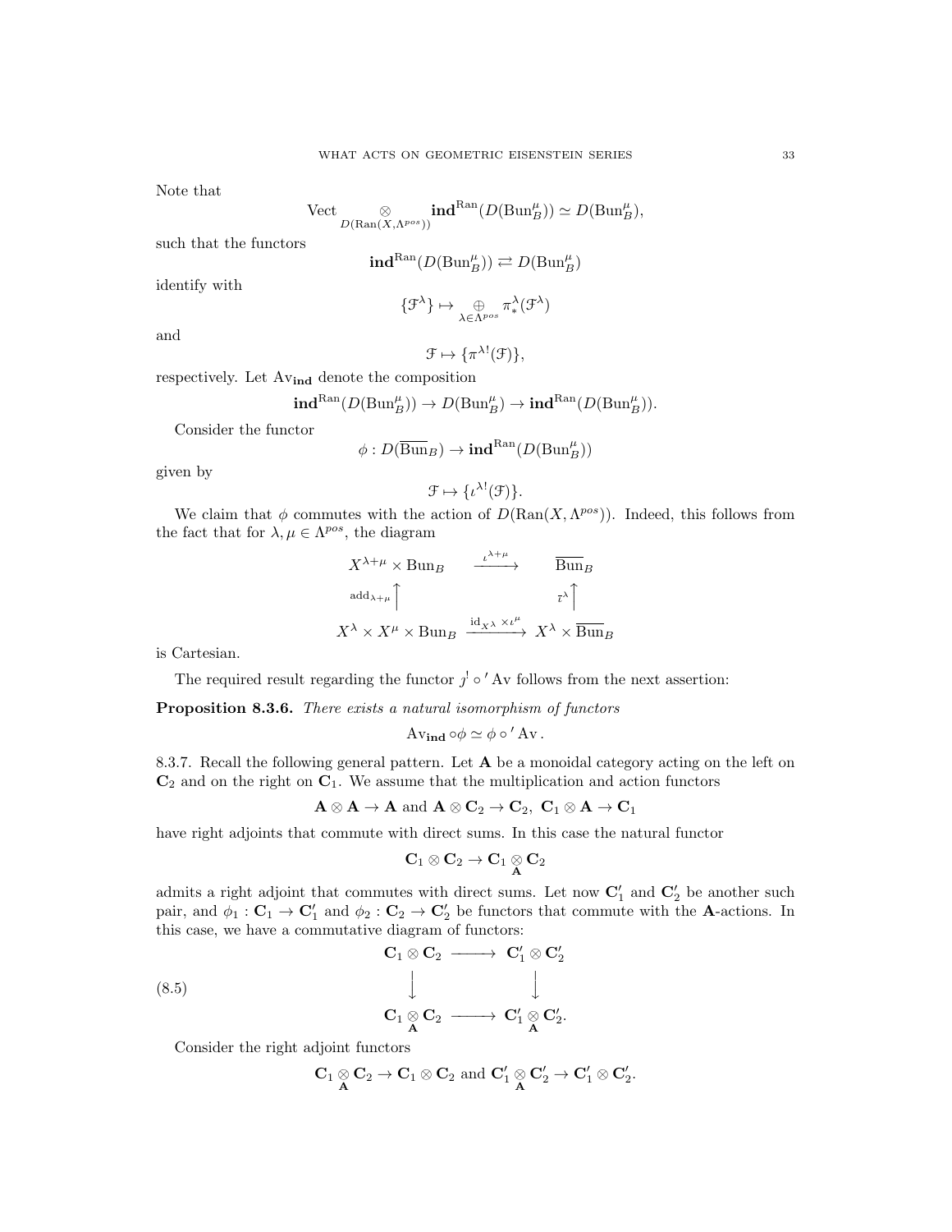Note that

$$\mathrm{Vect} \underset{D(\mathrm{Ran}(X,\Lambda^{pos}))}{\otimes} \mathbf{ind}^{\mathrm{Ran}}(D(\mathrm{Bun}_B^\mu)) \simeq D(\mathrm{Bun}_B^\mu),$$

such that the functors

$$\mathbf{ind}^{\mathrm{Ran}}(D(\mathrm{Bun}_B^\mu)) \rightleftarrows D(\mathrm{Bun}_B^\mu)$$

identify with

$$\{\mathcal{F}^\lambda\} \mapsto \underset{\lambda\in\Lambda^{pos}}{\oplus} \pi^\lambda_*(\mathcal{F}^\lambda)$$

and

$$\mathcal{F} \mapsto \{\pi^{\lambda !}(\mathcal{F})\},$$

respectively. Let $\mathrm{Av}_{\mathbf{ind}}$ denote the composition

$$\mathbf{ind}^{\mathrm{Ran}}(D(\mathrm{Bun}_B^\mu)) \to D(\mathrm{Bun}_B^\mu) \to \mathbf{ind}^{\mathrm{Ran}}(D(\mathrm{Bun}_B^\mu)).$$

Consider the functor

$$\phi : D(\overline{\mathrm{Bun}}_B) \to \mathbf{ind}^{\mathrm{Ran}}(D(\mathrm{Bun}_B^\mu))$$

given by

$$\mathcal{F} \mapsto \{\iota^{\lambda !}(\mathcal{F})\}.$$

We claim that $\phi$ commutes with the action of $D(\mathrm{Ran}(X,\Lambda^{pos}))$. Indeed, this follows from the fact that for $\lambda,\mu\in\Lambda^{pos}$, the diagram

$$\begin{array}{ccc}
X^{\lambda+\mu}\times \mathrm{Bun}_B & \xrightarrow{\iota^{\lambda+\mu}} & \overline{\mathrm{Bun}}_B \\
{\scriptstyle \mathrm{add}_{\lambda+\mu}}\uparrow & & \uparrow{\scriptstyle \bar{\iota}^\lambda} \\
X^\lambda\times X^\mu\times \mathrm{Bun}_B & \xrightarrow{\mathrm{id}_{X^\lambda}\times\iota^\mu} & X^\lambda\times\overline{\mathrm{Bun}}_B
\end{array}$$

is Cartesian.

The required result regarding the functor $\jmath^!\circ{}'\mathrm{Av}$ follows from the next assertion:

**Proposition 8.3.6.** *There exists a natural isomorphism of functors*

$$\mathrm{Av}_{\mathbf{ind}}\circ\phi \simeq \phi\circ{}'\mathrm{Av}.$$

8.3.7. Recall the following general pattern. Let $\mathbf{A}$ be a monoidal category acting on the left on $\mathbf{C}_2$ and on the right on $\mathbf{C}_1$. We assume that the multiplication and action functors

$$\mathbf{A}\otimes\mathbf{A}\to\mathbf{A} \text{ and } \mathbf{A}\otimes\mathbf{C}_2\to\mathbf{C}_2,\ \mathbf{C}_1\otimes\mathbf{A}\to\mathbf{C}_1$$

have right adjoints that commute with direct sums. In this case the natural functor

$$\mathbf{C}_1\otimes\mathbf{C}_2\to\mathbf{C}_1\underset{\mathbf{A}}{\otimes}\mathbf{C}_2$$

admits a right adjoint that commutes with direct sums. Let now $\mathbf{C}_1'$ and $\mathbf{C}_2'$ be another such pair, and $\phi_1:\mathbf{C}_1\to\mathbf{C}_1'$ and $\phi_2:\mathbf{C}_2\to\mathbf{C}_2'$ be functors that commute with the $\mathbf{A}$-actions. In this case, we have a commutative diagram of functors:

$$(8.5)\qquad \begin{array}{ccc}
\mathbf{C}_1\otimes\mathbf{C}_2 & \longrightarrow & \mathbf{C}_1'\otimes\mathbf{C}_2' \\
\downarrow & & \downarrow \\
\mathbf{C}_1\underset{\mathbf{A}}{\otimes}\mathbf{C}_2 & \longrightarrow & \mathbf{C}_1'\underset{\mathbf{A}}{\otimes}\mathbf{C}_2'.
\end{array}$$

Consider the right adjoint functors

$$\mathbf{C}_1\underset{\mathbf{A}}{\otimes}\mathbf{C}_2\to\mathbf{C}_1\otimes\mathbf{C}_2 \text{ and } \mathbf{C}_1'\underset{\mathbf{A}}{\otimes}\mathbf{C}_2'\to\mathbf{C}_1'\otimes\mathbf{C}_2'.$$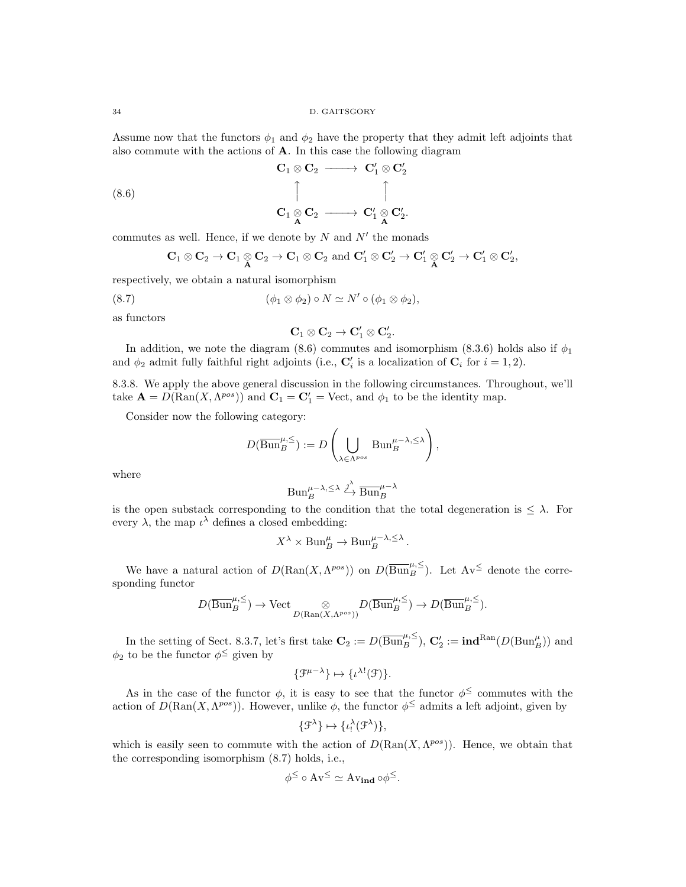Assume now that the functors $\phi_1$ and $\phi_2$ have the property that they admit left adjoints that also commute with the actions of $\mathbf{A}$. In this case the following diagram

$$
\begin{array}{ccc}
\mathbf{C}_1 \otimes \mathbf{C}_2 & \longrightarrow & \mathbf{C}_1' \otimes \mathbf{C}_2' \\
\uparrow & & \uparrow \\
\mathbf{C}_1 \underset{\mathbf{A}}{\otimes} \mathbf{C}_2 & \longrightarrow & \mathbf{C}_1' \underset{\mathbf{A}}{\otimes} \mathbf{C}_2'.
\end{array}
\tag{8.6}
$$

commutes as well. Hence, if we denote by $N$ and $N'$ the monads

$$\mathbf{C}_1 \otimes \mathbf{C}_2 \to \mathbf{C}_1 \underset{\mathbf{A}}{\otimes} \mathbf{C}_2 \to \mathbf{C}_1 \otimes \mathbf{C}_2 \text{ and } \mathbf{C}_1' \otimes \mathbf{C}_2' \to \mathbf{C}_1' \underset{\mathbf{A}}{\otimes} \mathbf{C}_2' \to \mathbf{C}_1' \otimes \mathbf{C}_2',$$

respectively, we obtain a natural isomorphism

$$(\phi_1 \otimes \phi_2) \circ N \simeq N' \circ (\phi_1 \otimes \phi_2), \tag{8.7}$$

as functors

$$\mathbf{C}_1 \otimes \mathbf{C}_2 \to \mathbf{C}_1' \otimes \mathbf{C}_2'.$$

In addition, we note the diagram (8.6) commutes and isomorphism (8.3.6) holds also if $\phi_1$ and $\phi_2$ admit fully faithful right adjoints (i.e., $\mathbf{C}_i'$ is a localization of $\mathbf{C}_i$ for $i = 1, 2$).

8.3.8. We apply the above general discussion in the following circumstances. Throughout, we'll take $\mathbf{A} = D(\mathrm{Ran}(X, \Lambda^{pos}))$ and $\mathbf{C}_1 = \mathbf{C}_1' = \mathrm{Vect}$, and $\phi_1$ to be the identity map.

Consider now the following category:

$$D(\overline{\mathrm{Bun}}_B^{\mu,\leq}) := D\left(\bigcup_{\lambda \in \Lambda^{pos}} \mathrm{Bun}_B^{\mu-\lambda,\leq\lambda}\right),$$

where

$$\mathrm{Bun}_B^{\mu-\lambda,\leq\lambda} \overset{j^\lambda}{\hookrightarrow} \overline{\mathrm{Bun}}_B^{\mu-\lambda}$$

is the open substack corresponding to the condition that the total degeneration is $\leq \lambda$. For every $\lambda$, the map $\iota^\lambda$ defines a closed embedding:

$$X^\lambda \times \mathrm{Bun}_B^\mu \to \mathrm{Bun}_B^{\mu-\lambda,\leq\lambda}.$$

We have a natural action of $D(\mathrm{Ran}(X, \Lambda^{pos}))$ on $D(\overline{\mathrm{Bun}}_B^{\mu,\leq})$. Let $\mathrm{Av}^{\leq}$ denote the corresponding functor

$$D(\overline{\mathrm{Bun}}_B^{\mu,\leq}) \to \mathrm{Vect} \underset{D(\mathrm{Ran}(X,\Lambda^{pos}))}{\otimes} D(\overline{\mathrm{Bun}}_B^{\mu,\leq}) \to D(\overline{\mathrm{Bun}}_B^{\mu,\leq}).$$

In the setting of Sect. 8.3.7, let's first take $\mathbf{C}_2 := D(\overline{\mathrm{Bun}}_B^{\mu,\leq})$, $\mathbf{C}_2' := \mathbf{ind}^{\mathrm{Ran}}(D(\mathrm{Bun}_B^\mu))$ and $\phi_2$ to be the functor $\phi^{\leq}$ given by

$$\{\mathcal{F}^{\mu-\lambda}\} \mapsto \{\iota^{\lambda!}(\mathcal{F})\}.$$

As in the case of the functor $\phi$, it is easy to see that the functor $\phi^{\leq}$ commutes with the action of $D(\mathrm{Ran}(X, \Lambda^{pos}))$. However, unlike $\phi$, the functor $\phi^{\leq}$ admits a left adjoint, given by

$$\{\mathcal{F}^\lambda\} \mapsto \{\iota_!^\lambda(\mathcal{F}^\lambda)\},$$

which is easily seen to commute with the action of $D(\mathrm{Ran}(X, \Lambda^{pos}))$. Hence, we obtain that the corresponding isomorphism (8.7) holds, i.e.,

$$\phi^{\leq} \circ \mathrm{Av}^{\leq} \simeq \mathrm{Av}_{\mathbf{ind}} \circ \phi^{\leq}.$$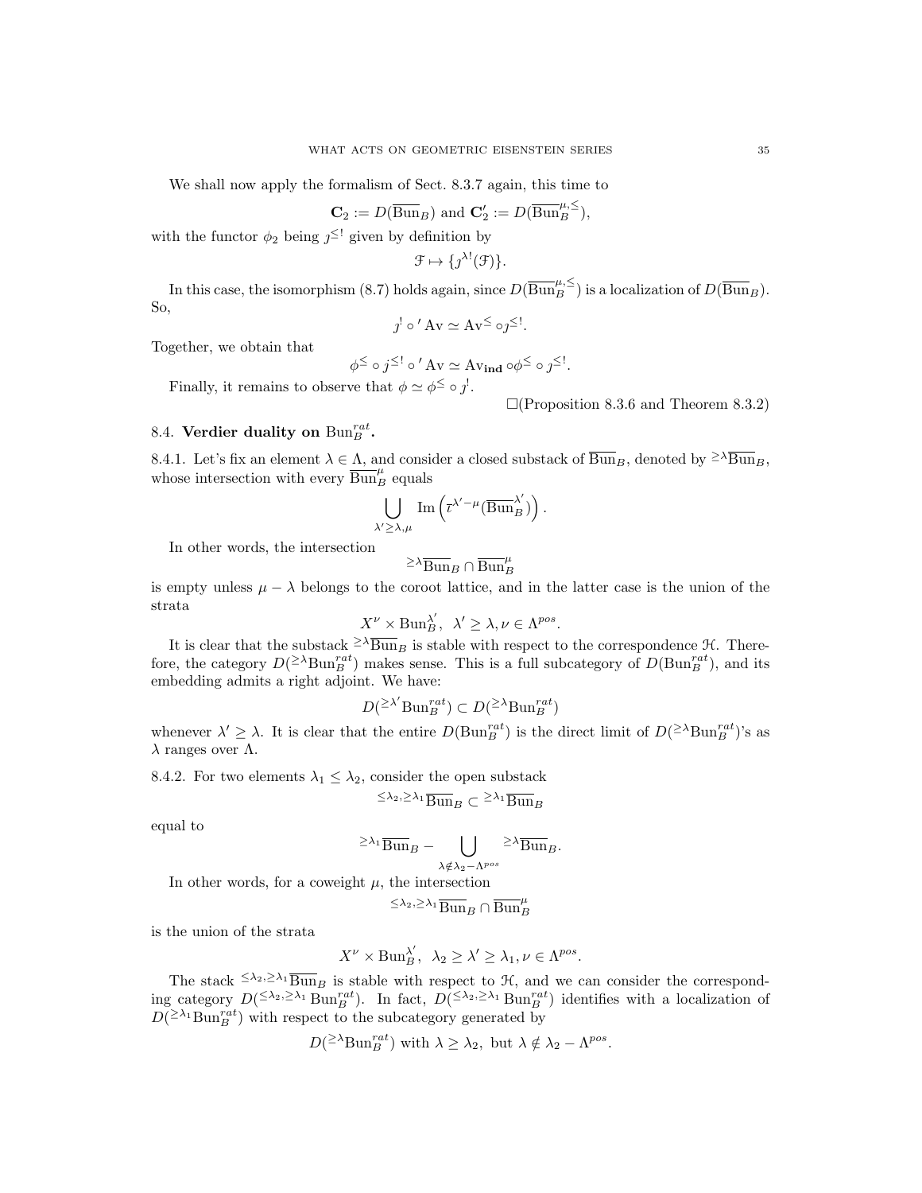We shall now apply the formalism of Sect. 8.3.7 again, this time to

$$\mathbf{C}_2 := D(\overline{\mathrm{Bun}}_B) \text{ and } \mathbf{C}_2' := D(\overline{\mathrm{Bun}}_B^{\mu,\leq}),$$

with the functor $\phi_2$ being $\jmath^{\leq !}$ given by definition by

$$\mathcal{F} \mapsto \{\jmath^{\lambda !}(\mathcal{F})\}.$$

In this case, the isomorphism (8.7) holds again, since $D(\overline{\mathrm{Bun}}_B^{\mu,\leq})$ is a localization of $D(\overline{\mathrm{Bun}}_B)$. So,

$$\jmath^! \circ {}' \mathrm{Av} \simeq \mathrm{Av}^{\leq} \circ \jmath^{\leq !}.$$

Together, we obtain that

$$\phi^{\leq} \circ \jmath^{\leq !} \circ {}' \mathrm{Av} \simeq \mathrm{Av}_{\mathbf{ind}} \circ \phi^{\leq} \circ \jmath^{\leq !}.$$

Finally, it remains to observe that $\phi \simeq \phi^{\leq} \circ \jmath^!$.

$\square$(Proposition 8.3.6 and Theorem 8.3.2)

## 8.4. Verdier duality on $\mathrm{Bun}_B^{rat}$.

8.4.1. Let's fix an element $\lambda \in \Lambda$, and consider a closed substack of $\overline{\mathrm{Bun}}_B$, denoted by ${}^{\geq \lambda}\overline{\mathrm{Bun}}_B$, whose intersection with every $\overline{\mathrm{Bun}}_B^{\mu}$ equals

$$\bigcup_{\lambda' \geq \lambda, \mu} \mathrm{Im}\left(\overline{\tau}^{\lambda' - \mu}(\overline{\mathrm{Bun}}_B^{\lambda'})\right).$$

In other words, the intersection

$${}^{\geq \lambda}\overline{\mathrm{Bun}}_B \cap \overline{\mathrm{Bun}}_B^{\mu}$$

is empty unless $\mu - \lambda$ belongs to the coroot lattice, and in the latter case is the union of the strata

$$X^{\nu} \times \mathrm{Bun}_B^{\lambda'}, \;\; \lambda' \geq \lambda, \nu \in \Lambda^{pos}.$$

It is clear that the substack ${}^{\geq \lambda}\overline{\mathrm{Bun}}_B$ is stable with respect to the correspondence $\mathcal{H}$. Therefore, the category $D({}^{\geq \lambda}\mathrm{Bun}_B^{rat})$ makes sense. This is a full subcategory of $D(\mathrm{Bun}_B^{rat})$, and its embedding admits a right adjoint. We have:

$$D({}^{\geq \lambda'}\mathrm{Bun}_B^{rat}) \subset D({}^{\geq \lambda}\mathrm{Bun}_B^{rat})$$

whenever $\lambda' \geq \lambda$. It is clear that the entire $D(\mathrm{Bun}_B^{rat})$ is the direct limit of $D({}^{\geq \lambda}\mathrm{Bun}_B^{rat})$'s as $\lambda$ ranges over $\Lambda$.

8.4.2. For two elements $\lambda_1 \leq \lambda_2$, consider the open substack

$${}^{\leq \lambda_2, \geq \lambda_1}\overline{\mathrm{Bun}}_B \subset {}^{\geq \lambda_1}\overline{\mathrm{Bun}}_B$$

equal to

$${}^{\geq \lambda_1}\overline{\mathrm{Bun}}_B - \bigcup_{\lambda \notin \lambda_2 - \Lambda^{pos}} {}^{\geq \lambda}\overline{\mathrm{Bun}}_B.$$

In other words, for a coweight $\mu$, the intersection

$${}^{\leq \lambda_2, \geq \lambda_1}\overline{\mathrm{Bun}}_B \cap \overline{\mathrm{Bun}}_B^{\mu}$$

is the union of the strata

$$X^{\nu} \times \mathrm{Bun}_B^{\lambda'}, \;\; \lambda_2 \geq \lambda' \geq \lambda_1, \nu \in \Lambda^{pos}.$$

The stack ${}^{\leq \lambda_2, \geq \lambda_1}\overline{\mathrm{Bun}}_B$ is stable with respect to $\mathcal{H}$, and we can consider the corresponding category $D({}^{\leq \lambda_2, \geq \lambda_1}\mathrm{Bun}_B^{rat})$. In fact, $D({}^{\leq \lambda_2, \geq \lambda_1}\mathrm{Bun}_B^{rat})$ identifies with a localization of $D({}^{\geq \lambda_1}\mathrm{Bun}_B^{rat})$ with respect to the subcategory generated by

$$D({}^{\geq \lambda}\mathrm{Bun}_B^{rat}) \text{ with } \lambda \geq \lambda_2, \text{ but } \lambda \notin \lambda_2 - \Lambda^{pos}.$$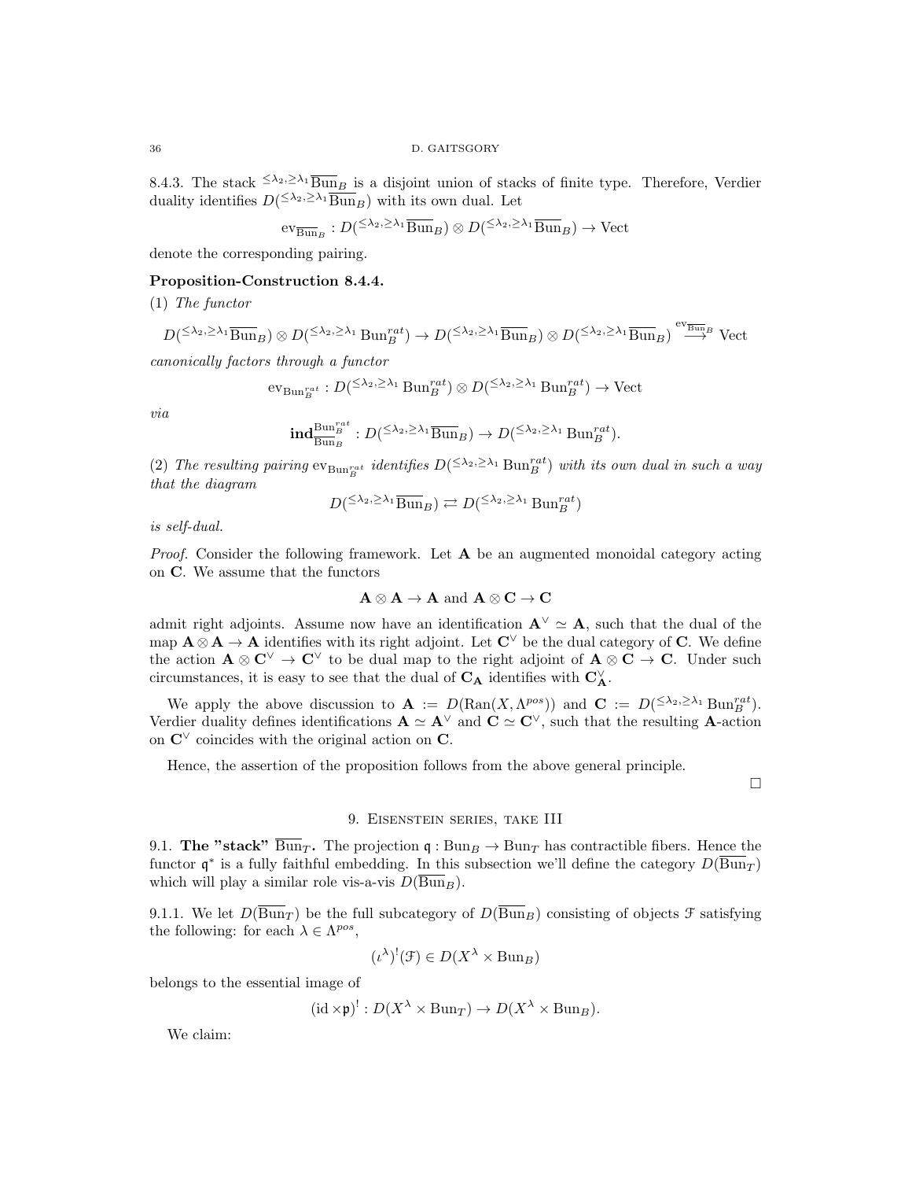8.4.3. The stack ${}^{\leq\lambda_2,\geq\lambda_1}\overline{\mathrm{Bun}}_B$ is a disjoint union of stacks of finite type. Therefore, Verdier duality identifies $D({}^{\leq\lambda_2,\geq\lambda_1}\overline{\mathrm{Bun}}_B)$ with its own dual. Let

$$\mathrm{ev}_{\overline{\mathrm{Bun}}_B} : D({}^{\leq\lambda_2,\geq\lambda_1}\overline{\mathrm{Bun}}_B) \otimes D({}^{\leq\lambda_2,\geq\lambda_1}\overline{\mathrm{Bun}}_B) \to \mathrm{Vect}$$

denote the corresponding pairing.

**Proposition-Construction 8.4.4.**

(1) *The functor*

$$D({}^{\leq\lambda_2,\geq\lambda_1}\overline{\mathrm{Bun}}_B) \otimes D({}^{\leq\lambda_2,\geq\lambda_1}\mathrm{Bun}_B^{rat}) \to D({}^{\leq\lambda_2,\geq\lambda_1}\overline{\mathrm{Bun}}_B) \otimes D({}^{\leq\lambda_2,\geq\lambda_1}\overline{\mathrm{Bun}}_B) \overset{\mathrm{ev}_{\overline{\mathrm{Bun}}_B}}{\longrightarrow} \mathrm{Vect}$$

*canonically factors through a functor*

$$\mathrm{ev}_{\mathrm{Bun}_B^{rat}} : D({}^{\leq\lambda_2,\geq\lambda_1}\mathrm{Bun}_B^{rat}) \otimes D({}^{\leq\lambda_2,\geq\lambda_1}\mathrm{Bun}_B^{rat}) \to \mathrm{Vect}$$

*via*

$$\mathbf{ind}_{\overline{\mathrm{Bun}}_B}^{\mathrm{Bun}_B^{rat}} : D({}^{\leq\lambda_2,\geq\lambda_1}\overline{\mathrm{Bun}}_B) \to D({}^{\leq\lambda_2,\geq\lambda_1}\mathrm{Bun}_B^{rat}).$$

(2) *The resulting pairing* $\mathrm{ev}_{\mathrm{Bun}_B^{rat}}$ *identifies* $D({}^{\leq\lambda_2,\geq\lambda_1}\mathrm{Bun}_B^{rat})$ *with its own dual in such a way that the diagram*

$$D({}^{\leq\lambda_2,\geq\lambda_1}\overline{\mathrm{Bun}}_B) \rightleftarrows D({}^{\leq\lambda_2,\geq\lambda_1}\mathrm{Bun}_B^{rat})$$

*is self-dual.*

*Proof.* Consider the following framework. Let $\mathbf{A}$ be an augmented monoidal category acting on $\mathbf{C}$. We assume that the functors

$$\mathbf{A} \otimes \mathbf{A} \to \mathbf{A} \text{ and } \mathbf{A} \otimes \mathbf{C} \to \mathbf{C}$$

admit right adjoints. Assume now have an identification $\mathbf{A}^\vee \simeq \mathbf{A}$, such that the dual of the map $\mathbf{A} \otimes \mathbf{A} \to \mathbf{A}$ identifies with its right adjoint. Let $\mathbf{C}^\vee$ be the dual category of $\mathbf{C}$. We define the action $\mathbf{A} \otimes \mathbf{C}^\vee \to \mathbf{C}^\vee$ to be dual map to the right adjoint of $\mathbf{A} \otimes \mathbf{C} \to \mathbf{C}$. Under such circumstances, it is easy to see that the dual of $\mathbf{C}_{\mathbf{A}}$ identifies with $\mathbf{C}^\vee_{\mathbf{A}}$.

We apply the above discussion to $\mathbf{A} := D(\mathrm{Ran}(X, \Lambda^{pos}))$ and $\mathbf{C} := D({}^{\leq\lambda_2,\geq\lambda_1}\mathrm{Bun}_B^{rat})$. Verdier duality defines identifications $\mathbf{A} \simeq \mathbf{A}^\vee$ and $\mathbf{C} \simeq \mathbf{C}^\vee$, such that the resulting $\mathbf{A}$-action on $\mathbf{C}^\vee$ coincides with the original action on $\mathbf{C}$.

Hence, the assertion of the proposition follows from the above general principle. $\square$

## 9. Eisenstein series, take III

**9.1. The "stack" $\overline{\mathrm{Bun}}_T$.** The projection $\mathfrak{q} : \mathrm{Bun}_B \to \mathrm{Bun}_T$ has contractible fibers. Hence the functor $\mathfrak{q}^*$ is a fully faithful embedding. In this subsection we'll define the category $D(\overline{\mathrm{Bun}}_T)$ which will play a similar role vis-a-vis $D(\overline{\mathrm{Bun}}_B)$.

9.1.1. We let $D(\overline{\mathrm{Bun}}_T)$ be the full subcategory of $D(\overline{\mathrm{Bun}}_B)$ consisting of objects $\mathcal{F}$ satisfying the following: for each $\lambda \in \Lambda^{pos}$,

$$(\iota^\lambda)^!(\mathcal{F}) \in D(X^\lambda \times \mathrm{Bun}_B)$$

belongs to the essential image of

$$(\mathrm{id} \times \mathfrak{p})^! : D(X^\lambda \times \mathrm{Bun}_T) \to D(X^\lambda \times \mathrm{Bun}_B).$$

We claim: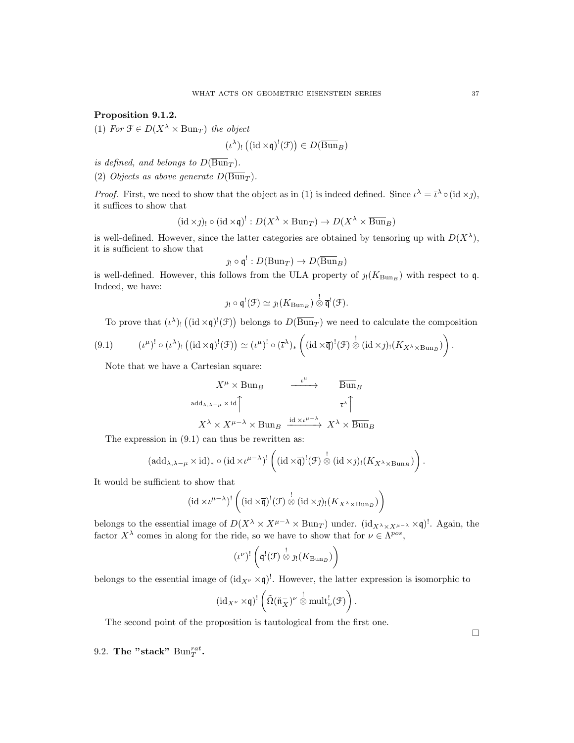**Proposition 9.1.2.**

(1) *For* $\mathcal{F} \in D(X^\lambda \times \mathrm{Bun}_T)$ *the object*

$$(\iota^\lambda)_! \left( (\mathrm{id} \times \mathfrak{q})^! (\mathcal{F}) \right) \in D(\overline{\mathrm{Bun}}_B)$$

*is defined, and belongs to* $D(\overline{\mathrm{Bun}}_T)$.

(2) *Objects as above generate* $D(\overline{\mathrm{Bun}}_T)$.

*Proof.* First, we need to show that the object as in (1) is indeed defined. Since $\iota^\lambda = \overline{\iota}^\lambda \circ (\mathrm{id} \times \jmath)$, it suffices to show that

$$(\mathrm{id} \times \jmath)_! \circ (\mathrm{id} \times \mathfrak{q})^! : D(X^\lambda \times \mathrm{Bun}_T) \to D(X^\lambda \times \overline{\mathrm{Bun}}_B)$$

is well-defined. However, since the latter categories are obtained by tensoring up with $D(X^\lambda)$, it is sufficient to show that

$$\jmath_! \circ \mathfrak{q}^! : D(\mathrm{Bun}_T) \to D(\overline{\mathrm{Bun}}_B)$$

is well-defined. However, this follows from the ULA property of $\jmath_!(K_{\mathrm{Bun}_B})$ with respect to $\mathfrak{q}$. Indeed, we have:

$$\jmath_! \circ \mathfrak{q}^!(\mathcal{F}) \simeq \jmath_!(K_{\mathrm{Bun}_B}) \overset{!}{\otimes} \overline{\mathfrak{q}}^!(\mathcal{F}).$$

To prove that $(\iota^\lambda)_! \left( (\mathrm{id} \times \mathfrak{q})^! (\mathcal{F}) \right)$ belongs to $D(\overline{\mathrm{Bun}}_T)$ we need to calculate the composition

$$(\iota^\mu)^! \circ (\iota^\lambda)_! \left( (\mathrm{id} \times \mathfrak{q})^! (\mathcal{F}) \right) \simeq (\iota^\mu)^! \circ (\overline{\iota}^\lambda)_* \left( (\mathrm{id} \times \overline{\mathfrak{q}})^! (\mathcal{F}) \overset{!}{\otimes} (\mathrm{id} \times \jmath)_! (K_{X^\lambda \times \mathrm{Bun}_B}) \right). \tag{9.1}$$

Note that we have a Cartesian square:

$$\begin{array}{ccc} X^\mu \times \mathrm{Bun}_B & \xrightarrow{\iota^\mu} & \overline{\mathrm{Bun}}_B \\ {\scriptstyle \mathrm{add}_{\lambda, \lambda-\mu} \times \mathrm{id}} \uparrow & & \uparrow {\scriptstyle \overline{\iota}^\lambda} \\ X^\lambda \times X^{\mu - \lambda} \times \mathrm{Bun}_B & \xrightarrow{\mathrm{id} \times \iota^{\mu-\lambda}} & X^\lambda \times \overline{\mathrm{Bun}}_B \end{array}$$

The expression in (9.1) can thus be rewritten as:

$$(\mathrm{add}_{\lambda, \lambda-\mu} \times \mathrm{id})_* \circ (\mathrm{id} \times \iota^{\mu-\lambda})^! \left( (\mathrm{id} \times \overline{\mathfrak{q}})^! (\mathcal{F}) \overset{!}{\otimes} (\mathrm{id} \times \jmath)_! (K_{X^\lambda \times \mathrm{Bun}_B}) \right).$$

It would be sufficient to show that

$$(\mathrm{id} \times \iota^{\mu-\lambda})^! \left( (\mathrm{id} \times \overline{\mathfrak{q}})^! (\mathcal{F}) \overset{!}{\otimes} (\mathrm{id} \times \jmath)_! (K_{X^\lambda \times \mathrm{Bun}_B}) \right)$$

belongs to the essential image of $D(X^\lambda \times X^{\mu-\lambda} \times \mathrm{Bun}_T)$ under. $(\mathrm{id}_{X^\lambda \times X^{\mu-\lambda}} \times \mathfrak{q})^!$. Again, the factor $X^\lambda$ comes in along for the ride, so we have to show that for $\nu \in \Lambda^{pos}$,

$$(\iota^\nu)^! \left( \overline{\mathfrak{q}}^! (\mathcal{F}) \overset{!}{\otimes} \jmath_! (K_{\mathrm{Bun}_B}) \right)$$

belongs to the essential image of $(\mathrm{id}_{X^\nu} \times \mathfrak{q})^!$. However, the latter expression is isomorphic to

$$(\mathrm{id}_{X^\nu} \times \mathfrak{q})^! \left( \tilde{\Omega}(\check{\mathfrak{n}}^-_X)^\nu \overset{!}{\otimes} \mathrm{mult}^!_\nu (\mathcal{F}) \right).$$

The second point of the proposition is tautological from the first one. $\square$

## 9.2. The "stack" $\mathrm{Bun}_T^{rat}$.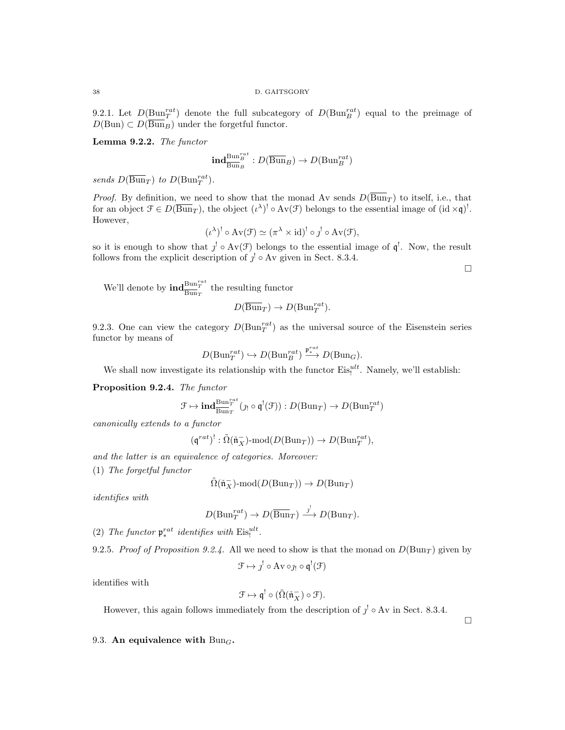9.2.1. Let $D(\mathrm{Bun}_T^{rat})$ denote the full subcategory of $D(\mathrm{Bun}_B^{rat})$ equal to the preimage of $D(\mathrm{Bun}) \subset D(\overline{\mathrm{Bun}}_B)$ under the forgetful functor.

**Lemma 9.2.2.** *The functor*

$$\mathbf{ind}_{\overline{\mathrm{Bun}}_B}^{\mathrm{Bun}_B^{rat}} : D(\overline{\mathrm{Bun}}_B) \to D(\mathrm{Bun}_B^{rat})$$

*sends $D(\overline{\mathrm{Bun}}_T)$ to $D(\mathrm{Bun}_T^{rat})$.*

*Proof.* By definition, we need to show that the monad Av sends $D(\overline{\mathrm{Bun}}_T)$ to itself, i.e., that for an object $\mathcal{F} \in D(\overline{\mathrm{Bun}}_T)$, the object $(\iota^\lambda)^! \circ \mathrm{Av}(\mathcal{F})$ belongs to the essential image of $(\mathrm{id} \times \mathfrak{q})^!$. However,

$$(\iota^\lambda)^! \circ \mathrm{Av}(\mathcal{F}) \simeq (\pi^\lambda \times \mathrm{id})^! \circ \jmath^! \circ \mathrm{Av}(\mathcal{F}),$$

so it is enough to show that $\jmath^! \circ \mathrm{Av}(\mathcal{F})$ belongs to the essential image of $\mathfrak{q}^!$. Now, the result follows from the explicit description of $\jmath^! \circ \mathrm{Av}$ given in Sect. 8.3.4. $\square$

We'll denote by $\mathbf{ind}_{\overline{\mathrm{Bun}}_T}^{\mathrm{Bun}_T^{rat}}$ the resulting functor

$$D(\overline{\mathrm{Bun}}_T) \to D(\mathrm{Bun}_T^{rat}).$$

9.2.3. One can view the category $D(\mathrm{Bun}_T^{rat})$ as the universal source of the Eisenstein series functor by means of

$$D(\mathrm{Bun}_T^{rat}) \hookrightarrow D(\mathrm{Bun}_B^{rat}) \xrightarrow{\mathfrak{p}_*^{rat}} D(\mathrm{Bun}_G).$$

We shall now investigate its relationship with the functor $\mathrm{Eis}_!^{ult}$. Namely, we'll establish:

**Proposition 9.2.4.** *The functor*

$$\mathcal{F} \mapsto \mathbf{ind}_{\overline{\mathrm{Bun}}_T}^{\mathrm{Bun}_T^{rat}} (\jmath_! \circ \mathfrak{q}^!(\mathcal{F})) : D(\mathrm{Bun}_T) \to D(\mathrm{Bun}_T^{rat})$$

*canonically extends to a functor*

$$(\mathfrak{q}^{rat})^! : \tilde{\Omega}(\check{\mathfrak{n}}_X^-)\text{-mod}(D(\mathrm{Bun}_T)) \to D(\mathrm{Bun}_T^{rat}),$$

*and the latter is an equivalence of categories. Moreover:*

(1) *The forgetful functor*

$$\tilde{\Omega}(\check{\mathfrak{n}}_X^-)\text{-mod}(D(\mathrm{Bun}_T)) \to D(\mathrm{Bun}_T)$$

*identifies with*

$$D(\mathrm{Bun}_T^{rat}) \to D(\overline{\mathrm{Bun}}_T) \xrightarrow{\jmath^!} D(\mathrm{Bun}_T).$$

(2) *The functor $\mathfrak{p}_*^{rat}$ identifies with $\mathrm{Eis}_!^{ult}$.*

9.2.5. *Proof of Proposition 9.2.4.* All we need to show is that the monad on $D(\mathrm{Bun}_T)$ given by

$$\mathcal{F} \mapsto \jmath^! \circ \mathrm{Av} \circ \jmath_! \circ \mathfrak{q}^!(\mathcal{F})$$

identifies with

$$\mathcal{F} \mapsto \mathfrak{q}^! \circ (\tilde{\Omega}(\check{\mathfrak{n}}_X^-) \circ \mathcal{F}).$$

However, this again follows immediately from the description of $\jmath^! \circ \mathrm{Av}$ in Sect. 8.3.4. $\square$

## 9.3. An equivalence with $\mathrm{Bun}_G$.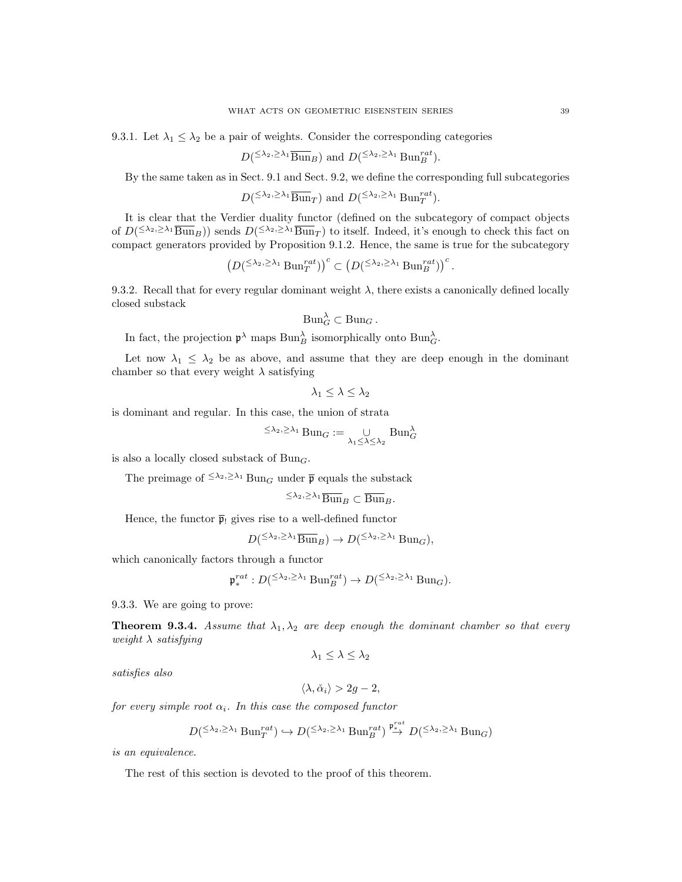9.3.1. Let $\lambda_1 \leq \lambda_2$ be a pair of weights. Consider the corresponding categories

$$D({}^{\leq \lambda_2, \geq \lambda_1}\overline{\mathrm{Bun}}_B) \text{ and } D({}^{\leq \lambda_2, \geq \lambda_1}\mathrm{Bun}_B^{rat}).$$

By the same taken as in Sect. 9.1 and Sect. 9.2, we define the corresponding full subcategories

$$D({}^{\leq \lambda_2, \geq \lambda_1}\overline{\mathrm{Bun}}_T) \text{ and } D({}^{\leq \lambda_2, \geq \lambda_1}\mathrm{Bun}_T^{rat}).$$

It is clear that the Verdier duality functor (defined on the subcategory of compact objects of $D({}^{\leq \lambda_2, \geq \lambda_1}\overline{\mathrm{Bun}}_B)$) sends $D({}^{\leq \lambda_2, \geq \lambda_1}\overline{\mathrm{Bun}}_T)$ to itself. Indeed, it's enough to check this fact on compact generators provided by Proposition 9.1.2. Hence, the same is true for the subcategory

$$\left(D({}^{\leq \lambda_2, \geq \lambda_1}\mathrm{Bun}_T^{rat})\right)^c \subset \left(D({}^{\leq \lambda_2, \geq \lambda_1}\mathrm{Bun}_B^{rat})\right)^c.$$

9.3.2. Recall that for every regular dominant weight $\lambda$, there exists a canonically defined locally closed substack

$$\mathrm{Bun}_G^\lambda \subset \mathrm{Bun}_G.$$

In fact, the projection $\mathfrak{p}^\lambda$ maps $\mathrm{Bun}_B^\lambda$ isomorphically onto $\mathrm{Bun}_G^\lambda$.

Let now $\lambda_1 \leq \lambda_2$ be as above, and assume that they are deep enough in the dominant chamber so that every weight $\lambda$ satisfying

$$\lambda_1 \leq \lambda \leq \lambda_2$$

is dominant and regular. In this case, the union of strata

$${}^{\leq \lambda_2, \geq \lambda_1}\mathrm{Bun}_G := \underset{\lambda_1 \leq \lambda \leq \lambda_2}{\cup} \mathrm{Bun}_G^\lambda$$

is also a locally closed substack of $\mathrm{Bun}_G$.

The preimage of ${}^{\leq \lambda_2, \geq \lambda_1}\mathrm{Bun}_G$ under $\overline{\mathfrak{p}}$ equals the substack

$${}^{\leq \lambda_2, \geq \lambda_1}\overline{\mathrm{Bun}}_B \subset \overline{\mathrm{Bun}}_B.$$

Hence, the functor $\overline{\mathfrak{p}}_!$ gives rise to a well-defined functor

$$D({}^{\leq \lambda_2, \geq \lambda_1}\overline{\mathrm{Bun}}_B) \to D({}^{\leq \lambda_2, \geq \lambda_1}\mathrm{Bun}_G),$$

which canonically factors through a functor

$$\mathfrak{p}_*^{rat} : D({}^{\leq \lambda_2, \geq \lambda_1}\mathrm{Bun}_B^{rat}) \to D({}^{\leq \lambda_2, \geq \lambda_1}\mathrm{Bun}_G).$$

9.3.3. We are going to prove:

**Theorem 9.3.4.** *Assume that $\lambda_1, \lambda_2$ are deep enough the dominant chamber so that every weight $\lambda$ satisfying*

$$\lambda_1 \leq \lambda \leq \lambda_2$$

*satisfies also*

$$\langle \lambda, \check{\alpha}_i \rangle > 2g - 2,$$

*for every simple root $\alpha_i$. In this case the composed functor*

$$D({}^{\leq \lambda_2, \geq \lambda_1}\mathrm{Bun}_T^{rat}) \hookrightarrow D({}^{\leq \lambda_2, \geq \lambda_1}\mathrm{Bun}_B^{rat}) \overset{\mathfrak{p}_*^{rat}}{\to} D({}^{\leq \lambda_2, \geq \lambda_1}\mathrm{Bun}_G)$$

*is an equivalence.*

The rest of this section is devoted to the proof of this theorem.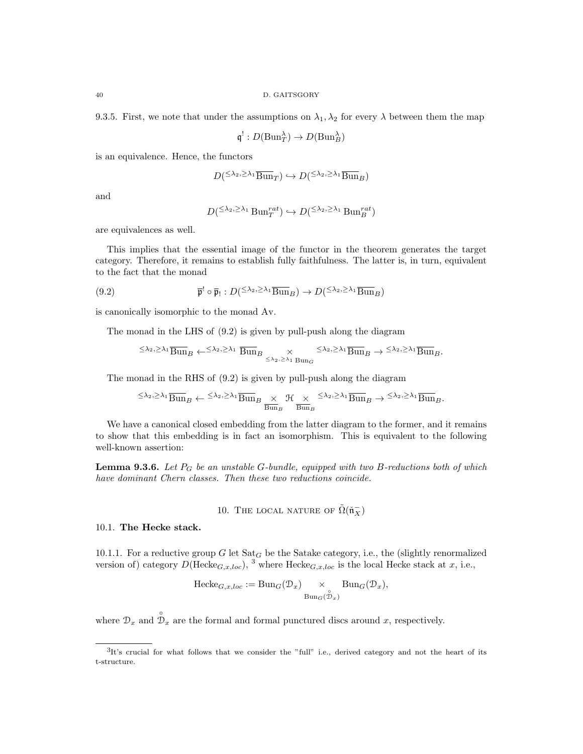9.3.5. First, we note that under the assumptions on $\lambda_1, \lambda_2$ for every $\lambda$ between them the map

$$\mathfrak{q}^! : D(\mathrm{Bun}_T^\lambda) \to D(\mathrm{Bun}_B^\lambda)$$

is an equivalence. Hence, the functors

$$D({}^{\leq \lambda_2, \geq \lambda_1}\overline{\mathrm{Bun}}_T) \hookrightarrow D({}^{\leq \lambda_2, \geq \lambda_1}\overline{\mathrm{Bun}}_B)$$

and

$$D({}^{\leq \lambda_2, \geq \lambda_1}\,\mathrm{Bun}_T^{rat}) \hookrightarrow D({}^{\leq \lambda_2, \geq \lambda_1}\,\mathrm{Bun}_B^{rat})$$

are equivalences as well.

This implies that the essential image of the functor in the theorem generates the target category. Therefore, it remains to establish fully faithfulness. The latter is, in turn, equivalent to the fact that the monad

$$\overline{\mathfrak{p}}^! \circ \overline{\mathfrak{p}}_! : D({}^{\leq \lambda_2, \geq \lambda_1}\overline{\mathrm{Bun}}_B) \to D({}^{\leq \lambda_2, \geq \lambda_1}\overline{\mathrm{Bun}}_B) \tag{9.2}$$

is canonically isomorphic to the monad Av.

The monad in the LHS of (9.2) is given by pull-push along the diagram

$${}^{\leq \lambda_2, \geq \lambda_1}\overline{\mathrm{Bun}}_B \leftarrow {}^{\leq \lambda_2, \geq \lambda_1}\,\overline{\mathrm{Bun}}_B \underset{{}^{\leq \lambda_2, \geq \lambda_1}\,\mathrm{Bun}_G}{\times} {}^{\leq \lambda_2, \geq \lambda_1}\overline{\mathrm{Bun}}_B \to {}^{\leq \lambda_2, \geq \lambda_1}\overline{\mathrm{Bun}}_B.$$

The monad in the RHS of (9.2) is given by pull-push along the diagram

$${}^{\leq \lambda_2, \geq \lambda_1}\overline{\mathrm{Bun}}_B \leftarrow {}^{\leq \lambda_2, \geq \lambda_1}\overline{\mathrm{Bun}}_B \underset{\overline{\mathrm{Bun}}_B}{\times} \mathcal{H} \underset{\overline{\mathrm{Bun}}_B}{\times} {}^{\leq \lambda_2, \geq \lambda_1}\overline{\mathrm{Bun}}_B \to {}^{\leq \lambda_2, \geq \lambda_1}\overline{\mathrm{Bun}}_B.$$

We have a canonical closed embedding from the latter diagram to the former, and it remains to show that this embedding is in fact an isomorphism. This is equivalent to the following well-known assertion:

**Lemma 9.3.6.** *Let $P_G$ be an unstable $G$-bundle, equipped with two $B$-reductions both of which have dominant Chern classes. Then these two reductions coincide.*

## 10. The local nature of $\tilde{\Omega}(\check{\mathfrak{n}}_X^-)$

### 10.1. The Hecke stack.

10.1.1. For a reductive group $G$ let $\mathrm{Sat}_G$ be the Satake category, i.e., the (slightly renormalized version of) category $D(\mathrm{Hecke}_{G,x,loc})$, [3] where $\mathrm{Hecke}_{G,x,loc}$ is the local Hecke stack at $x$, i.e.,

$$\mathrm{Hecke}_{G,x,loc} := \mathrm{Bun}_G(\mathcal{D}_x) \underset{\mathrm{Bun}_G(\overset{\circ}{\mathcal{D}}_x)}{\times} \mathrm{Bun}_G(\mathcal{D}_x),$$

where $\mathcal{D}_x$ and $\overset{\circ}{\mathcal{D}}_x$ are the formal and formal punctured discs around $x$, respectively.

[3] It's crucial for what follows that we consider the "full" i.e., derived category and not the heart of its t-structure.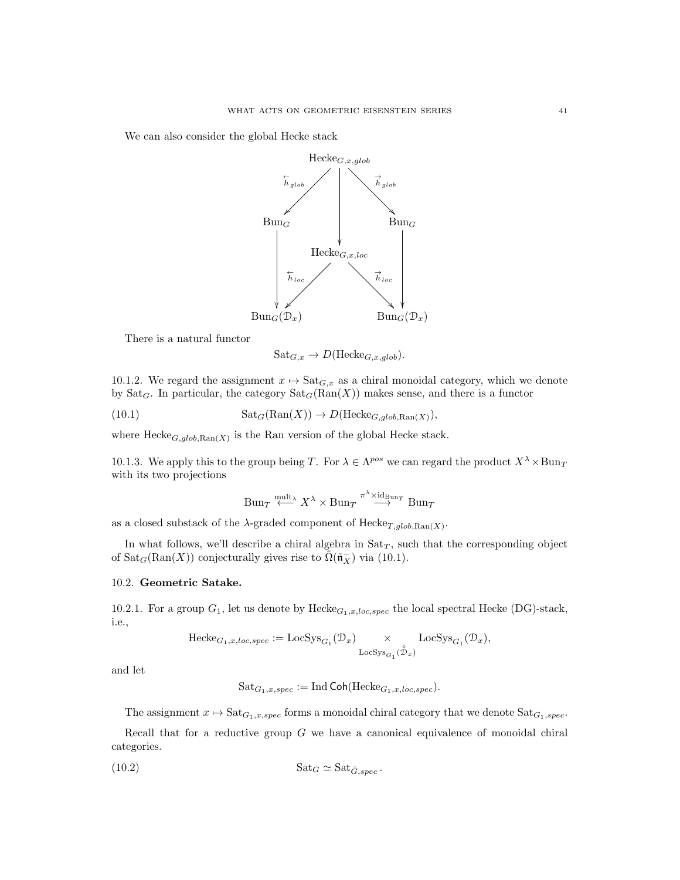We can also consider the global Hecke stack

$$
\begin{array}{ccccc}
 & & \mathrm{Hecke}_{G,x,glob} & & \\
 & \overset{\leftarrow}{h}_{glob} \swarrow & \downarrow & \searrow \overset{\rightarrow}{h}_{glob} & \\
\mathrm{Bun}_G & & & & \mathrm{Bun}_G \\
\downarrow & & \mathrm{Hecke}_{G,x,loc} & & \downarrow \\
 & \overset{\leftarrow}{h}_{loc} \swarrow & & \searrow \overset{\rightarrow}{h}_{loc} & \\
\mathrm{Bun}_G(\mathcal{D}_x) & & & & \mathrm{Bun}_G(\mathcal{D}_x)
\end{array}
$$

There is a natural functor

$$\mathrm{Sat}_{G,x} \to D(\mathrm{Hecke}_{G,x,glob}).$$

10.1.2. We regard the assignment $x \mapsto \mathrm{Sat}_{G,x}$ as a chiral monoidal category, which we denote by $\mathrm{Sat}_G$. In particular, the category $\mathrm{Sat}_G(\mathrm{Ran}(X))$ makes sense, and there is a functor

$$\mathrm{Sat}_G(\mathrm{Ran}(X)) \to D(\mathrm{Hecke}_{G,glob,\mathrm{Ran}(X)}), \tag{10.1}$$

where $\mathrm{Hecke}_{G,glob,\mathrm{Ran}(X)}$ is the Ran version of the global Hecke stack.

10.1.3. We apply this to the group being $T$. For $\lambda \in \Lambda^{pos}$ we can regard the product $X^\lambda \times \mathrm{Bun}_T$ with its two projections

$$\mathrm{Bun}_T \overset{\mathrm{mult}_\lambda}{\longleftarrow} X^\lambda \times \mathrm{Bun}_T \overset{\pi^\lambda \times \mathrm{id}_{\mathrm{Bun}_T}}{\longrightarrow} \mathrm{Bun}_T$$

as a closed substack of the $\lambda$-graded component of $\mathrm{Hecke}_{T,glob,\mathrm{Ran}(X)}$.

In what follows, we'll describe a chiral algebra in $\mathrm{Sat}_T$, such that the corresponding object of $\mathrm{Sat}_G(\mathrm{Ran}(X))$ conjecturally gives rise to $\widetilde{\Omega}(\check{\mathfrak{n}}^-_X)$ via (10.1).

## 10.2. Geometric Satake.

10.2.1. For a group $G_1$, let us denote by $\mathrm{Hecke}_{G_1,x,loc,spec}$ the local spectral Hecke (DG)-stack, i.e.,

$$\mathrm{Hecke}_{G_1,x,loc,spec} := \mathrm{LocSys}_{G_1}(\mathcal{D}_x) \underset{\mathrm{LocSys}_{G_1}(\overset{\circ}{\mathcal{D}}_x)}{\times} \mathrm{LocSys}_{G_1}(\mathcal{D}_x),$$

and let

$$\mathrm{Sat}_{G_1,x,spec} := \mathrm{Ind}\,\mathsf{Coh}(\mathrm{Hecke}_{G_1,x,loc,spec}).$$

The assignment $x \mapsto \mathrm{Sat}_{G_1,x,spec}$ forms a monoidal chiral category that we denote $\mathrm{Sat}_{G_1,spec}$.

Recall that for a reductive group $G$ we have a canonical equivalence of monoidal chiral categories.

$$\mathrm{Sat}_G \simeq \mathrm{Sat}_{\check{G},spec}\,. \tag{10.2}$$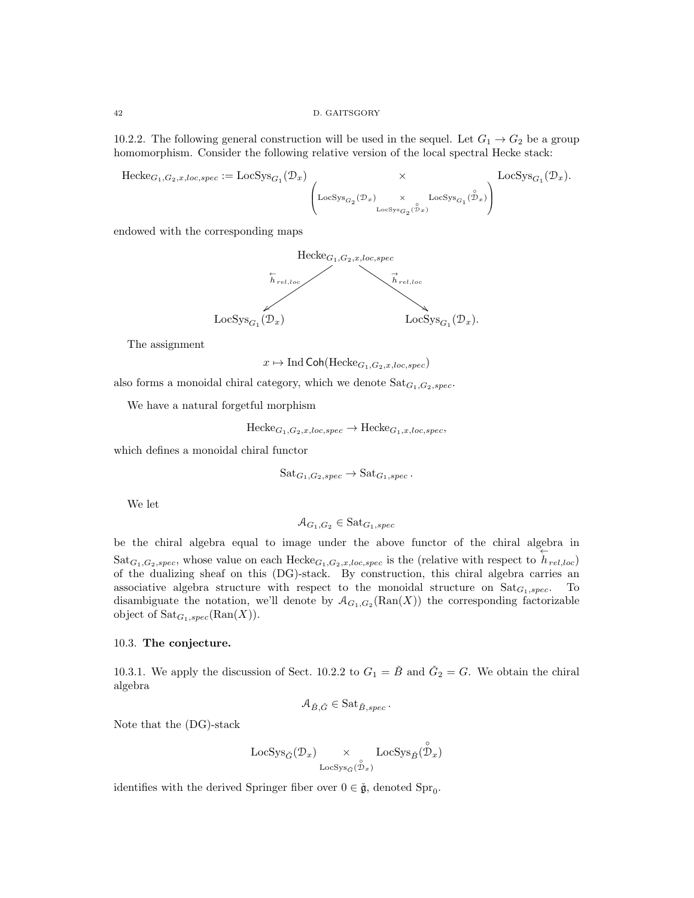10.2.2. The following general construction will be used in the sequel. Let $G_1 \to G_2$ be a group homomorphism. Consider the following relative version of the local spectral Hecke stack:

$$\mathrm{Hecke}_{G_1,G_2,x,loc,spec} := \mathrm{LocSys}_{G_1}(\mathcal{D}_x) \underset{\left(\mathrm{LocSys}_{G_2}(\mathcal{D}_x) \underset{\mathrm{LocSys}_{G_2}(\overset{\circ}{\mathcal{D}}_x)}{\times} \mathrm{LocSys}_{G_1}(\overset{\circ}{\mathcal{D}}_x)\right)}{\times} \mathrm{LocSys}_{G_1}(\mathcal{D}_x).$$

endowed with the corresponding maps

$$\begin{array}{ccc} & \mathrm{Hecke}_{G_1,G_2,x,loc,spec} & \\ \overset{\leftarrow}{h}_{rel,loc} \swarrow & & \searrow \overset{\rightarrow}{h}_{rel,loc} \\ \mathrm{LocSys}_{G_1}(\mathcal{D}_x) & & \mathrm{LocSys}_{G_1}(\mathcal{D}_x). \end{array}$$

The assignment

$$x \mapsto \mathrm{Ind}\,\mathsf{Coh}(\mathrm{Hecke}_{G_1,G_2,x,loc,spec})$$

also forms a monoidal chiral category, which we denote $\mathrm{Sat}_{G_1,G_2,spec}$.

We have a natural forgetful morphism

$$\mathrm{Hecke}_{G_1,G_2,x,loc,spec} \to \mathrm{Hecke}_{G_1,x,loc,spec},$$

which defines a monoidal chiral functor

$$\mathrm{Sat}_{G_1,G_2,spec} \to \mathrm{Sat}_{G_1,spec}.$$

We let

$$\mathcal{A}_{G_1,G_2} \in \mathrm{Sat}_{G_1,spec}$$

be the chiral algebra equal to image under the above functor of the chiral algebra in $\mathrm{Sat}_{G_1,G_2,spec}$, whose value on each $\mathrm{Hecke}_{G_1,G_2,x,loc,spec}$ is the (relative with respect to $\overset{\leftarrow}{h}_{rel,loc}$) of the dualizing sheaf on this (DG)-stack. By construction, this chiral algebra carries an associative algebra structure with respect to the monoidal structure on $\mathrm{Sat}_{G_1,spec}$. To disambiguate the notation, we'll denote by $\mathcal{A}_{G_1,G_2}(\mathrm{Ran}(X))$ the corresponding factorizable object of $\mathrm{Sat}_{G_1,spec}(\mathrm{Ran}(X))$.

## 10.3. **The conjecture.**

10.3.1. We apply the discussion of Sect. 10.2.2 to $G_1 = \check{B}$ and $\check{G}_2 = G$. We obtain the chiral algebra

$$\mathcal{A}_{\check{B},\check{G}} \in \mathrm{Sat}_{\check{B},spec}.$$

Note that the (DG)-stack

$$\mathrm{LocSys}_{\check{G}}(\mathcal{D}_x) \underset{\mathrm{LocSys}_{\check{G}}(\overset{\circ}{\mathcal{D}}_x)}{\times} \mathrm{LocSys}_{\check{B}}(\overset{\circ}{\mathcal{D}}_x)$$

identifies with the derived Springer fiber over $0 \in \check{\mathfrak{g}}$, denoted $\mathrm{Spr}_0$.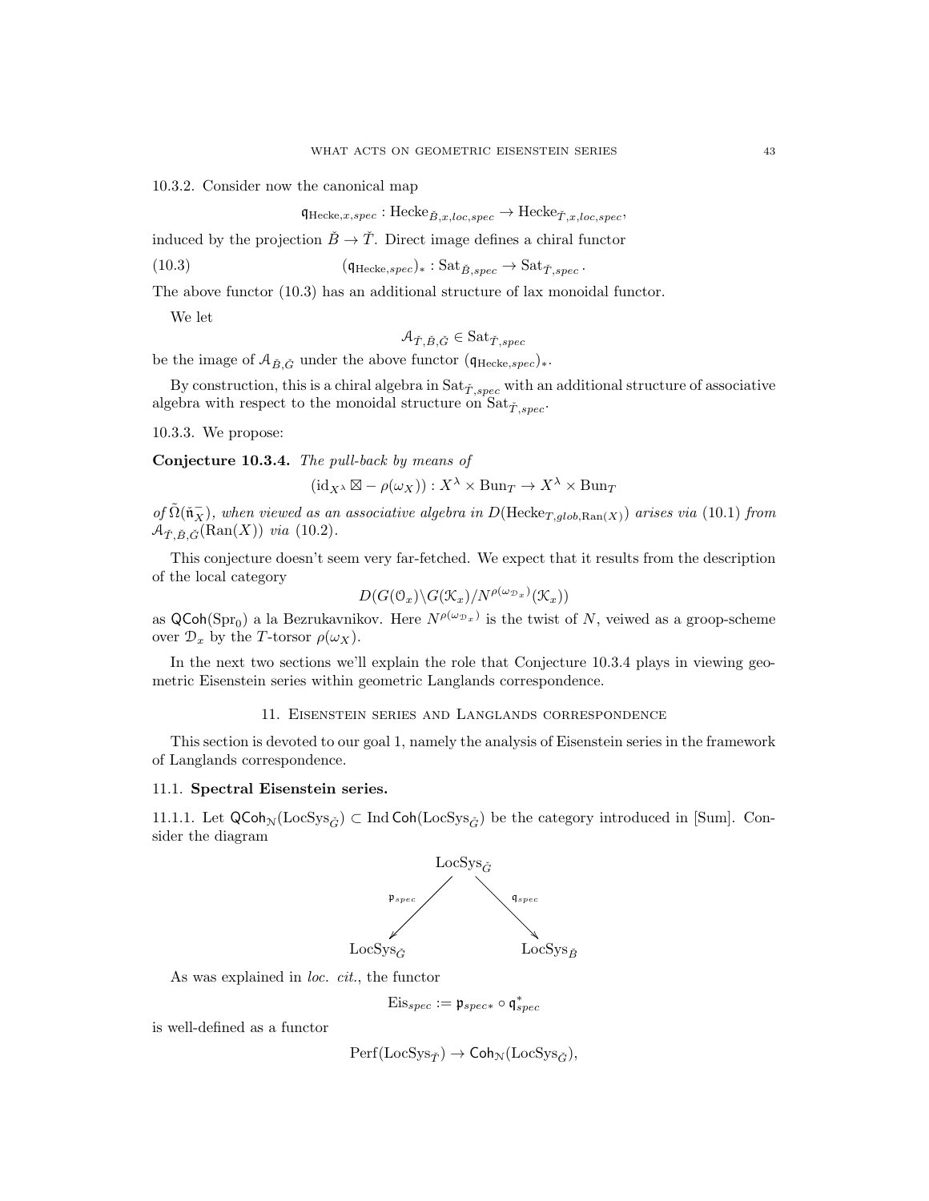10.3.2. Consider now the canonical map

$$\mathfrak{q}_{\mathrm{Hecke},x,spec} : \mathrm{Hecke}_{\check{B},x,loc,spec} \to \mathrm{Hecke}_{\check{T},x,loc,spec},$$

induced by the projection $\check{B} \to \check{T}$. Direct image defines a chiral functor

$$(\mathfrak{q}_{\mathrm{Hecke},spec})_* : \mathrm{Sat}_{\check{B},spec} \to \mathrm{Sat}_{\check{T},spec}. \tag{10.3}$$

The above functor (10.3) has an additional structure of lax monoidal functor.

We let

$$\mathcal{A}_{\check{T},\check{B},\check{G}} \in \mathrm{Sat}_{\check{T},spec}$$

be the image of $\mathcal{A}_{\check{B},\check{G}}$ under the above functor $(\mathfrak{q}_{\mathrm{Hecke},spec})_*$.

By construction, this is a chiral algebra in $\mathrm{Sat}_{\check{T},spec}$ with an additional structure of associative algebra with respect to the monoidal structure on $\mathrm{Sat}_{\check{T},spec}$.

10.3.3. We propose:

**Conjecture 10.3.4.** *The pull-back by means of*

$$(\mathrm{id}_{X^\lambda} \boxtimes - \rho(\omega_X)) : X^\lambda \times \mathrm{Bun}_T \to X^\lambda \times \mathrm{Bun}_T$$

*of* $\tilde{\Omega}(\check{\mathfrak{n}}^-_X)$*, when viewed as an associative algebra in* $D(\mathrm{Hecke}_{T,glob,\mathrm{Ran}(X)})$ *arises via* (10.1) *from* $\mathcal{A}_{\check{T},\check{B},\check{G}}(\mathrm{Ran}(X))$ *via* (10.2).

This conjecture doesn't seem very far-fetched. We expect that it results from the description of the local category

$$D(G(\mathcal{O}_x)\backslash G(\mathcal{K}_x)/N^{\rho(\omega_{\mathcal{D}_x})}(\mathcal{K}_x))$$

as $\mathsf{QCoh}(\mathrm{Spr}_0)$ a la Bezrukavnikov. Here $N^{\rho(\omega_{\mathcal{D}_x})}$ is the twist of $N$, veiwed as a groop-scheme over $\mathcal{D}_x$ by the $T$-torsor $\rho(\omega_X)$.

In the next two sections we'll explain the role that Conjecture 10.3.4 plays in viewing geometric Eisenstein series within geometric Langlands correspondence.

## 11. Eisenstein series and Langlands correspondence

This section is devoted to our goal 1, namely the analysis of Eisenstein series in the framework of Langlands correspondence.

### 11.1. Spectral Eisenstein series.

11.1.1. Let $\mathsf{QCoh}_{\mathcal{N}}(\mathrm{LocSys}_{\check{G}}) \subset \mathrm{Ind}\,\mathsf{Coh}(\mathrm{LocSys}_{\check{G}})$ be the category introduced in [Sum]. Consider the diagram

$$\mathrm{LocSys}_{\check{G}} \xleftarrow{\mathfrak{p}_{spec}} \mathrm{LocSys}_{\check{G}} \xrightarrow{\mathfrak{q}_{spec}} \mathrm{LocSys}_{\check{B}}$$

As was explained in *loc. cit.*, the functor

$$\mathrm{Eis}_{spec} := \mathfrak{p}_{spec*} \circ \mathfrak{q}^*_{spec}$$

is well-defined as a functor

$$\mathrm{Perf}(\mathrm{LocSys}_{\check{T}}) \to \mathsf{Coh}_{\mathcal{N}}(\mathrm{LocSys}_{\check{G}}),$$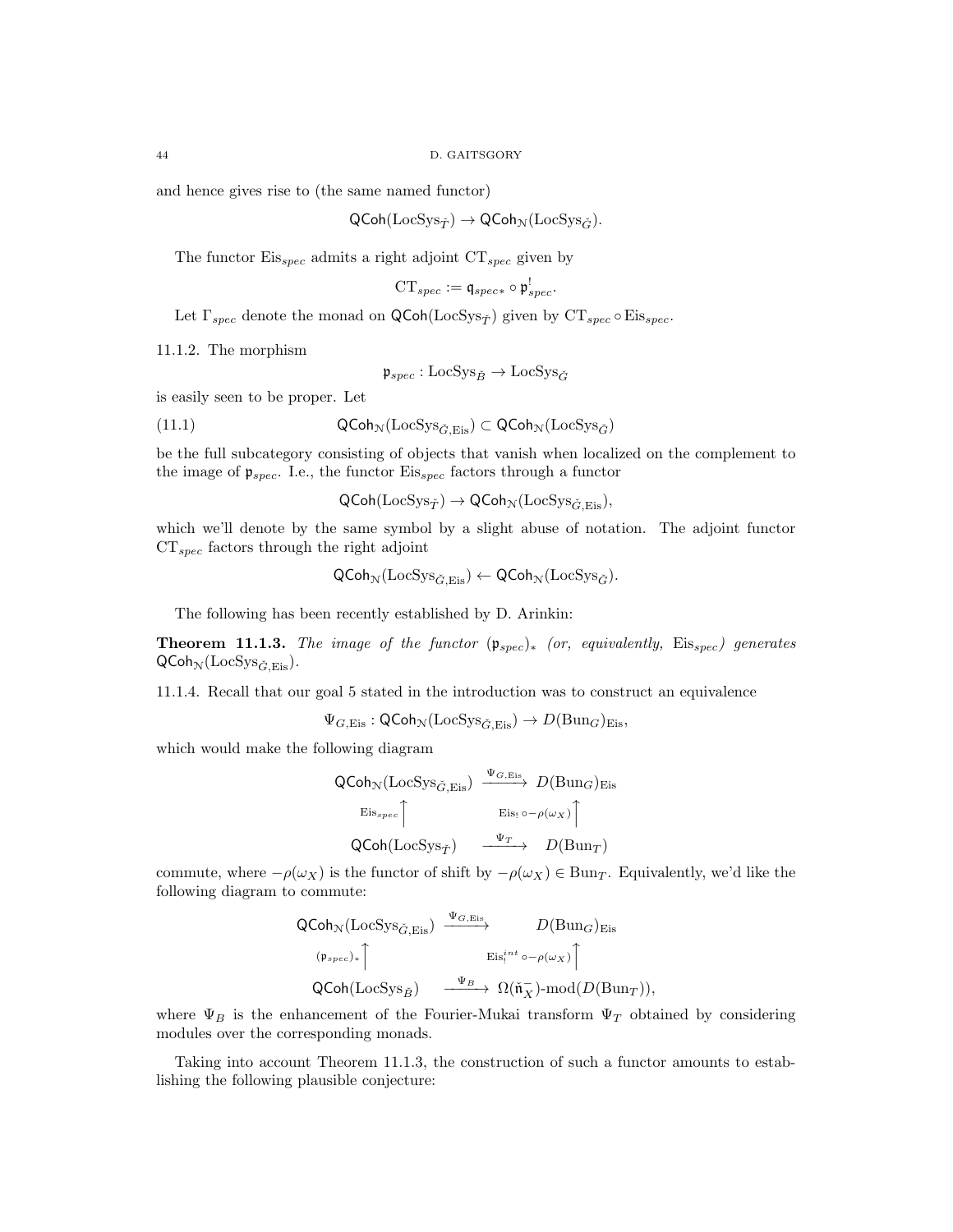and hence gives rise to (the same named functor)

$$\mathsf{QCoh}(\mathrm{LocSys}_{\check{T}}) \to \mathsf{QCoh}_{\mathcal{N}}(\mathrm{LocSys}_{\check{G}}).$$

The functor $\mathrm{Eis}_{spec}$ admits a right adjoint $\mathrm{CT}_{spec}$ given by

$$\mathrm{CT}_{spec} := \mathfrak{q}_{spec*} \circ \mathfrak{p}^!_{spec}.$$

Let $\Gamma_{spec}$ denote the monad on $\mathsf{QCoh}(\mathrm{LocSys}_{\check{T}})$ given by $\mathrm{CT}_{spec} \circ \mathrm{Eis}_{spec}$.

11.1.2. The morphism

$$\mathfrak{p}_{spec} : \mathrm{LocSys}_{\check{B}} \to \mathrm{LocSys}_{\check{G}}$$

is easily seen to be proper. Let

$$\mathsf{QCoh}_{\mathcal{N}}(\mathrm{LocSys}_{\check{G},\mathrm{Eis}}) \subset \mathsf{QCoh}_{\mathcal{N}}(\mathrm{LocSys}_{\check{G}}) \tag{11.1}$$

be the full subcategory consisting of objects that vanish when localized on the complement to the image of $\mathfrak{p}_{spec}$. I.e., the functor $\mathrm{Eis}_{spec}$ factors through a functor

$$\mathsf{QCoh}(\mathrm{LocSys}_{\check{T}}) \to \mathsf{QCoh}_{\mathcal{N}}(\mathrm{LocSys}_{\check{G},\mathrm{Eis}}),$$

which we'll denote by the same symbol by a slight abuse of notation. The adjoint functor $\mathrm{CT}_{spec}$ factors through the right adjoint

$$\mathsf{QCoh}_{\mathcal{N}}(\mathrm{LocSys}_{\check{G},\mathrm{Eis}}) \leftarrow \mathsf{QCoh}_{\mathcal{N}}(\mathrm{LocSys}_{\check{G}}).$$

The following has been recently established by D. Arinkin:

**Theorem 11.1.3.** *The image of the functor $(\mathfrak{p}_{spec})_*$ (or, equivalently, $\mathrm{Eis}_{spec}$) generates $\mathsf{QCoh}_{\mathcal{N}}(\mathrm{LocSys}_{\check{G},\mathrm{Eis}})$.*

11.1.4. Recall that our goal 5 stated in the introduction was to construct an equivalence

$$\Psi_{G,\mathrm{Eis}} : \mathsf{QCoh}_{\mathcal{N}}(\mathrm{LocSys}_{\check{G},\mathrm{Eis}}) \to D(\mathrm{Bun}_G)_{\mathrm{Eis}},$$

which would make the following diagram

$$\begin{array}{ccc}
\mathsf{QCoh}_{\mathcal{N}}(\mathrm{LocSys}_{\check{G},\mathrm{Eis}}) & \xrightarrow{\Psi_{G,\mathrm{Eis}}} & D(\mathrm{Bun}_G)_{\mathrm{Eis}} \\
{\scriptstyle \mathrm{Eis}_{spec}}\uparrow & & \uparrow{\scriptstyle \mathrm{Eis}_! \circ -\rho(\omega_X)} \\
\mathsf{QCoh}(\mathrm{LocSys}_{\check{T}}) & \xrightarrow{\Psi_T} & D(\mathrm{Bun}_T)
\end{array}$$

commute, where $-\rho(\omega_X)$ is the functor of shift by $-\rho(\omega_X) \in \mathrm{Bun}_T$. Equivalently, we'd like the following diagram to commute:

$$\begin{array}{ccc}
\mathsf{QCoh}_{\mathcal{N}}(\mathrm{LocSys}_{\check{G},\mathrm{Eis}}) & \xrightarrow{\Psi_{G,\mathrm{Eis}}} & D(\mathrm{Bun}_G)_{\mathrm{Eis}} \\
{\scriptstyle (\mathfrak{p}_{spec})_*}\uparrow & & \uparrow{\scriptstyle \mathrm{Eis}^{int}_! \circ -\rho(\omega_X)} \\
\mathsf{QCoh}(\mathrm{LocSys}_{\check{B}}) & \xrightarrow{\Psi_B} & \Omega(\check{\mathfrak{n}}^-_X)\text{-mod}(D(\mathrm{Bun}_T)),
\end{array}$$

where $\Psi_B$ is the enhancement of the Fourier-Mukai transform $\Psi_T$ obtained by considering modules over the corresponding monads.

Taking into account Theorem 11.1.3, the construction of such a functor amounts to establishing the following plausible conjecture: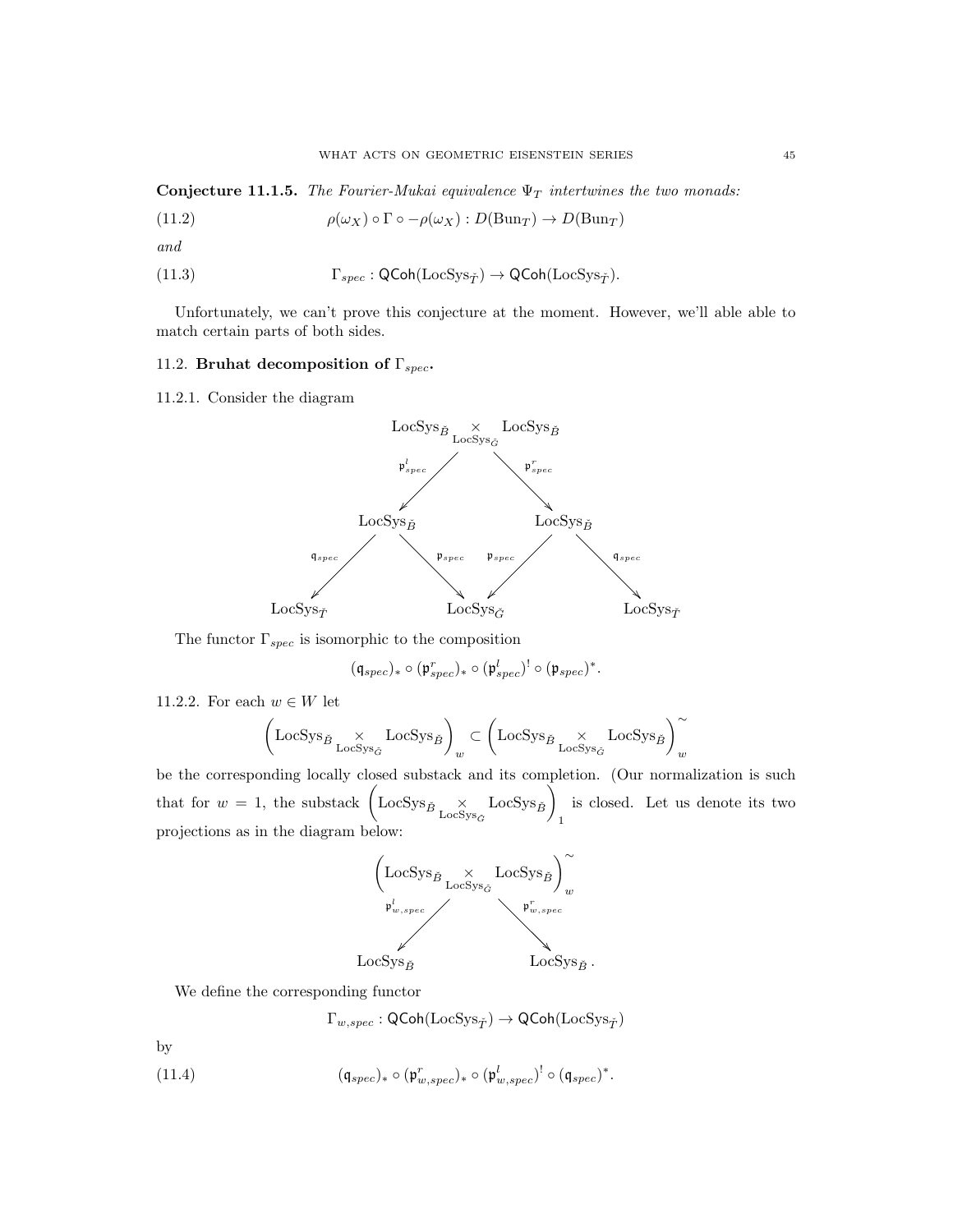**Conjecture 11.1.5.** *The Fourier-Mukai equivalence $\Psi_T$ intertwines the two monads:*

$$\rho(\omega_X) \circ \Gamma \circ -\rho(\omega_X) : D(\mathrm{Bun}_T) \to D(\mathrm{Bun}_T) \tag{11.2}$$

*and*

$$\Gamma_{spec} : \mathsf{QCoh}(\mathrm{LocSys}_{\check{T}}) \to \mathsf{QCoh}(\mathrm{LocSys}_{\check{T}}). \tag{11.3}$$

Unfortunately, we can't prove this conjecture at the moment. However, we'll able able to match certain parts of both sides.

## 11.2. Bruhat decomposition of $\Gamma_{spec}$.

11.2.1. Consider the diagram

$$\begin{array}{ccccccc}
 & & & \mathrm{LocSys}_{\check{B}} \underset{\mathrm{LocSys}_{\check{G}}}{\times} \mathrm{LocSys}_{\check{B}} & & & \\
 & & \swarrow^{\mathfrak{p}^l_{spec}} & & \searrow^{\mathfrak{p}^r_{spec}} & & \\
 & \mathrm{LocSys}_{\check{B}} & & & & \mathrm{LocSys}_{\check{B}} & \\
 \swarrow^{\mathfrak{q}_{spec}} & & \searrow^{\mathfrak{p}_{spec}} & & \swarrow^{\mathfrak{p}_{spec}} & & \searrow^{\mathfrak{q}_{spec}} \\
\mathrm{LocSys}_{\check{T}} & & & \mathrm{LocSys}_{\check{G}} & & & \mathrm{LocSys}_{\check{T}}
\end{array}$$

The functor $\Gamma_{spec}$ is isomorphic to the composition

$$(\mathfrak{q}_{spec})_* \circ (\mathfrak{p}^r_{spec})_* \circ (\mathfrak{p}^l_{spec})^! \circ (\mathfrak{p}_{spec})^*.$$

11.2.2. For each $w \in W$ let

$$\left(\mathrm{LocSys}_{\check{B}} \underset{\mathrm{LocSys}_{\check{G}}}{\times} \mathrm{LocSys}_{\check{B}}\right)_w \subset \left(\mathrm{LocSys}_{\check{B}} \underset{\mathrm{LocSys}_{\check{G}}}{\times} \mathrm{LocSys}_{\check{B}}\right)^{\sim}_w$$

be the corresponding locally closed substack and its completion. (Our normalization is such that for $w = 1$, the substack $\left(\mathrm{LocSys}_{\check{B}} \underset{\mathrm{LocSys}_{\check{G}}}{\times} \mathrm{LocSys}_{\check{B}}\right)_1$ is closed. Let us denote its two projections as in the diagram below:

$$\begin{array}{ccc}
 & \left(\mathrm{LocSys}_{\check{B}} \underset{\mathrm{LocSys}_{\check{G}}}{\times} \mathrm{LocSys}_{\check{B}}\right)^{\sim}_w & \\
 \swarrow^{\mathfrak{p}^l_{w,spec}} & & \searrow^{\mathfrak{p}^r_{w,spec}} \\
\mathrm{LocSys}_{\check{B}} & & \mathrm{LocSys}_{\check{B}}\,.
\end{array}$$

We define the corresponding functor

$$\Gamma_{w,spec} : \mathsf{QCoh}(\mathrm{LocSys}_{\check{T}}) \to \mathsf{QCoh}(\mathrm{LocSys}_{\check{T}})$$

by

$$(\mathfrak{q}_{spec})_* \circ (\mathfrak{p}^r_{w,spec})_* \circ (\mathfrak{p}^l_{w,spec})^! \circ (\mathfrak{q}_{spec})^*. \tag{11.4}$$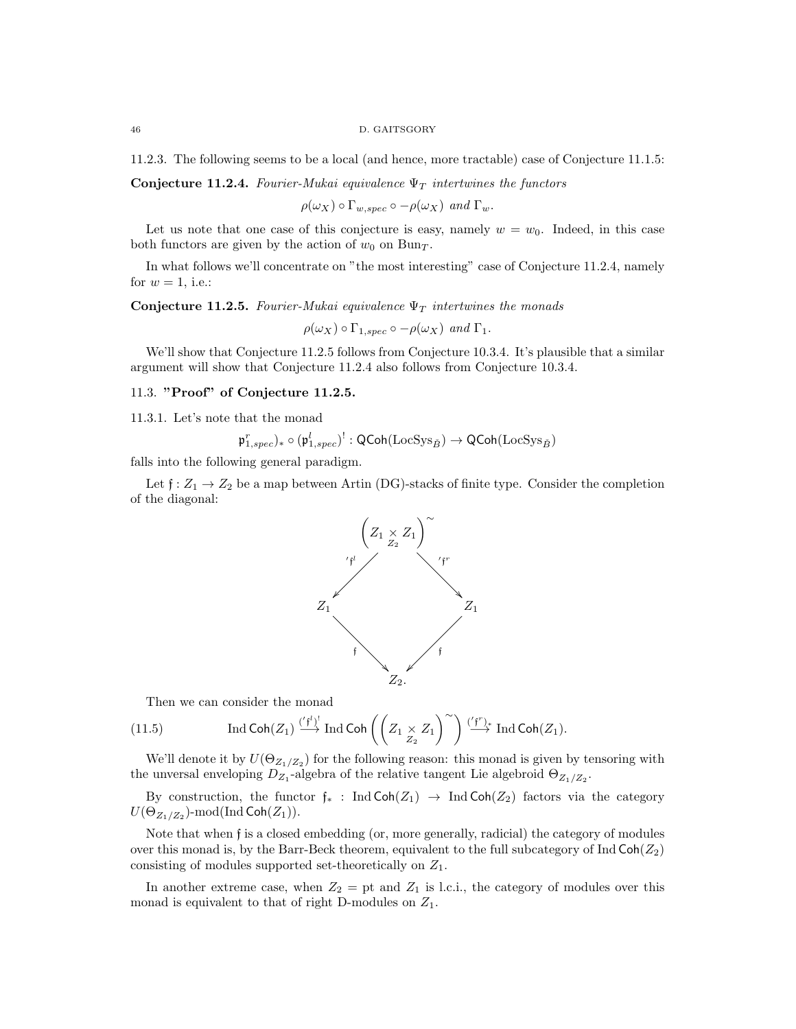11.2.3. The following seems to be a local (and hence, more tractable) case of Conjecture 11.1.5:

**Conjecture 11.2.4.** *Fourier-Mukai equivalence $\Psi_T$ intertwines the functors*

$$\rho(\omega_X) \circ \Gamma_{w,spec} \circ -\rho(\omega_X) \text{ and } \Gamma_w.$$

Let us note that one case of this conjecture is easy, namely $w = w_0$. Indeed, in this case both functors are given by the action of $w_0$ on $\mathrm{Bun}_T$.

In what follows we'll concentrate on "the most interesting" case of Conjecture 11.2.4, namely for $w = 1$, i.e.:

**Conjecture 11.2.5.** *Fourier-Mukai equivalence $\Psi_T$ intertwines the monads*

$$\rho(\omega_X) \circ \Gamma_{1,spec} \circ -\rho(\omega_X) \text{ and } \Gamma_1.$$

We'll show that Conjecture 11.2.5 follows from Conjecture 10.3.4. It's plausible that a similar argument will show that Conjecture 11.2.4 also follows from Conjecture 10.3.4.

## 11.3. "Proof" of Conjecture 11.2.5.

11.3.1. Let's note that the monad

$$\mathfrak{p}^r_{1,spec})_* \circ (\mathfrak{p}^l_{1,spec})^! : \mathsf{QCoh}(\mathrm{LocSys}_{\check{B}}) \to \mathsf{QCoh}(\mathrm{LocSys}_{\check{B}})$$

falls into the following general paradigm.

Let $\mathfrak{f} : Z_1 \to Z_2$ be a map between Artin (DG)-stacks of finite type. Consider the completion of the diagonal:

$$\begin{array}{ccccc} & & \left(Z_1 \underset{Z_2}{\times} Z_1\right)^{\sim} & & \\ & {}^{'}\mathfrak{f}^l \swarrow & & \searrow {}^{'}\mathfrak{f}^r & \\ Z_1 & & & & Z_1 \\ & \mathfrak{f} \searrow & & \swarrow \mathfrak{f} & \\ & & Z_2. & & \end{array}$$

Then we can consider the monad

$$\mathrm{Ind}\,\mathsf{Coh}(Z_1) \xrightarrow{({}'\mathfrak{f}^l)^!} \mathrm{Ind}\,\mathsf{Coh}\left(\left(Z_1 \underset{Z_2}{\times} Z_1\right)^{\sim}\right) \xrightarrow{({}'\mathfrak{f}^r)_*} \mathrm{Ind}\,\mathsf{Coh}(Z_1). \tag{11.5}$$

We'll denote it by $U(\Theta_{Z_1/Z_2})$ for the following reason: this monad is given by tensoring with the unversal enveloping $D_{Z_1}$-algebra of the relative tangent Lie algebroid $\Theta_{Z_1/Z_2}$.

By construction, the functor $\mathfrak{f}_* : \mathrm{Ind}\,\mathsf{Coh}(Z_1) \to \mathrm{Ind}\,\mathsf{Coh}(Z_2)$ factors via the category $U(\Theta_{Z_1/Z_2})\text{-mod}(\mathrm{Ind}\,\mathsf{Coh}(Z_1))$.

Note that when $\mathfrak{f}$ is a closed embedding (or, more generally, radicial) the category of modules over this monad is, by the Barr-Beck theorem, equivalent to the full subcategory of $\mathrm{Ind}\,\mathsf{Coh}(Z_2)$ consisting of modules supported set-theoretically on $Z_1$.

In another extreme case, when $Z_2 = \mathrm{pt}$ and $Z_1$ is l.c.i., the category of modules over this monad is equivalent to that of right D-modules on $Z_1$.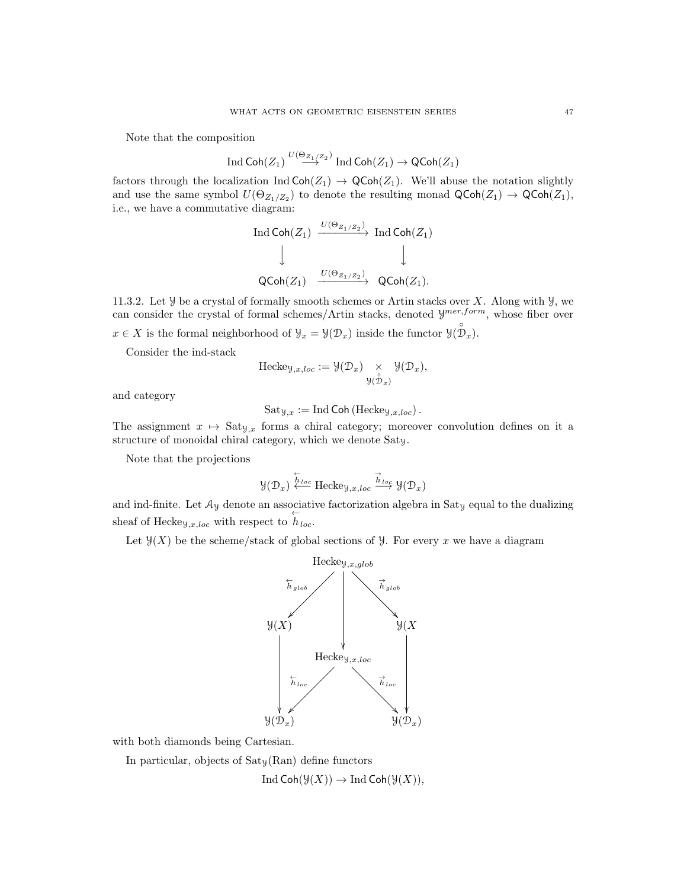Note that the composition

$$\operatorname{Ind}\mathsf{Coh}(Z_1) \overset{U(\Theta_{Z_1/Z_2})}{\longrightarrow} \operatorname{Ind}\mathsf{Coh}(Z_1) \to \mathsf{QCoh}(Z_1)$$

factors through the localization $\operatorname{Ind}\mathsf{Coh}(Z_1) \to \mathsf{QCoh}(Z_1)$. We'll abuse the notation slightly and use the same symbol $U(\Theta_{Z_1/Z_2})$ to denote the resulting monad $\mathsf{QCoh}(Z_1) \to \mathsf{QCoh}(Z_1)$, i.e., we have a commutative diagram:

$$\begin{array}{ccc} \operatorname{Ind}\mathsf{Coh}(Z_1) & \xrightarrow{U(\Theta_{Z_1/Z_2})} & \operatorname{Ind}\mathsf{Coh}(Z_1) \\ \downarrow & & \downarrow \\ \mathsf{QCoh}(Z_1) & \xrightarrow{U(\Theta_{Z_1/Z_2})} & \mathsf{QCoh}(Z_1). \end{array}$$

11.3.2. Let $\mathcal{Y}$ be a crystal of formally smooth schemes or Artin stacks over $X$. Along with $\mathcal{Y}$, we can consider the crystal of formal schemes/Artin stacks, denoted $\mathcal{Y}^{mer,form}$, whose fiber over $x \in X$ is the formal neighborhood of $\mathcal{Y}_x = \mathcal{Y}(\mathcal{D}_x)$ inside the functor $\mathcal{Y}(\overset{\circ}{\mathcal{D}}_x)$.

Consider the ind-stack

$$\mathrm{Hecke}_{\mathcal{Y},x,loc} := \mathcal{Y}(\mathcal{D}_x) \underset{\mathcal{Y}(\overset{\circ}{\mathcal{D}}_x)}{\times} \mathcal{Y}(\mathcal{D}_x),$$

and category

$$\mathrm{Sat}_{\mathcal{Y},x} := \operatorname{Ind}\mathsf{Coh}\left(\mathrm{Hecke}_{\mathcal{Y},x,loc}\right).$$

The assignment $x \mapsto \mathrm{Sat}_{\mathcal{Y},x}$ forms a chiral category; moreover convolution defines on it a structure of monoidal chiral category, which we denote $\mathrm{Sat}_{\mathcal{Y}}$.

Note that the projections

$$\mathcal{Y}(\mathcal{D}_x) \overset{\overleftarrow{h}_{loc}}{\longleftarrow} \mathrm{Hecke}_{\mathcal{Y},x,loc} \overset{\overrightarrow{h}_{loc}}{\longrightarrow} \mathcal{Y}(\mathcal{D}_x)$$

and ind-finite. Let $\mathcal{A}_{\mathcal{Y}}$ denote an associative factorization algebra in $\mathrm{Sat}_{\mathcal{Y}}$ equal to the dualizing sheaf of $\mathrm{Hecke}_{\mathcal{Y},x,loc}$ with respect to $\overleftarrow{h}_{loc}$.

Let $\mathcal{Y}(X)$ be the scheme/stack of global sections of $\mathcal{Y}$. For every $x$ we have a diagram

$$\begin{array}{ccccc} & & \mathrm{Hecke}_{\mathcal{Y},x,glob} & & \\ & \swarrow^{\overleftarrow{h}_{glob}} & \downarrow & \searrow^{\overrightarrow{h}_{glob}} & \\ \mathcal{Y}(X) & & & & \mathcal{Y}(X \\ \downarrow & & \mathrm{Hecke}_{\mathcal{Y},x,loc} & & \downarrow \\ & \swarrow^{\overleftarrow{h}_{loc}} & & \searrow^{\overrightarrow{h}_{loc}} & \\ \mathcal{Y}(\mathcal{D}_x) & & & & \mathcal{Y}(\mathcal{D}_x) \end{array}$$

with both diamonds being Cartesian.

In particular, objects of $\mathrm{Sat}_{\mathcal{Y}}(\mathrm{Ran})$ define functors

$$\operatorname{Ind}\mathsf{Coh}(\mathcal{Y}(X)) \to \operatorname{Ind}\mathsf{Coh}(\mathcal{Y}(X)),$$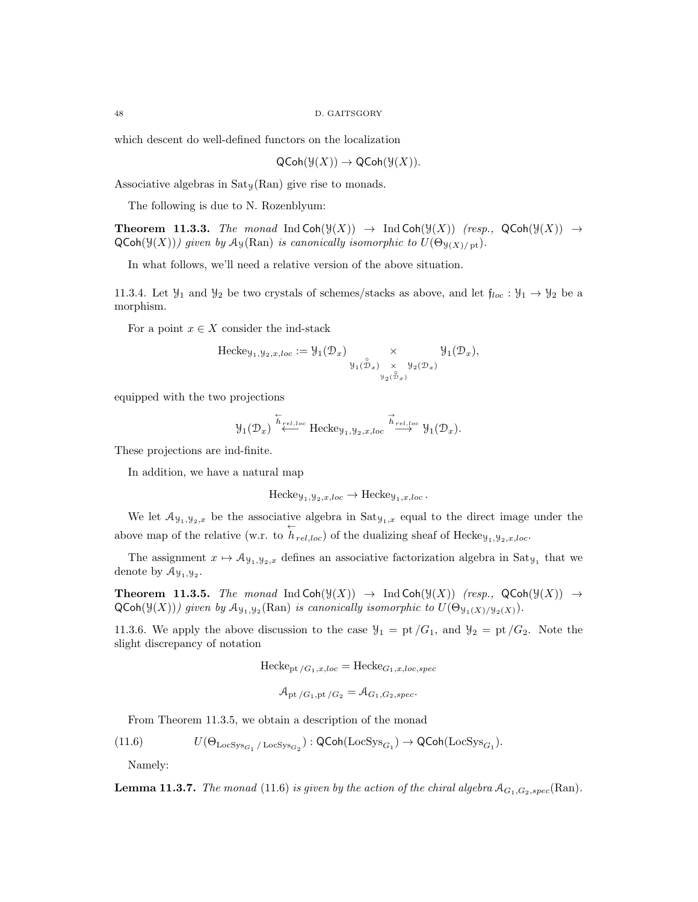which descent do well-defined functors on the localization

$$\mathsf{QCoh}(\mathcal{Y}(X)) \to \mathsf{QCoh}(\mathcal{Y}(X)).$$

Associative algebras in $\mathrm{Sat}_{\mathcal{Y}}(\mathrm{Ran})$ give rise to monads.

The following is due to N. Rozenblyum:

**Theorem 11.3.3.** *The monad* $\mathrm{Ind}\,\mathsf{Coh}(\mathcal{Y}(X)) \to \mathrm{Ind}\,\mathsf{Coh}(\mathcal{Y}(X))$ *(resp.,* $\mathsf{QCoh}(\mathcal{Y}(X)) \to \mathsf{QCoh}(\mathcal{Y}(X))$*) given by* $\mathcal{A}_{\mathcal{Y}}(\mathrm{Ran})$ *is canonically isomorphic to* $U(\Theta_{\mathcal{Y}(X)/\,\mathrm{pt}})$.

In what follows, we'll need a relative version of the above situation.

11.3.4. Let $\mathcal{Y}_1$ and $\mathcal{Y}_2$ be two crystals of schemes/stacks as above, and let $\mathfrak{f}_{loc} : \mathcal{Y}_1 \to \mathcal{Y}_2$ be a morphism.

For a point $x \in X$ consider the ind-stack

$$\mathrm{Hecke}_{\mathcal{Y}_1,\mathcal{Y}_2,x,loc} := \mathcal{Y}_1(\mathcal{D}_x) \underset{\mathcal{Y}_1(\overset{\circ}{\mathcal{D}}_x) \underset{\mathcal{Y}_2(\overset{\circ}{\mathcal{D}}_x)}{\times} \mathcal{Y}_2(\mathcal{D}_x)}{\times} \mathcal{Y}_1(\mathcal{D}_x),$$

equipped with the two projections

$$\mathcal{Y}_1(\mathcal{D}_x) \overset{\overset{\leftarrow}{h}_{rel,loc}}{\longleftarrow} \mathrm{Hecke}_{\mathcal{Y}_1,\mathcal{Y}_2,x,loc} \overset{\overset{\rightarrow}{h}_{rel,loc}}{\longrightarrow} \mathcal{Y}_1(\mathcal{D}_x).$$

These projections are ind-finite.

In addition, we have a natural map

$$\mathrm{Hecke}_{\mathcal{Y}_1,\mathcal{Y}_2,x,loc} \to \mathrm{Hecke}_{\mathcal{Y}_1,x,loc}.$$

We let $\mathcal{A}_{\mathcal{Y}_1,\mathcal{Y}_2,x}$ be the associative algebra in $\mathrm{Sat}_{\mathcal{Y}_1,x}$ equal to the direct image under the above map of the relative (w.r.t. $\overset{\leftarrow}{h}_{rel,loc}$) of the dualizing sheaf of $\mathrm{Hecke}_{\mathcal{Y}_1,\mathcal{Y}_2,x,loc}$.

The assignment $x \mapsto \mathcal{A}_{\mathcal{Y}_1,\mathcal{Y}_2,x}$ defines an associative factorization algebra in $\mathrm{Sat}_{\mathcal{Y}_1}$ that we denote by $\mathcal{A}_{\mathcal{Y}_1,\mathcal{Y}_2}$.

**Theorem 11.3.5.** *The monad* $\mathrm{Ind}\,\mathsf{Coh}(\mathcal{Y}(X)) \to \mathrm{Ind}\,\mathsf{Coh}(\mathcal{Y}(X))$ *(resp.,* $\mathsf{QCoh}(\mathcal{Y}(X)) \to \mathsf{QCoh}(\mathcal{Y}(X))$*) given by* $\mathcal{A}_{\mathcal{Y}_1,\mathcal{Y}_2}(\mathrm{Ran})$ *is canonically isomorphic to* $U(\Theta_{\mathcal{Y}_1(X)/\mathcal{Y}_2(X)})$.

11.3.6. We apply the above discussion to the case $\mathcal{Y}_1 = \mathrm{pt}\,/G_1$, and $\mathcal{Y}_2 = \mathrm{pt}\,/G_2$. Note the slight discrepancy of notation

$$\mathrm{Hecke}_{\mathrm{pt}\,/G_1,x,loc} = \mathrm{Hecke}_{G_1,x,loc,spec}$$

$$\mathcal{A}_{\mathrm{pt}\,/G_1,\mathrm{pt}\,/G_2} = \mathcal{A}_{G_1,G_2,spec}.$$

From Theorem 11.3.5, we obtain a description of the monad

$$U(\Theta_{\mathrm{LocSys}_{G_1}/\,\mathrm{LocSys}_{G_2}}) : \mathsf{QCoh}(\mathrm{LocSys}_{G_1}) \to \mathsf{QCoh}(\mathrm{LocSys}_{G_1}). \tag{11.6}$$

Namely:

**Lemma 11.3.7.** *The monad* (11.6) *is given by the action of the chiral algebra* $\mathcal{A}_{G_1,G_2,spec}(\mathrm{Ran})$.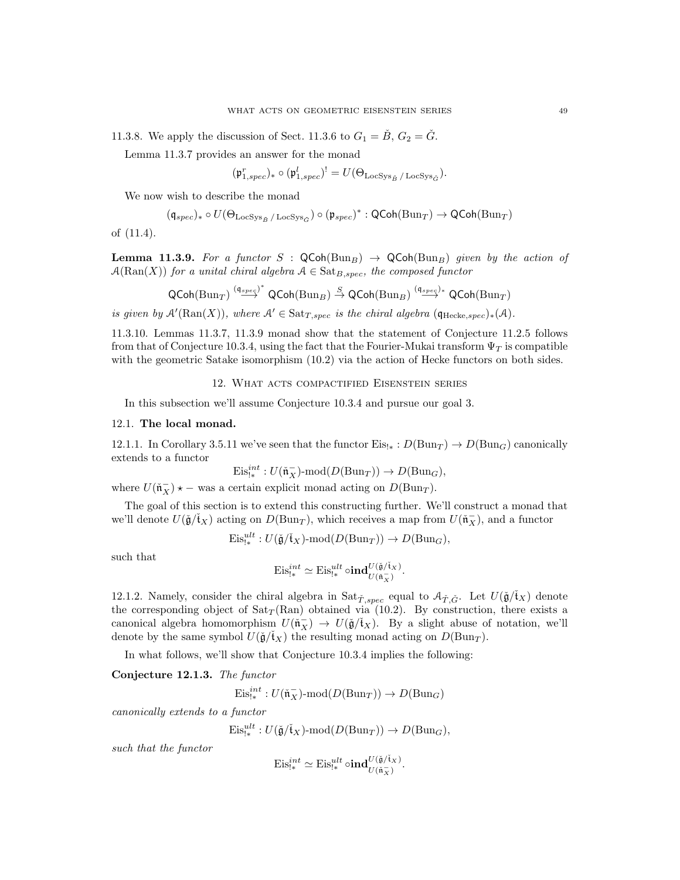11.3.8. We apply the discussion of Sect. 11.3.6 to $G_1 = \check{B}$, $G_2 = \check{G}$.

Lemma 11.3.7 provides an answer for the monad

$$(\mathfrak{p}^r_{1,spec})_* \circ (\mathfrak{p}^l_{1,spec})^! = U(\Theta_{\mathrm{LocSys}_{\check{B}}\,/\,\mathrm{LocSys}_{\check{G}}}).$$

We now wish to describe the monad

$$(\mathfrak{q}_{spec})_* \circ U(\Theta_{\mathrm{LocSys}_{\check{B}}\,/\,\mathrm{LocSys}_{\check{G}}}) \circ (\mathfrak{p}_{spec})^* : \mathsf{QCoh}(\mathrm{Bun}_T) \to \mathsf{QCoh}(\mathrm{Bun}_T)$$

of (11.4).

**Lemma 11.3.9.** *For a functor $S : \mathsf{QCoh}(\mathrm{Bun}_B) \to \mathsf{QCoh}(\mathrm{Bun}_B)$ given by the action of $\mathcal{A}(\mathrm{Ran}(X))$ for a unital chiral algebra $\mathcal{A} \in \mathrm{Sat}_{B,spec}$, the composed functor*

$$\mathsf{QCoh}(\mathrm{Bun}_T) \overset{(\mathfrak{q}_{spec})^*}{\longrightarrow} \mathsf{QCoh}(\mathrm{Bun}_B) \overset{S}{\to} \mathsf{QCoh}(\mathrm{Bun}_B) \overset{(\mathfrak{q}_{spec})_*}{\longrightarrow} \mathsf{QCoh}(\mathrm{Bun}_T)$$

*is given by $\mathcal{A}'(\mathrm{Ran}(X))$, where $\mathcal{A}' \in \mathrm{Sat}_{T,spec}$ is the chiral algebra $(\mathfrak{q}_{\mathrm{Hecke},spec})_*(\mathcal{A})$.*

11.3.10. Lemmas 11.3.7, 11.3.9 monad show that the statement of Conjecture 11.2.5 follows from that of Conjecture 10.3.4, using the fact that the Fourier-Mukai transform $\Psi_T$ is compatible with the geometric Satake isomorphism (10.2) via the action of Hecke functors on both sides.

## 12. What acts compactified Eisenstein series

In this subsection we'll assume Conjecture 10.3.4 and pursue our goal 3.

### 12.1. The local monad.

12.1.1. In Corollary 3.5.11 we've seen that the functor $\mathrm{Eis}_{!*} : D(\mathrm{Bun}_T) \to D(\mathrm{Bun}_G)$ canonically extends to a functor

$$\mathrm{Eis}^{int}_{!*} : U(\check{\mathfrak{n}}^-_X)\text{-mod}(D(\mathrm{Bun}_T)) \to D(\mathrm{Bun}_G),$$

where $U(\check{\mathfrak{n}}^-_X) \star -$ was a certain explicit monad acting on $D(\mathrm{Bun}_T)$.

The goal of this section is to extend this constructing further. We'll construct a monad that we'll denote $U(\check{\mathfrak{g}}/\check{\mathfrak{t}}_X)$ acting on $D(\mathrm{Bun}_T)$, which receives a map from $U(\check{\mathfrak{n}}^-_X)$, and a functor

$$\mathrm{Eis}^{ult}_{!*} : U(\check{\mathfrak{g}}/\check{\mathfrak{t}}_X)\text{-mod}(D(\mathrm{Bun}_T)) \to D(\mathrm{Bun}_G),$$

such that

$$\mathrm{Eis}^{int}_{!*} \simeq \mathrm{Eis}^{ult}_{!*} \circ \mathbf{ind}^{U(\check{\mathfrak{g}}/\check{\mathfrak{t}}_X)}_{U(\check{\mathfrak{n}}^-_X)}.$$

12.1.2. Namely, consider the chiral algebra in $\mathrm{Sat}_{\check{T},spec}$ equal to $\mathcal{A}_{\check{T},\check{G}}$. Let $U(\check{\mathfrak{g}}/\check{\mathfrak{t}}_X)$ denote the corresponding object of $\mathrm{Sat}_T(\mathrm{Ran})$ obtained via (10.2). By construction, there exists a canonical algebra homomorphism $U(\check{\mathfrak{n}}^-_X) \to U(\check{\mathfrak{g}}/\check{\mathfrak{t}}_X)$. By a slight abuse of notation, we'll denote by the same symbol $U(\check{\mathfrak{g}}/\check{\mathfrak{t}}_X)$ the resulting monad acting on $D(\mathrm{Bun}_T)$.

In what follows, we'll show that Conjecture 10.3.4 implies the following:

**Conjecture 12.1.3.** *The functor*

$$\mathrm{Eis}^{int}_{!*} : U(\check{\mathfrak{n}}^-_X)\text{-mod}(D(\mathrm{Bun}_T)) \to D(\mathrm{Bun}_G)$$

*canonically extends to a functor*

$$\mathrm{Eis}^{ult}_{!*} : U(\check{\mathfrak{g}}/\check{\mathfrak{t}}_X)\text{-mod}(D(\mathrm{Bun}_T)) \to D(\mathrm{Bun}_G),$$

*such that the functor*

$$\mathrm{Eis}^{int}_{!*} \simeq \mathrm{Eis}^{ult}_{!*} \circ \mathbf{ind}^{U(\check{\mathfrak{g}}/\check{\mathfrak{t}}_X)}_{U(\check{\mathfrak{n}}^-_X)}.$$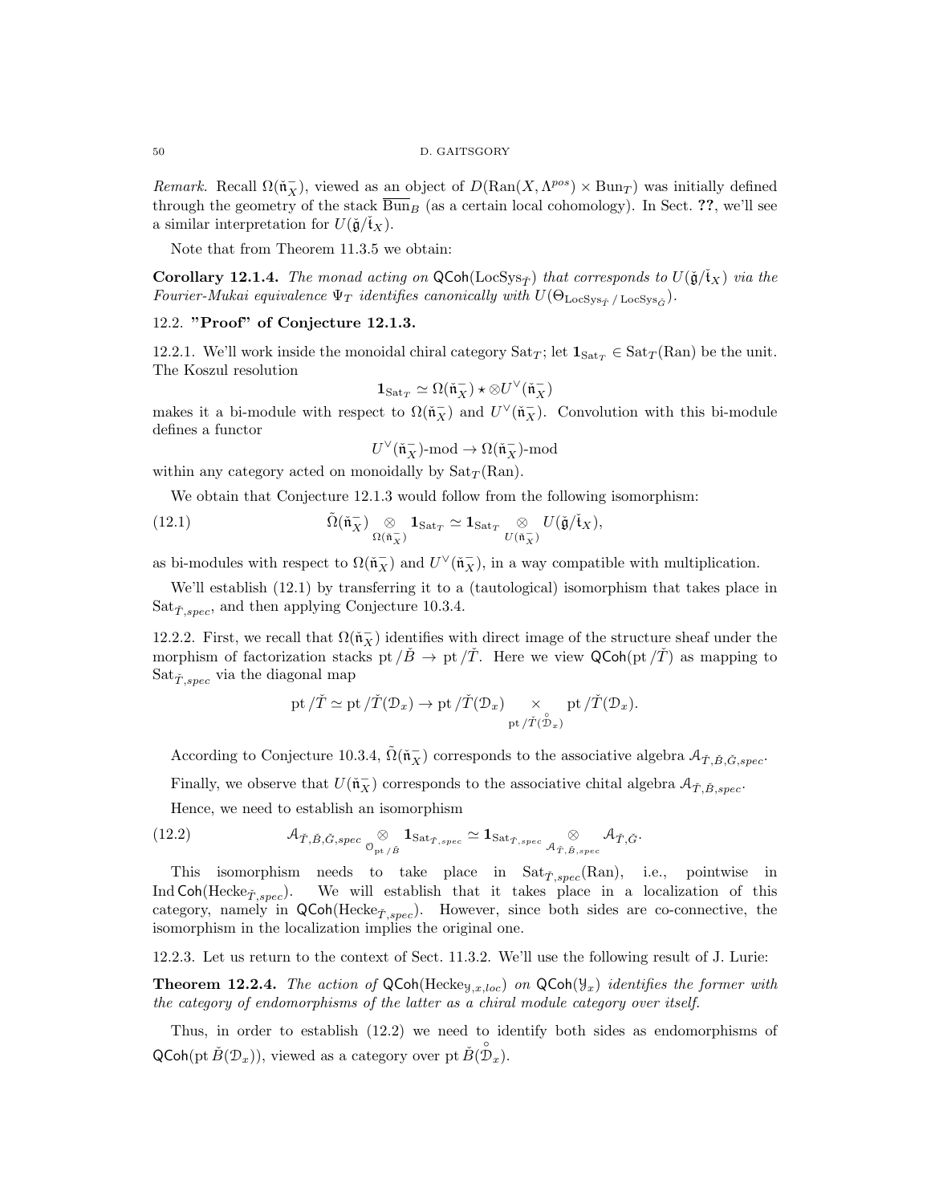*Remark.* Recall $\Omega(\check{\mathfrak{n}}^-_X)$, viewed as an object of $D(\mathrm{Ran}(X,\Lambda^{pos})\times \mathrm{Bun}_T)$ was initially defined through the geometry of the stack $\overline{\mathrm{Bun}}_B$ (as a certain local cohomology). In Sect. **??**, we'll see a similar interpretation for $U(\check{\mathfrak{g}}/\check{\mathfrak{t}}_X)$.

Note that from Theorem 11.3.5 we obtain:

**Corollary 12.1.4.** *The monad acting on $\mathsf{QCoh}(\mathrm{LocSys}_{\check{T}})$ that corresponds to $U(\check{\mathfrak{g}}/\check{\mathfrak{t}}_X)$ via the Fourier-Mukai equivalence $\Psi_T$ identifies canonically with $U(\Theta_{\mathrm{LocSys}_{\check{T}}\,/\,\mathrm{LocSys}_{\check{G}}})$.*

## 12.2. "Proof" of Conjecture 12.1.3.

12.2.1. We'll work inside the monoidal chiral category $\mathrm{Sat}_T$; let $\mathbf{1}_{\mathrm{Sat}_T}\in \mathrm{Sat}_T(\mathrm{Ran})$ be the unit. The Koszul resolution

$$\mathbf{1}_{\mathrm{Sat}_T}\simeq \Omega(\check{\mathfrak{n}}^-_X)\star\otimes U^\vee(\check{\mathfrak{n}}^-_X)$$

makes it a bi-module with respect to $\Omega(\check{\mathfrak{n}}^-_X)$ and $U^\vee(\check{\mathfrak{n}}^-_X)$. Convolution with this bi-module defines a functor

$$U^\vee(\check{\mathfrak{n}}^-_X)\text{-mod}\to \Omega(\check{\mathfrak{n}}^-_X)\text{-mod}$$

within any category acted on monoidally by $\mathrm{Sat}_T(\mathrm{Ran})$.

We obtain that Conjecture 12.1.3 would follow from the following isomorphism:

$$\tilde{\Omega}(\check{\mathfrak{n}}^-_X)\underset{\Omega(\check{\mathfrak{n}}^-_X)}{\otimes}\mathbf{1}_{\mathrm{Sat}_T}\simeq \mathbf{1}_{\mathrm{Sat}_T}\underset{U(\check{\mathfrak{n}}^-_X)}{\otimes}U(\check{\mathfrak{g}}/\check{\mathfrak{t}}_X), \tag{12.1}$$

as bi-modules with respect to $\Omega(\check{\mathfrak{n}}^-_X)$ and $U^\vee(\check{\mathfrak{n}}^-_X)$, in a way compatible with multiplication.

We'll establish (12.1) by transferring it to a (tautological) isomorphism that takes place in $\mathrm{Sat}_{\check{T},spec}$, and then applying Conjecture 10.3.4.

12.2.2. First, we recall that $\Omega(\check{\mathfrak{n}}^-_X)$ identifies with direct image of the structure sheaf under the morphism of factorization stacks $\mathrm{pt}/\check{B}\to \mathrm{pt}/\check{T}$. Here we view $\mathsf{QCoh}(\mathrm{pt}/\check{T})$ as mapping to $\mathrm{Sat}_{\check{T},spec}$ via the diagonal map

$$\mathrm{pt}/\check{T}\simeq \mathrm{pt}/\check{T}(\mathcal{D}_x)\to \mathrm{pt}/\check{T}(\mathcal{D}_x)\underset{\mathrm{pt}/\check{T}(\overset{\circ}{\mathcal{D}}_x)}{\times}\mathrm{pt}/\check{T}(\mathcal{D}_x).$$

According to Conjecture 10.3.4, $\tilde{\Omega}(\check{\mathfrak{n}}^-_X)$ corresponds to the associative algebra $\mathcal{A}_{\check{T},\check{B},\check{G},spec}$.

Finally, we observe that $U(\check{\mathfrak{n}}^-_X)$ corresponds to the associative chital algebra $\mathcal{A}_{\check{T},\check{B},spec}$.

Hence, we need to establish an isomorphism

$$\mathcal{A}_{\check{T},\check{B},\check{G},spec}\underset{\mathcal{O}_{\mathrm{pt}/\check{B}}}{\otimes}\mathbf{1}_{\mathrm{Sat}_{\check{T},spec}}\simeq \mathbf{1}_{\mathrm{Sat}_{\check{T},spec}}\underset{\mathcal{A}_{\check{T},\check{B},spec}}{\otimes}\mathcal{A}_{\check{T},\check{G}}. \tag{12.2}$$

This isomorphism needs to take place in $\mathrm{Sat}_{\check{T},spec}(\mathrm{Ran})$, i.e., pointwise in $\mathrm{Ind}\,\mathsf{Coh}(\mathrm{Hecke}_{\check{T},spec})$. We will establish that it takes place in a localization of this category, namely in $\mathsf{QCoh}(\mathrm{Hecke}_{\check{T},spec})$. However, since both sides are co-connective, the isomorphism in the localization implies the original one.

12.2.3. Let us return to the context of Sect. 11.3.2. We'll use the following result of J. Lurie:

**Theorem 12.2.4.** *The action of $\mathsf{QCoh}(\mathrm{Hecke}_{\mathcal{Y},x,loc})$ on $\mathsf{QCoh}(\mathcal{Y}_x)$ identifies the former with the category of endomorphisms of the latter as a chiral module category over itself.*

Thus, in order to establish (12.2) we need to identify both sides as endomorphisms of $\mathsf{QCoh}(\mathrm{pt}\,\check{B}(\mathcal{D}_x))$, viewed as a category over $\mathrm{pt}\,\check{B}(\overset{\circ}{\mathcal{D}}_x)$.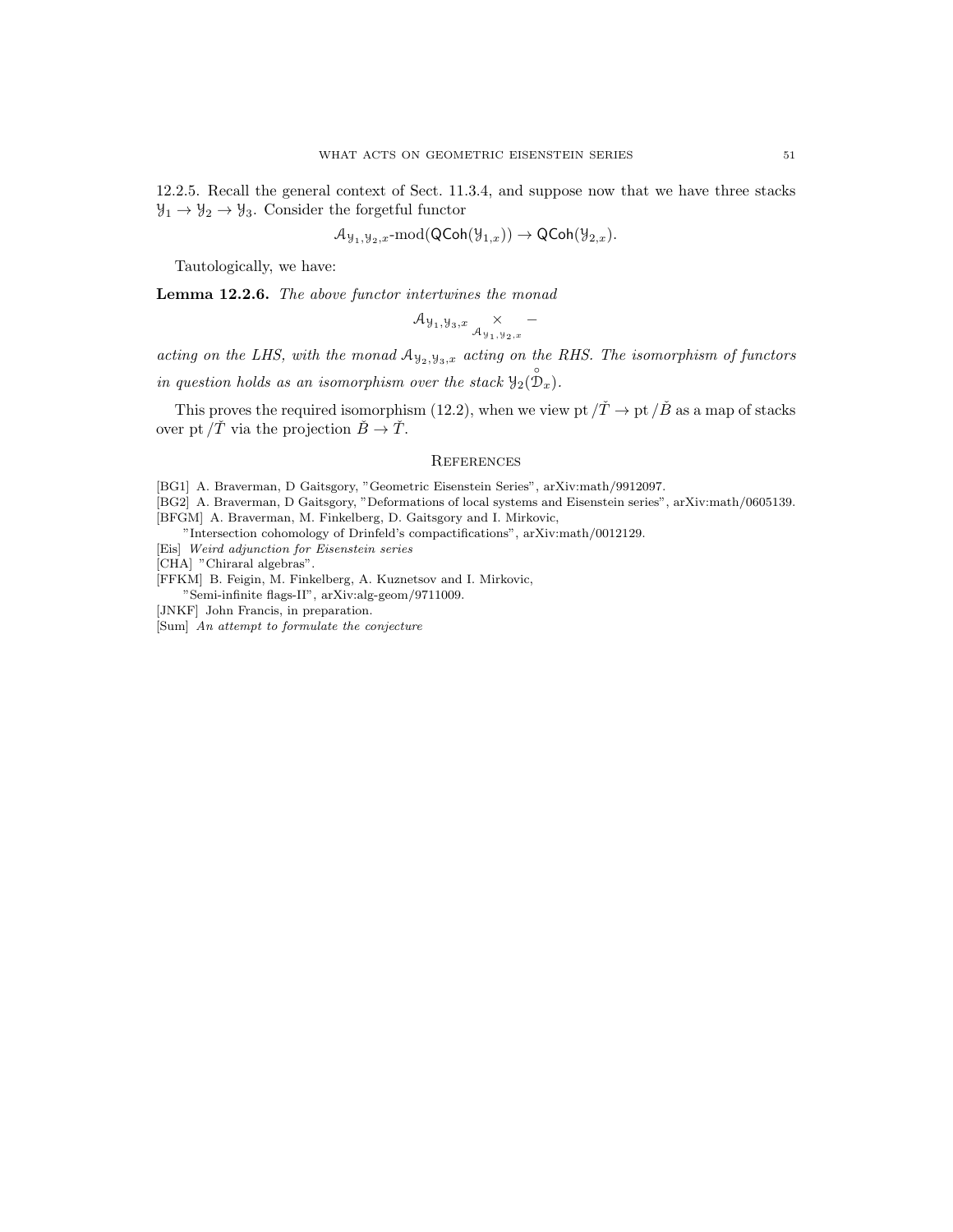12.2.5. Recall the general context of Sect. 11.3.4, and suppose now that we have three stacks $\mathcal{Y}_1 \to \mathcal{Y}_2 \to \mathcal{Y}_3$. Consider the forgetful functor

$$\mathcal{A}_{\mathcal{Y}_1,\mathcal{Y}_2,x}\text{-mod}(\mathsf{QCoh}(\mathcal{Y}_{1,x})) \to \mathsf{QCoh}(\mathcal{Y}_{2,x}).$$

Tautologically, we have:

**Lemma 12.2.6.** *The above functor intertwines the monad*

$$\mathcal{A}_{\mathcal{Y}_1,\mathcal{Y}_3,x} \underset{\mathcal{A}_{\mathcal{Y}_1,\mathcal{Y}_2,x}}{\times} -$$

*acting on the LHS, with the monad $\mathcal{A}_{\mathcal{Y}_2,\mathcal{Y}_3,x}$ acting on the RHS. The isomorphism of functors in question holds as an isomorphism over the stack $\mathcal{Y}_2(\overset{\circ}{\mathcal{D}}_x)$.*

This proves the required isomorphism (12.2), when we view $\mathrm{pt}/\check{T} \to \mathrm{pt}/\check{B}$ as a map of stacks over $\mathrm{pt}/\check{T}$ via the projection $\check{B} \to \check{T}$.

## References

[BG1] A. Braverman, D Gaitsgory, "Geometric Eisenstein Series", arXiv:math/9912097.

[BG2] A. Braverman, D Gaitsgory, "Deformations of local systems and Eisenstein series", arXiv:math/0605139.

[BFGM] A. Braverman, M. Finkelberg, D. Gaitsgory and I. Mirkovic, "Intersection cohomology of Drinfeld's compactifications", arXiv:math/0012129.

[Eis] *Weird adjunction for Eisenstein series*

[CHA] "Chiraral algebras".

[FFKM] B. Feigin, M. Finkelberg, A. Kuznetsov and I. Mirkovic, "Semi-infinite flags-II", arXiv:alg-geom/9711009.

[JNKF] John Francis, in preparation.

[Sum] *An attempt to formulate the conjecture*